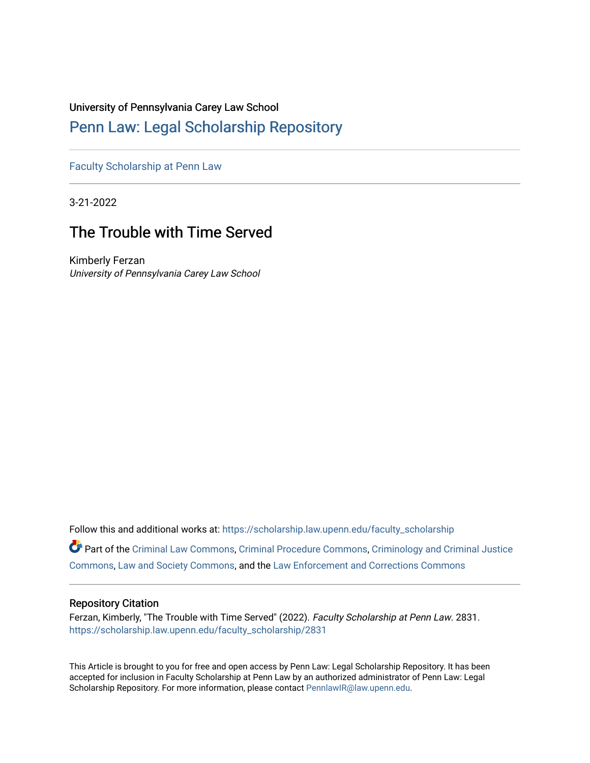University of Pennsylvania Carey Law School

# Penn Law: Legal Scholarship Repository

Faculty Scholarship at Penn Law

3-21-2022

## The Trouble with Time Served

Kimberly Ferzan
*University of Pennsylvania Carey Law School*

Follow this and additional works at: https://scholarship.law.upenn.edu/faculty_scholarship

Part of the Criminal Law Commons, Criminal Procedure Commons, Criminology and Criminal Justice Commons, Law and Society Commons, and the Law Enforcement and Corrections Commons

### Repository Citation

Ferzan, Kimberly, "The Trouble with Time Served" (2022). *Faculty Scholarship at Penn Law*. 2831.
https://scholarship.law.upenn.edu/faculty_scholarship/2831

This Article is brought to you for free and open access by Penn Law: Legal Scholarship Repository. It has been accepted for inclusion in Faculty Scholarship at Penn Law by an authorized administrator of Penn Law: Legal Scholarship Repository. For more information, please contact PennlawIR@law.upenn.edu.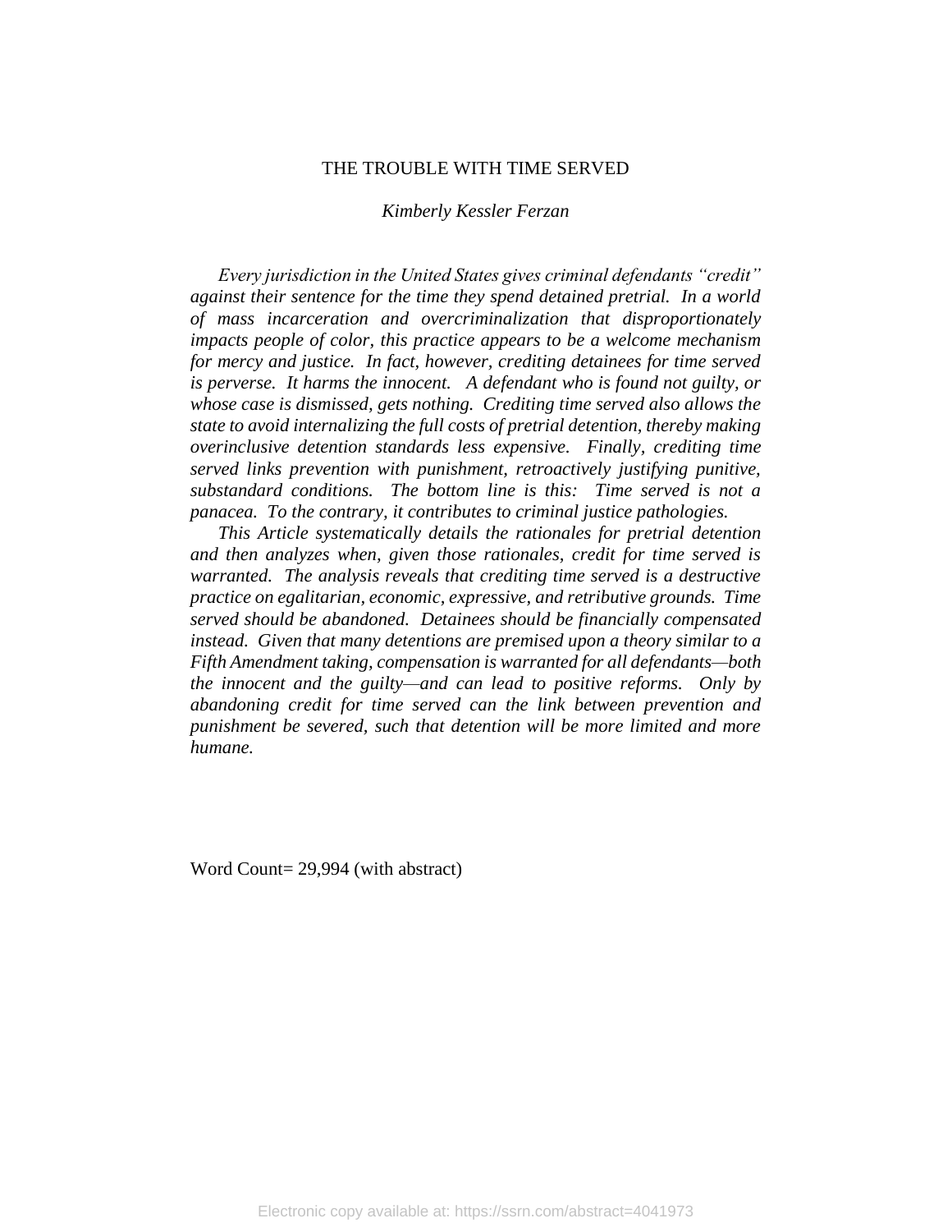# THE TROUBLE WITH TIME SERVED

*Kimberly Kessler Ferzan*

*Every jurisdiction in the United States gives criminal defendants "credit" against their sentence for the time they spend detained pretrial. In a world of mass incarceration and overcriminalization that disproportionately impacts people of color, this practice appears to be a welcome mechanism for mercy and justice. In fact, however, crediting detainees for time served is perverse. It harms the innocent. A defendant who is found not guilty, or whose case is dismissed, gets nothing. Crediting time served also allows the state to avoid internalizing the full costs of pretrial detention, thereby making overinclusive detention standards less expensive. Finally, crediting time served links prevention with punishment, retroactively justifying punitive, substandard conditions. The bottom line is this: Time served is not a panacea. To the contrary, it contributes to criminal justice pathologies.*

*This Article systematically details the rationales for pretrial detention and then analyzes when, given those rationales, credit for time served is warranted. The analysis reveals that crediting time served is a destructive practice on egalitarian, economic, expressive, and retributive grounds. Time served should be abandoned. Detainees should be financially compensated instead. Given that many detentions are premised upon a theory similar to a Fifth Amendment taking, compensation is warranted for all defendants—both the innocent and the guilty—and can lead to positive reforms. Only by abandoning credit for time served can the link between prevention and punishment be severed, such that detention will be more limited and more humane.*

Word Count= 29,994 (with abstract)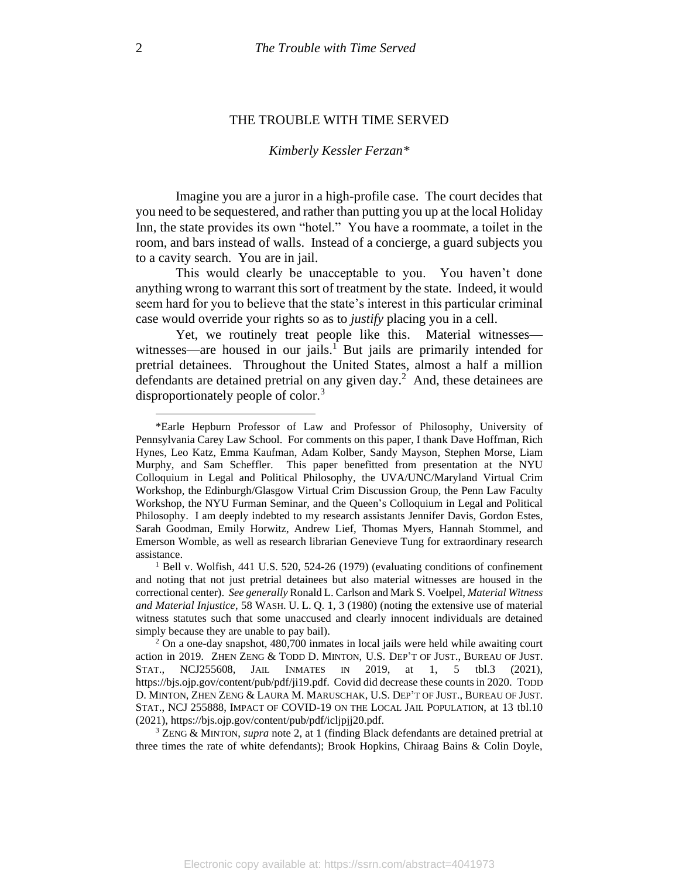# THE TROUBLE WITH TIME SERVED

*Kimberly Kessler Ferzan**

Imagine you are a juror in a high-profile case. The court decides that you need to be sequestered, and rather than putting you up at the local Holiday Inn, the state provides its own "hotel." You have a roommate, a toilet in the room, and bars instead of walls. Instead of a concierge, a guard subjects you to a cavity search. You are in jail.

This would clearly be unacceptable to you. You haven't done anything wrong to warrant this sort of treatment by the state. Indeed, it would seem hard for you to believe that the state's interest in this particular criminal case would override your rights so as to *justify* placing you in a cell.

Yet, we routinely treat people like this. Material witnesses—witnesses—are housed in our jails.[1] But jails are primarily intended for pretrial detainees. Throughout the United States, almost a half a million defendants are detained pretrial on any given day.[2] And, these detainees are disproportionately people of color.[3]

---

*Earle Hepburn Professor of Law and Professor of Philosophy, University of Pennsylvania Carey Law School. For comments on this paper, I thank Dave Hoffman, Rich Hynes, Leo Katz, Emma Kaufman, Adam Kolber, Sandy Mayson, Stephen Morse, Liam Murphy, and Sam Scheffler. This paper benefitted from presentation at the NYU Colloquium in Legal and Political Philosophy, the UVA/UNC/Maryland Virtual Crim Workshop, the Edinburgh/Glasgow Virtual Crim Discussion Group, the Penn Law Faculty Workshop, the NYU Furman Seminar, and the Queen's Colloquium in Legal and Political Philosophy. I am deeply indebted to my research assistants Jennifer Davis, Gordon Estes, Sarah Goodman, Emily Horwitz, Andrew Lief, Thomas Myers, Hannah Stommel, and Emerson Womble, as well as research librarian Genevieve Tung for extraordinary research assistance.

[1] Bell v. Wolfish, 441 U.S. 520, 524-26 (1979) (evaluating conditions of confinement and noting that not just pretrial detainees but also material witnesses are housed in the correctional center). *See generally* Ronald L. Carlson and Mark S. Voelpel, *Material Witness and Material Injustice*, 58 WASH. U. L. Q. 1, 3 (1980) (noting the extensive use of material witness statutes such that some unaccused and clearly innocent individuals are detained simply because they are unable to pay bail).

[2] On a one-day snapshot, 480,700 inmates in local jails were held while awaiting court action in 2019. ZHEN ZENG & TODD D. MINTON, U.S. DEP'T OF JUST., BUREAU OF JUST. STAT., NCJ255608, JAIL INMATES IN 2019, at 1, 5 tbl.3 (2021), https://bjs.ojp.gov/content/pub/pdf/ji19.pdf. Covid did decrease these counts in 2020. TODD D. MINTON, ZHEN ZENG & LAURA M. MARUSCHAK, U.S. DEP'T OF JUST., BUREAU OF JUST. STAT., NCJ 255888, IMPACT OF COVID-19 ON THE LOCAL JAIL POPULATION, at 13 tbl.10 (2021), https://bjs.ojp.gov/content/pub/pdf/icljpjj20.pdf.

[3] ZENG & MINTON, *supra* note 2, at 1 (finding Black defendants are detained pretrial at three times the rate of white defendants); Brook Hopkins, Chiraag Bains & Colin Doyle,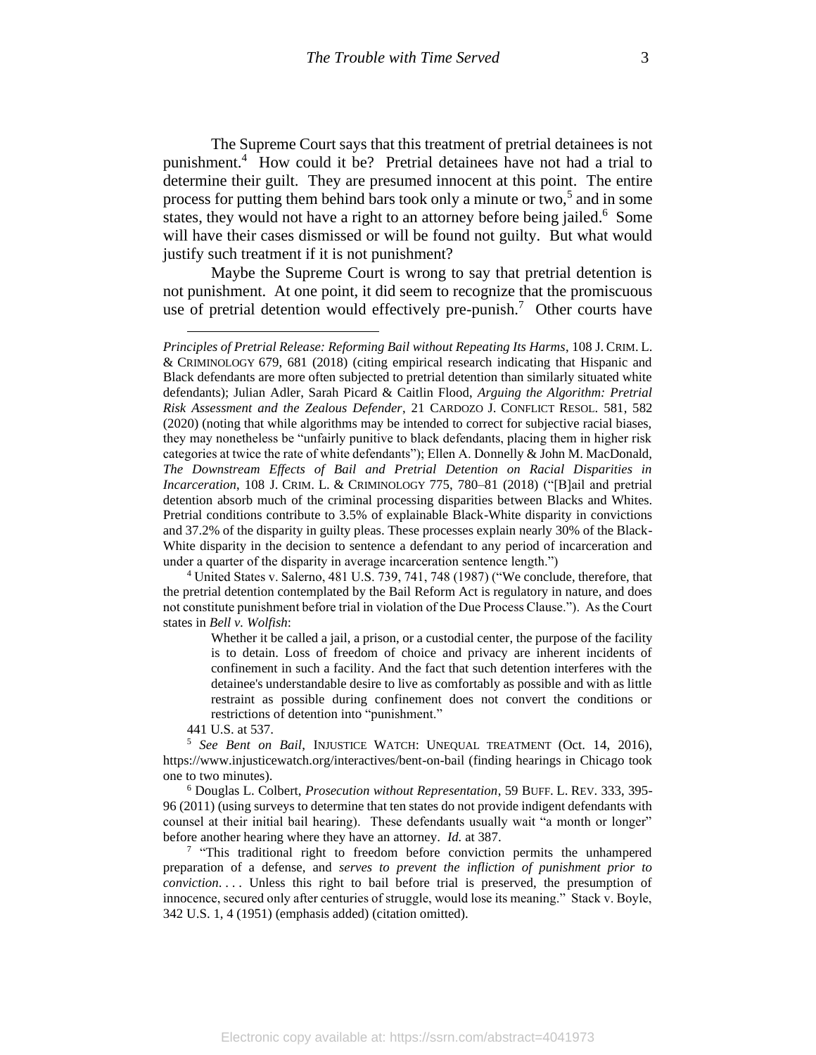The Supreme Court says that this treatment of pretrial detainees is not punishment.[4] How could it be? Pretrial detainees have not had a trial to determine their guilt. They are presumed innocent at this point. The entire process for putting them behind bars took only a minute or two,[5] and in some states, they would not have a right to an attorney before being jailed.[6] Some will have their cases dismissed or will be found not guilty. But what would justify such treatment if it is not punishment?

Maybe the Supreme Court is wrong to say that pretrial detention is not punishment. At one point, it did seem to recognize that the promiscuous use of pretrial detention would effectively pre-punish.[7] Other courts have

---

*Principles of Pretrial Release: Reforming Bail without Repeating Its Harms*, 108 J. CRIM. L. & CRIMINOLOGY 679, 681 (2018) (citing empirical research indicating that Hispanic and Black defendants are more often subjected to pretrial detention than similarly situated white defendants); Julian Adler, Sarah Picard & Caitlin Flood, *Arguing the Algorithm: Pretrial Risk Assessment and the Zealous Defender*, 21 CARDOZO J. CONFLICT RESOL. 581, 582 (2020) (noting that while algorithms may be intended to correct for subjective racial biases, they may nonetheless be "unfairly punitive to black defendants, placing them in higher risk categories at twice the rate of white defendants"); Ellen A. Donnelly & John M. MacDonald, *The Downstream Effects of Bail and Pretrial Detention on Racial Disparities in Incarceration*, 108 J. CRIM. L. & CRIMINOLOGY 775, 780–81 (2018) ("[B]ail and pretrial detention absorb much of the criminal processing disparities between Blacks and Whites. Pretrial conditions contribute to 3.5% of explainable Black-White disparity in convictions and 37.2% of the disparity in guilty pleas. These processes explain nearly 30% of the Black-White disparity in the decision to sentence a defendant to any period of incarceration and under a quarter of the disparity in average incarceration sentence length.")

[4] United States v. Salerno, 481 U.S. 739, 741, 748 (1987) ("We conclude, therefore, that the pretrial detention contemplated by the Bail Reform Act is regulatory in nature, and does not constitute punishment before trial in violation of the Due Process Clause."). As the Court states in *Bell v. Wolfish*:

> Whether it be called a jail, a prison, or a custodial center, the purpose of the facility is to detain. Loss of freedom of choice and privacy are inherent incidents of confinement in such a facility. And the fact that such detention interferes with the detainee's understandable desire to live as comfortably as possible and with as little restraint as possible during confinement does not convert the conditions or restrictions of detention into "punishment."

441 U.S. at 537.

[5] *See Bent on Bail*, INJUSTICE WATCH: UNEQUAL TREATMENT (Oct. 14, 2016), https://www.injusticewatch.org/interactives/bent-on-bail (finding hearings in Chicago took one to two minutes).

[6] Douglas L. Colbert, *Prosecution without Representation*, 59 BUFF. L. REV. 333, 395-96 (2011) (using surveys to determine that ten states do not provide indigent defendants with counsel at their initial bail hearing). These defendants usually wait "a month or longer" before another hearing where they have an attorney. *Id.* at 387.

[7] "This traditional right to freedom before conviction permits the unhampered preparation of a defense, and *serves to prevent the infliction of punishment prior to conviction*. . . . Unless this right to bail before trial is preserved, the presumption of innocence, secured only after centuries of struggle, would lose its meaning." Stack v. Boyle, 342 U.S. 1, 4 (1951) (emphasis added) (citation omitted).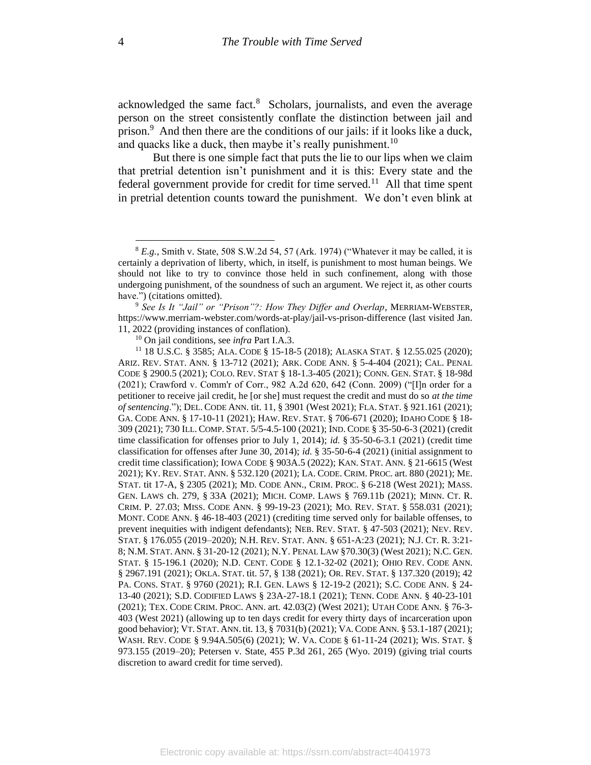acknowledged the same fact.[8] Scholars, journalists, and even the average person on the street consistently conflate the distinction between jail and prison.[9] And then there are the conditions of our jails: if it looks like a duck, and quacks like a duck, then maybe it's really punishment.[10]

But there is one simple fact that puts the lie to our lips when we claim that pretrial detention isn't punishment and it is this: Every state and the federal government provide for credit for time served.[11] All that time spent in pretrial detention counts toward the punishment. We don't even blink at

---

[8] *E.g.*, Smith v. State, 508 S.W.2d 54, 57 (Ark. 1974) ("Whatever it may be called, it is certainly a deprivation of liberty, which, in itself, is punishment to most human beings. We should not like to try to convince those held in such confinement, along with those undergoing punishment, of the soundness of such an argument. We reject it, as other courts have.") (citations omitted).

[9] *See Is It "Jail" or "Prison"?: How They Differ and Overlap*, MERRIAM-WEBSTER, https://www.merriam-webster.com/words-at-play/jail-vs-prison-difference (last visited Jan. 11, 2022 (providing instances of conflation).

[10] On jail conditions, see *infra* Part I.A.3.

[11] 18 U.S.C. § 3585; ALA. CODE § 15-18-5 (2018); ALASKA STAT. § 12.55.025 (2020); ARIZ. REV. STAT. ANN. § 13-712 (2021); ARK. CODE ANN. § 5-4-404 (2021); CAL. PENAL CODE § 2900.5 (2021); COLO. REV. STAT § 18-1.3-405 (2021); CONN. GEN. STAT. § 18-98d (2021); Crawford v. Comm'r of Corr., 982 A.2d 620, 642 (Conn. 2009) ("[I]n order for a petitioner to receive jail credit, he [or she] must request the credit and must do so *at the time of sentencing*."); DEL. CODE ANN. tit. 11, § 3901 (West 2021); FLA. STAT. § 921.161 (2021); GA. CODE ANN. § 17-10-11 (2021); HAW. REV. STAT. § 706-671 (2020); IDAHO CODE § 18-309 (2021); 730 ILL. COMP. STAT. 5/5-4.5-100 (2021); IND. CODE § 35-50-6-3 (2021) (credit time classification for offenses prior to July 1, 2014); *id.* § 35-50-6-3.1 (2021) (credit time classification for offenses after June 30, 2014); *id.* § 35-50-6-4 (2021) (initial assignment to credit time classification); IOWA CODE § 903A.5 (2022); KAN. STAT. ANN. § 21-6615 (West 2021); KY. REV. STAT. ANN. § 532.120 (2021); LA. CODE. CRIM. PROC. art. 880 (2021); ME. STAT. tit 17-A, § 2305 (2021); MD. CODE ANN., CRIM. PROC. § 6-218 (West 2021); MASS. GEN. LAWS ch. 279, § 33A (2021); MICH. COMP. LAWS § 769.11b (2021); MINN. CT. R. CRIM. P. 27.03; MISS. CODE ANN. § 99-19-23 (2021); MO. REV. STAT. § 558.031 (2021); MONT. CODE ANN. § 46-18-403 (2021) (crediting time served only for bailable offenses, to prevent inequities with indigent defendants); NEB. REV. STAT. § 47-503 (2021); NEV. REV. STAT. § 176.055 (2019–2020); N.H. REV. STAT. ANN. § 651-A:23 (2021); N.J. CT. R. 3:21-8; N.M. STAT. ANN. § 31-20-12 (2021); N.Y. PENAL LAW §70.30(3) (West 2021); N.C. GEN. STAT. § 15-196.1 (2020); N.D. CENT. CODE § 12.1-32-02 (2021); OHIO REV. CODE ANN. § 2967.191 (2021); OKLA. STAT. tit. 57, § 138 (2021); OR. REV. STAT. § 137.320 (2019); 42 PA. CONS. STAT. § 9760 (2021); R.I. GEN. LAWS § 12-19-2 (2021); S.C. CODE ANN. § 24-13-40 (2021); S.D. CODIFIED LAWS § 23A-27-18.1 (2021); TENN. CODE ANN. § 40-23-101 (2021); TEX. CODE CRIM. PROC. ANN. art. 42.03(2) (West 2021); UTAH CODE ANN. § 76-3-403 (West 2021) (allowing up to ten days credit for every thirty days of incarceration upon good behavior); VT. STAT. ANN. tit. 13, § 7031(b) (2021); VA. CODE ANN. § 53.1-187 (2021); WASH. REV. CODE § 9.94A.505(6) (2021); W. VA. CODE § 61-11-24 (2021); WIS. STAT. § 973.155 (2019–20); Petersen v. State, 455 P.3d 261, 265 (Wyo. 2019) (giving trial courts discretion to award credit for time served).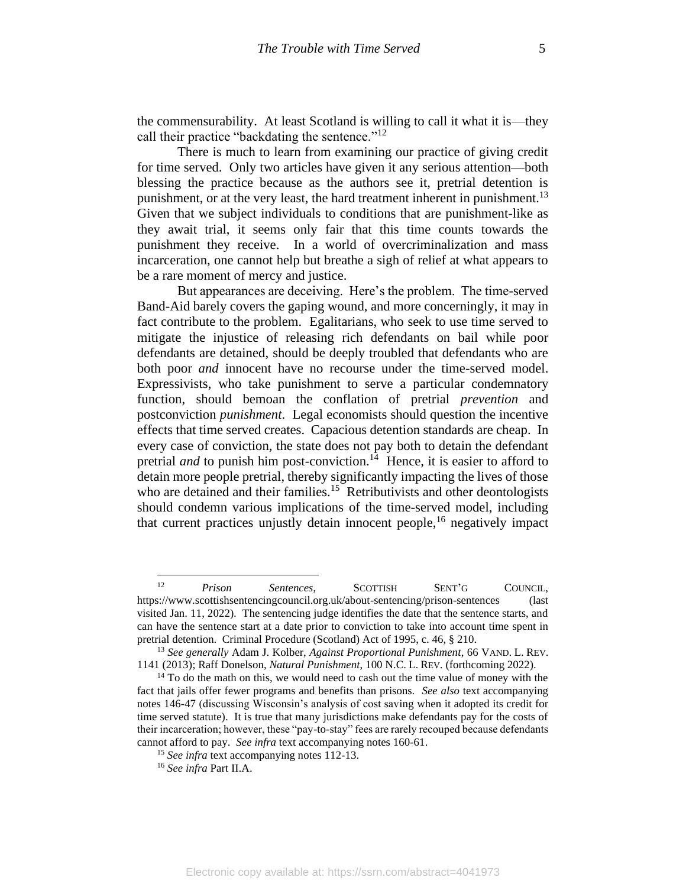the commensurability. At least Scotland is willing to call it what it is—they call their practice "backdating the sentence."[12]

There is much to learn from examining our practice of giving credit for time served. Only two articles have given it any serious attention—both blessing the practice because as the authors see it, pretrial detention is punishment, or at the very least, the hard treatment inherent in punishment.[13] Given that we subject individuals to conditions that are punishment-like as they await trial, it seems only fair that this time counts towards the punishment they receive. In a world of overcriminalization and mass incarceration, one cannot help but breathe a sigh of relief at what appears to be a rare moment of mercy and justice.

But appearances are deceiving. Here's the problem. The time-served Band-Aid barely covers the gaping wound, and more concerningly, it may in fact contribute to the problem. Egalitarians, who seek to use time served to mitigate the injustice of releasing rich defendants on bail while poor defendants are detained, should be deeply troubled that defendants who are both poor *and* innocent have no recourse under the time-served model. Expressivists, who take punishment to serve a particular condemnatory function, should bemoan the conflation of pretrial *prevention* and postconviction *punishment*. Legal economists should question the incentive effects that time served creates. Capacious detention standards are cheap. In every case of conviction, the state does not pay both to detain the defendant pretrial *and* to punish him post-conviction.[14] Hence, it is easier to afford to detain more people pretrial, thereby significantly impacting the lives of those who are detained and their families.[15] Retributivists and other deontologists should condemn various implications of the time-served model, including that current practices unjustly detain innocent people,[16] negatively impact

---

[12] *Prison Sentences*, SCOTTISH SENT'G COUNCIL, https://www.scottishsentencingcouncil.org.uk/about-sentencing/prison-sentences (last visited Jan. 11, 2022). The sentencing judge identifies the date that the sentence starts, and can have the sentence start at a date prior to conviction to take into account time spent in pretrial detention. Criminal Procedure (Scotland) Act of 1995, c. 46, § 210.

[13] *See generally* Adam J. Kolber, *Against Proportional Punishment*, 66 VAND. L. REV. 1141 (2013); Raff Donelson, *Natural Punishment*, 100 N.C. L. REV. (forthcoming 2022).

[14] To do the math on this, we would need to cash out the time value of money with the fact that jails offer fewer programs and benefits than prisons. *See also* text accompanying notes 146-47 (discussing Wisconsin's analysis of cost saving when it adopted its credit for time served statute). It is true that many jurisdictions make defendants pay for the costs of their incarceration; however, these "pay-to-stay" fees are rarely recouped because defendants cannot afford to pay. *See infra* text accompanying notes 160-61.

[15] *See infra* text accompanying notes 112-13.

[16] *See infra* Part II.A.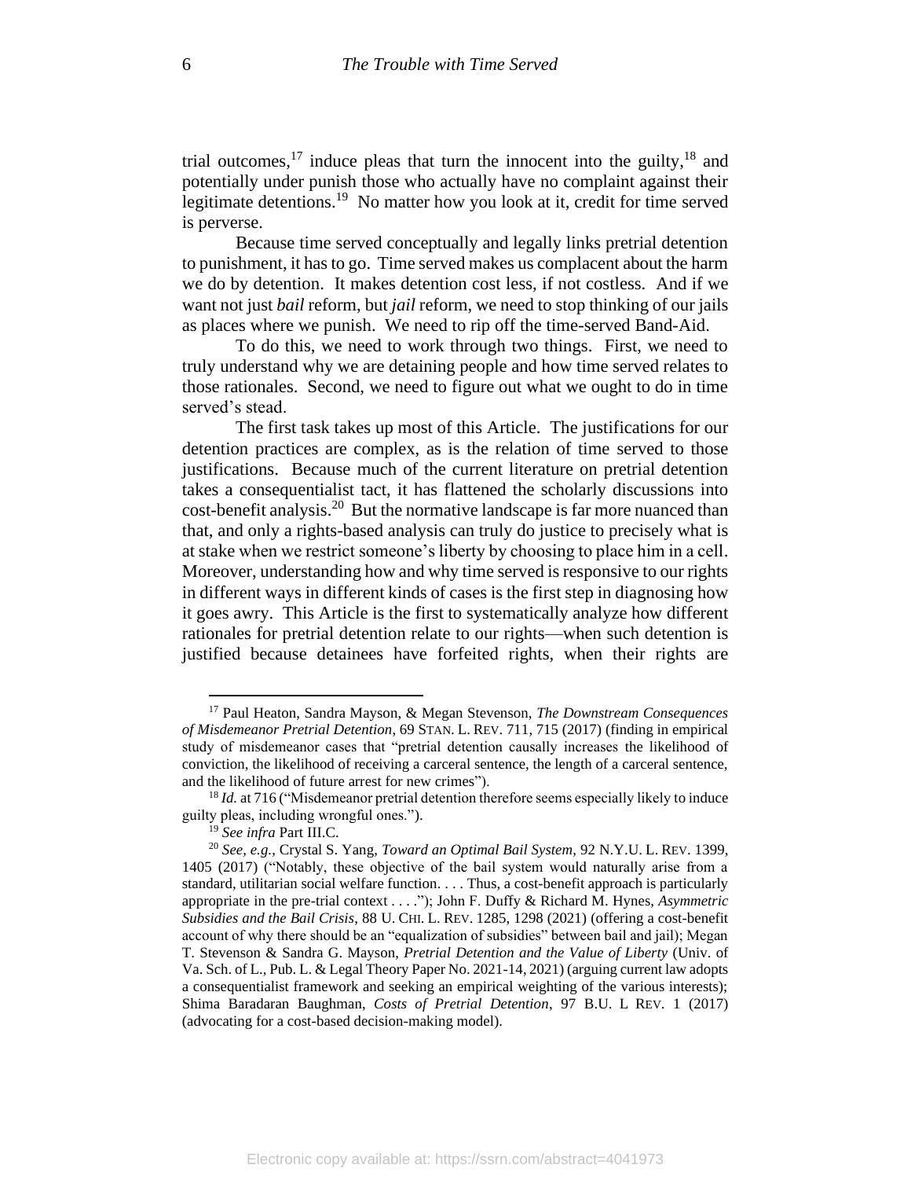trial outcomes,[17] induce pleas that turn the innocent into the guilty,[18] and potentially under punish those who actually have no complaint against their legitimate detentions.[19] No matter how you look at it, credit for time served is perverse.

Because time served conceptually and legally links pretrial detention to punishment, it has to go. Time served makes us complacent about the harm we do by detention. It makes detention cost less, if not costless. And if we want not just *bail* reform, but *jail* reform, we need to stop thinking of our jails as places where we punish. We need to rip off the time-served Band-Aid.

To do this, we need to work through two things. First, we need to truly understand why we are detaining people and how time served relates to those rationales. Second, we need to figure out what we ought to do in time served's stead.

The first task takes up most of this Article. The justifications for our detention practices are complex, as is the relation of time served to those justifications. Because much of the current literature on pretrial detention takes a consequentialist tact, it has flattened the scholarly discussions into cost-benefit analysis.[20] But the normative landscape is far more nuanced than that, and only a rights-based analysis can truly do justice to precisely what is at stake when we restrict someone's liberty by choosing to place him in a cell. Moreover, understanding how and why time served is responsive to our rights in different ways in different kinds of cases is the first step in diagnosing how it goes awry. This Article is the first to systematically analyze how different rationales for pretrial detention relate to our rights—when such detention is justified because detainees have forfeited rights, when their rights are

---

[17] Paul Heaton, Sandra Mayson, & Megan Stevenson, *The Downstream Consequences of Misdemeanor Pretrial Detention*, 69 STAN. L. REV. 711, 715 (2017) (finding in empirical study of misdemeanor cases that "pretrial detention causally increases the likelihood of conviction, the likelihood of receiving a carceral sentence, the length of a carceral sentence, and the likelihood of future arrest for new crimes").

[18] *Id.* at 716 ("Misdemeanor pretrial detention therefore seems especially likely to induce guilty pleas, including wrongful ones.").

[19] *See infra* Part III.C.

[20] *See, e.g.*, Crystal S. Yang, *Toward an Optimal Bail System*, 92 N.Y.U. L. REV. 1399, 1405 (2017) ("Notably, these objective of the bail system would naturally arise from a standard, utilitarian social welfare function. . . . Thus, a cost-benefit approach is particularly appropriate in the pre-trial context . . . ."); John F. Duffy & Richard M. Hynes, *Asymmetric Subsidies and the Bail Crisis*, 88 U. CHI. L. REV. 1285, 1298 (2021) (offering a cost-benefit account of why there should be an "equalization of subsidies" between bail and jail); Megan T. Stevenson & Sandra G. Mayson, *Pretrial Detention and the Value of Liberty* (Univ. of Va. Sch. of L., Pub. L. & Legal Theory Paper No. 2021-14, 2021) (arguing current law adopts a consequentialist framework and seeking an empirical weighting of the various interests); Shima Baradaran Baughman, *Costs of Pretrial Detention*, 97 B.U. L REV. 1 (2017) (advocating for a cost-based decision-making model).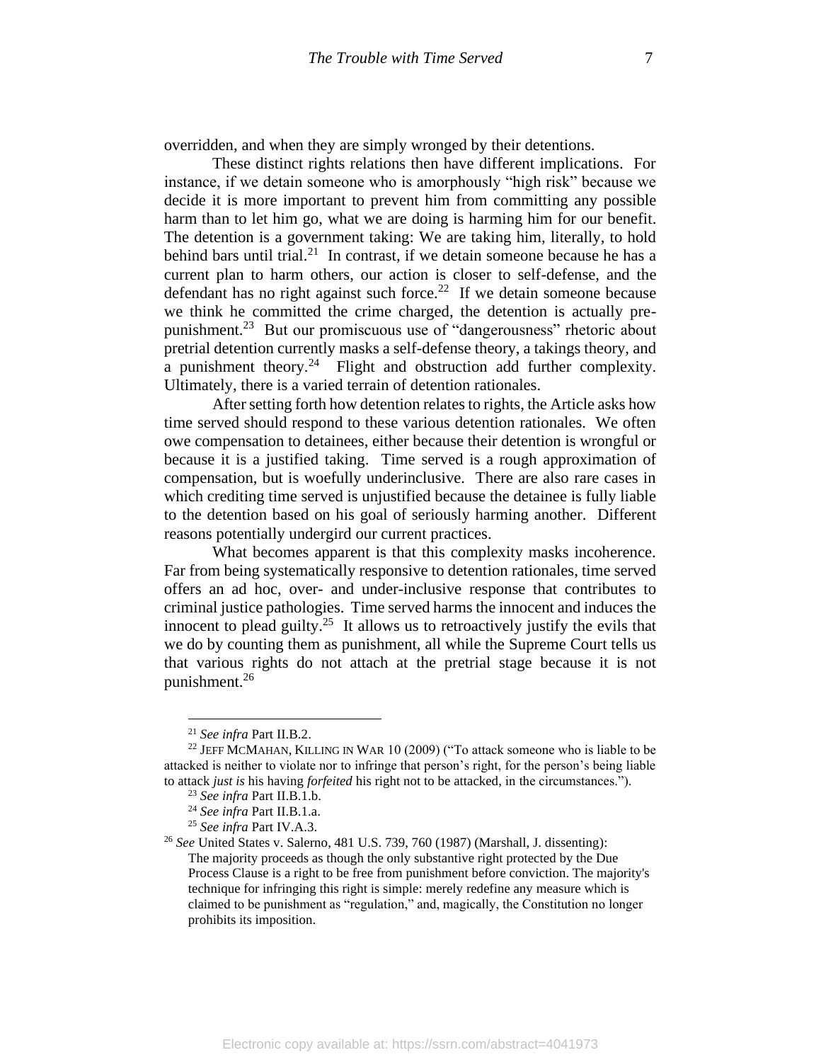overridden, and when they are simply wronged by their detentions.

These distinct rights relations then have different implications. For instance, if we detain someone who is amorphously "high risk" because we decide it is more important to prevent him from committing any possible harm than to let him go, what we are doing is harming him for our benefit. The detention is a government taking: We are taking him, literally, to hold behind bars until trial.[21] In contrast, if we detain someone because he has a current plan to harm others, our action is closer to self-defense, and the defendant has no right against such force.[22] If we detain someone because we think he committed the crime charged, the detention is actually pre-punishment.[23] But our promiscuous use of "dangerousness" rhetoric about pretrial detention currently masks a self-defense theory, a takings theory, and a punishment theory.[24] Flight and obstruction add further complexity. Ultimately, there is a varied terrain of detention rationales.

After setting forth how detention relates to rights, the Article asks how time served should respond to these various detention rationales. We often owe compensation to detainees, either because their detention is wrongful or because it is a justified taking. Time served is a rough approximation of compensation, but is woefully underinclusive. There are also rare cases in which crediting time served is unjustified because the detainee is fully liable to the detention based on his goal of seriously harming another. Different reasons potentially undergird our current practices.

What becomes apparent is that this complexity masks incoherence. Far from being systematically responsive to detention rationales, time served offers an ad hoc, over- and under-inclusive response that contributes to criminal justice pathologies. Time served harms the innocent and induces the innocent to plead guilty.[25] It allows us to retroactively justify the evils that we do by counting them as punishment, all while the Supreme Court tells us that various rights do not attach at the pretrial stage because it is not punishment.[26]

---

[21] *See infra* Part II.B.2.

[22] JEFF MCMAHAN, KILLING IN WAR 10 (2009) ("To attack someone who is liable to be attacked is neither to violate nor to infringe that person's right, for the person's being liable to attack *just is* his having *forfeited* his right not to be attacked, in the circumstances.").

[23] *See infra* Part II.B.1.b.

[24] *See infra* Part II.B.1.a.

[25] *See infra* Part IV.A.3.

[26] *See* United States v. Salerno, 481 U.S. 739, 760 (1987) (Marshall, J. dissenting):

> The majority proceeds as though the only substantive right protected by the Due Process Clause is a right to be free from punishment before conviction. The majority's technique for infringing this right is simple: merely redefine any measure which is claimed to be punishment as "regulation," and, magically, the Constitution no longer prohibits its imposition.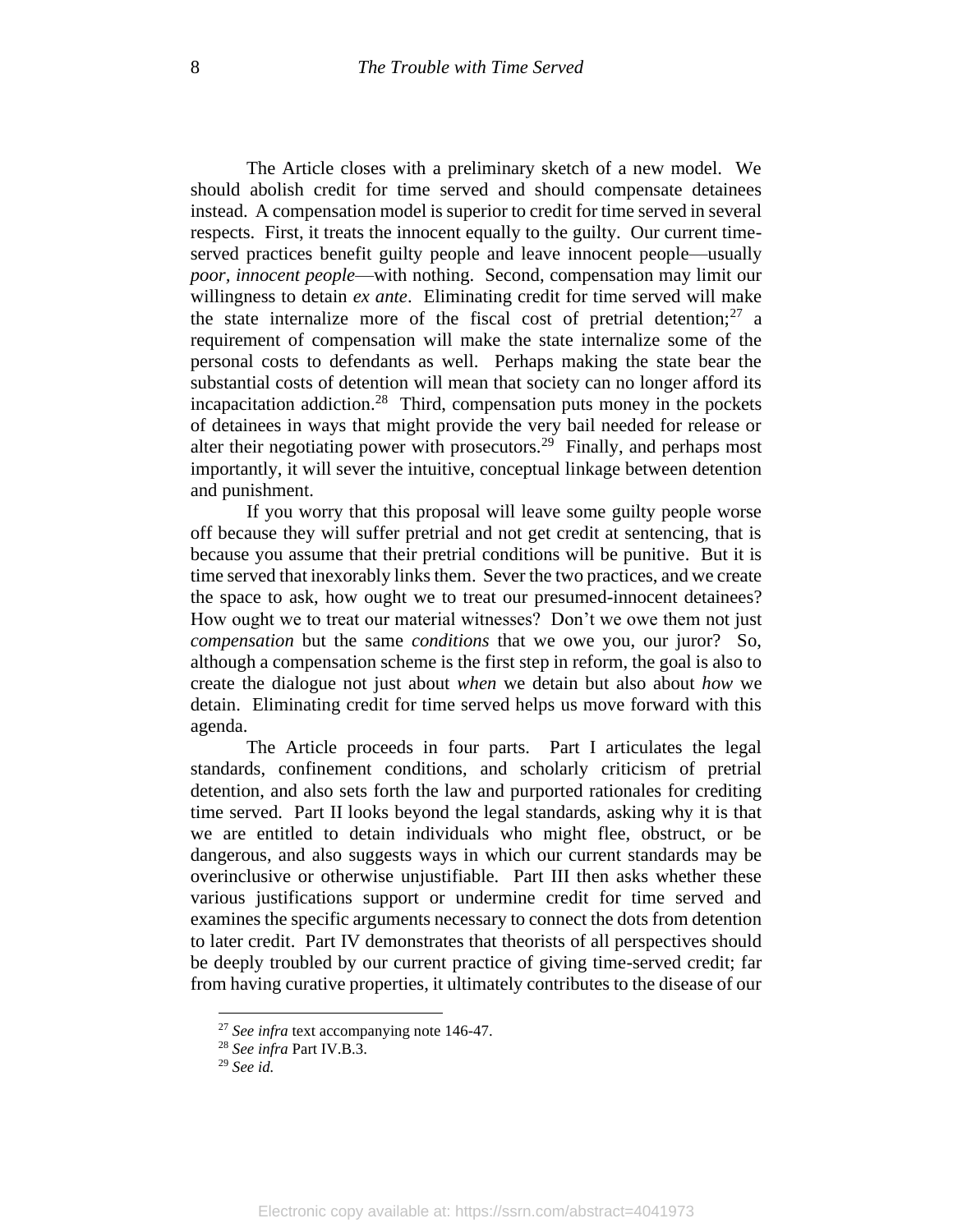The Article closes with a preliminary sketch of a new model. We should abolish credit for time served and should compensate detainees instead. A compensation model is superior to credit for time served in several respects. First, it treats the innocent equally to the guilty. Our current time-served practices benefit guilty people and leave innocent people—usually *poor, innocent people*—with nothing. Second, compensation may limit our willingness to detain *ex ante*. Eliminating credit for time served will make the state internalize more of the fiscal cost of pretrial detention;[27] a requirement of compensation will make the state internalize some of the personal costs to defendants as well. Perhaps making the state bear the substantial costs of detention will mean that society can no longer afford its incapacitation addiction.[28] Third, compensation puts money in the pockets of detainees in ways that might provide the very bail needed for release or alter their negotiating power with prosecutors.[29] Finally, and perhaps most importantly, it will sever the intuitive, conceptual linkage between detention and punishment.

If you worry that this proposal will leave some guilty people worse off because they will suffer pretrial and not get credit at sentencing, that is because you assume that their pretrial conditions will be punitive. But it is time served that inexorably links them. Sever the two practices, and we create the space to ask, how ought we to treat our presumed-innocent detainees? How ought we to treat our material witnesses? Don't we owe them not just *compensation* but the same *conditions* that we owe you, our juror? So, although a compensation scheme is the first step in reform, the goal is also to create the dialogue not just about *when* we detain but also about *how* we detain. Eliminating credit for time served helps us move forward with this agenda.

The Article proceeds in four parts. Part I articulates the legal standards, confinement conditions, and scholarly criticism of pretrial detention, and also sets forth the law and purported rationales for crediting time served. Part II looks beyond the legal standards, asking why it is that we are entitled to detain individuals who might flee, obstruct, or be dangerous, and also suggests ways in which our current standards may be overinclusive or otherwise unjustifiable. Part III then asks whether these various justifications support or undermine credit for time served and examines the specific arguments necessary to connect the dots from detention to later credit. Part IV demonstrates that theorists of all perspectives should be deeply troubled by our current practice of giving time-served credit; far from having curative properties, it ultimately contributes to the disease of our

---

[27] *See infra* text accompanying note 146-47.

[28] *See infra* Part IV.B.3.

[29] *See id.*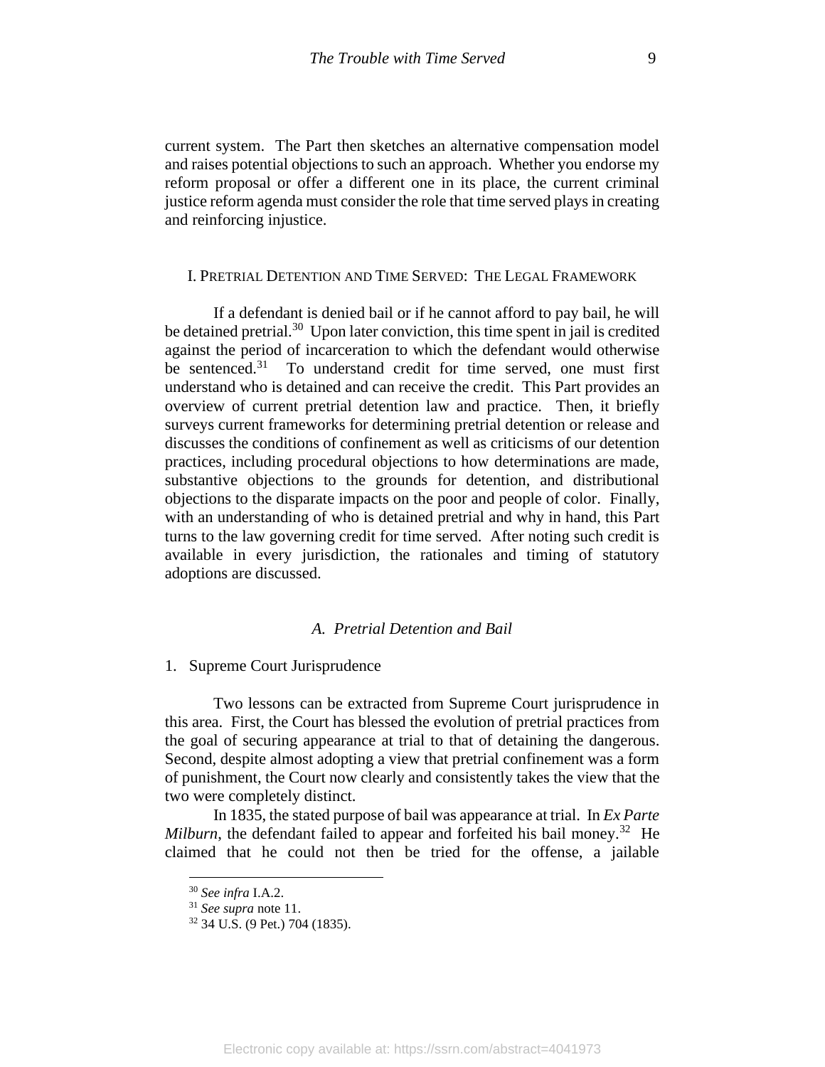current system. The Part then sketches an alternative compensation model and raises potential objections to such an approach. Whether you endorse my reform proposal or offer a different one in its place, the current criminal justice reform agenda must consider the role that time served plays in creating and reinforcing injustice.

## I. Pretrial Detention and Time Served: The Legal Framework

If a defendant is denied bail or if he cannot afford to pay bail, he will be detained pretrial.[30] Upon later conviction, this time spent in jail is credited against the period of incarceration to which the defendant would otherwise be sentenced.[31] To understand credit for time served, one must first understand who is detained and can receive the credit. This Part provides an overview of current pretrial detention law and practice. Then, it briefly surveys current frameworks for determining pretrial detention or release and discusses the conditions of confinement as well as criticisms of our detention practices, including procedural objections to how determinations are made, substantive objections to the grounds for detention, and distributional objections to the disparate impacts on the poor and people of color. Finally, with an understanding of who is detained pretrial and why in hand, this Part turns to the law governing credit for time served. After noting such credit is available in every jurisdiction, the rationales and timing of statutory adoptions are discussed.

### *A. Pretrial Detention and Bail*

#### 1. Supreme Court Jurisprudence

Two lessons can be extracted from Supreme Court jurisprudence in this area. First, the Court has blessed the evolution of pretrial practices from the goal of securing appearance at trial to that of detaining the dangerous. Second, despite almost adopting a view that pretrial confinement was a form of punishment, the Court now clearly and consistently takes the view that the two were completely distinct.

In 1835, the stated purpose of bail was appearance at trial. In *Ex Parte Milburn*, the defendant failed to appear and forfeited his bail money.[32] He claimed that he could not then be tried for the offense, a jailable

---

[30] *See infra* I.A.2.

[31] *See supra* note 11.

[32] 34 U.S. (9 Pet.) 704 (1835).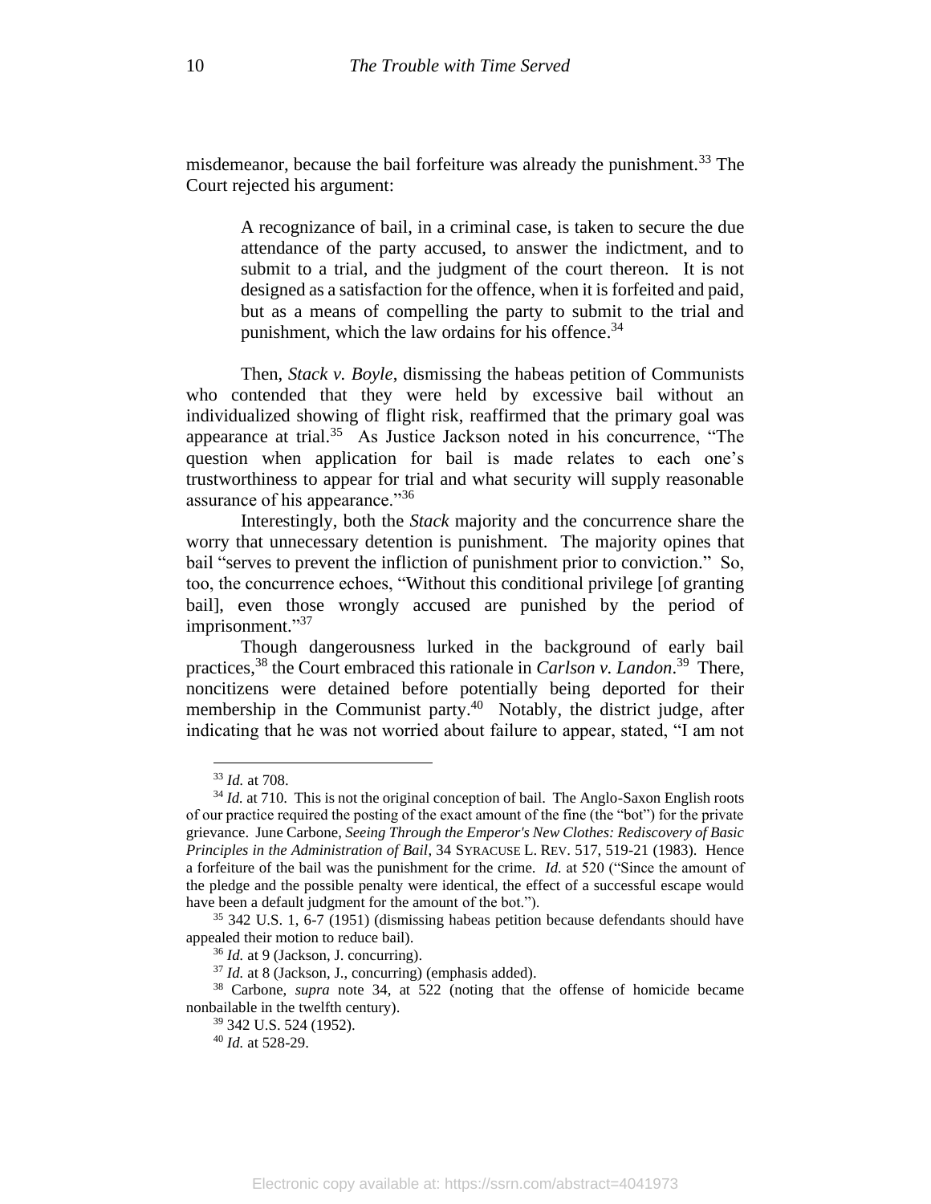misdemeanor, because the bail forfeiture was already the punishment.[33] The Court rejected his argument:

> A recognizance of bail, in a criminal case, is taken to secure the due attendance of the party accused, to answer the indictment, and to submit to a trial, and the judgment of the court thereon. It is not designed as a satisfaction for the offence, when it is forfeited and paid, but as a means of compelling the party to submit to the trial and punishment, which the law ordains for his offence.[34]

Then, *Stack v. Boyle*, dismissing the habeas petition of Communists who contended that they were held by excessive bail without an individualized showing of flight risk, reaffirmed that the primary goal was appearance at trial.[35] As Justice Jackson noted in his concurrence, "The question when application for bail is made relates to each one's trustworthiness to appear for trial and what security will supply reasonable assurance of his appearance."[36]

Interestingly, both the *Stack* majority and the concurrence share the worry that unnecessary detention is punishment. The majority opines that bail "serves to prevent the infliction of punishment prior to conviction." So, too, the concurrence echoes, "Without this conditional privilege [of granting bail], even those wrongly accused are punished by the period of imprisonment."[37]

Though dangerousness lurked in the background of early bail practices,[38] the Court embraced this rationale in *Carlson v. Landon*.[39] There, noncitizens were detained before potentially being deported for their membership in the Communist party.[40] Notably, the district judge, after indicating that he was not worried about failure to appear, stated, "I am not

---

[33] *Id.* at 708.

[34] *Id.* at 710. This is not the original conception of bail. The Anglo-Saxon English roots of our practice required the posting of the exact amount of the fine (the "bot") for the private grievance. June Carbone, *Seeing Through the Emperor's New Clothes: Rediscovery of Basic Principles in the Administration of Bail*, 34 SYRACUSE L. REV. 517, 519-21 (1983). Hence a forfeiture of the bail was the punishment for the crime. *Id.* at 520 ("Since the amount of the pledge and the possible penalty were identical, the effect of a successful escape would have been a default judgment for the amount of the bot.").

[35] 342 U.S. 1, 6-7 (1951) (dismissing habeas petition because defendants should have appealed their motion to reduce bail).

[36] *Id.* at 9 (Jackson, J. concurring).

[37] *Id.* at 8 (Jackson, J., concurring) (emphasis added).

[38] Carbone, *supra* note 34, at 522 (noting that the offense of homicide became nonbailable in the twelfth century).

[39] 342 U.S. 524 (1952).

[40] *Id.* at 528-29.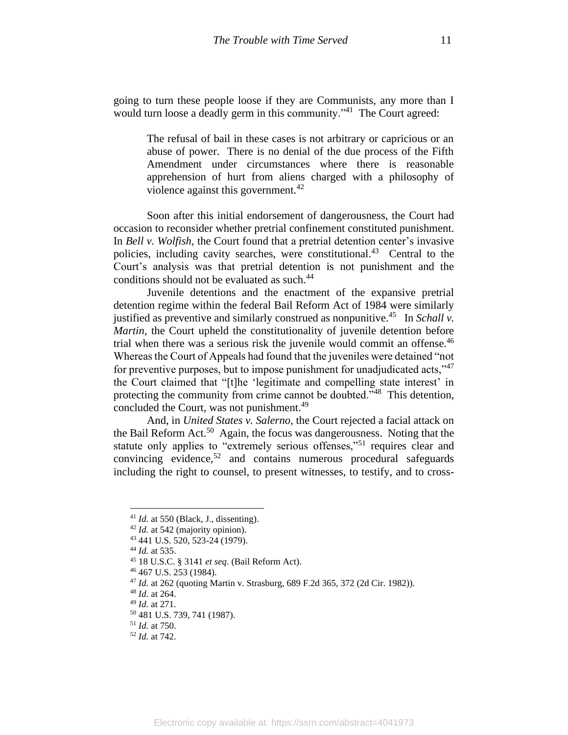going to turn these people loose if they are Communists, any more than I would turn loose a deadly germ in this community."[41] The Court agreed:

> The refusal of bail in these cases is not arbitrary or capricious or an abuse of power. There is no denial of the due process of the Fifth Amendment under circumstances where there is reasonable apprehension of hurt from aliens charged with a philosophy of violence against this government.[42]

Soon after this initial endorsement of dangerousness, the Court had occasion to reconsider whether pretrial confinement constituted punishment. In *Bell v. Wolfish*, the Court found that a pretrial detention center's invasive policies, including cavity searches, were constitutional.[43] Central to the Court's analysis was that pretrial detention is not punishment and the conditions should not be evaluated as such.[44]

Juvenile detentions and the enactment of the expansive pretrial detention regime within the federal Bail Reform Act of 1984 were similarly justified as preventive and similarly construed as nonpunitive.[45] In *Schall v. Martin*, the Court upheld the constitutionality of juvenile detention before trial when there was a serious risk the juvenile would commit an offense.[46] Whereas the Court of Appeals had found that the juveniles were detained "not for preventive purposes, but to impose punishment for unadjudicated acts,"[47] the Court claimed that "[t]he 'legitimate and compelling state interest' in protecting the community from crime cannot be doubted."[48] This detention, concluded the Court, was not punishment.[49]

And, in *United States v. Salerno*, the Court rejected a facial attack on the Bail Reform Act.[50] Again, the focus was dangerousness. Noting that the statute only applies to "extremely serious offenses,"[51] requires clear and convincing evidence,[52] and contains numerous procedural safeguards including the right to counsel, to present witnesses, to testify, and to cross-

---

[41] *Id.* at 550 (Black, J., dissenting).
[42] *Id.* at 542 (majority opinion).
[43] 441 U.S. 520, 523-24 (1979).
[44] *Id.* at 535.
[45] 18 U.S.C. § 3141 *et seq*. (Bail Reform Act).
[46] 467 U.S. 253 (1984).
[47] *Id.* at 262 (quoting Martin v. Strasburg, 689 F.2d 365, 372 (2d Cir. 1982)).
[48] *Id.* at 264.
[49] *Id.* at 271.
[50] 481 U.S. 739, 741 (1987).
[51] *Id.* at 750.
[52] *Id.* at 742.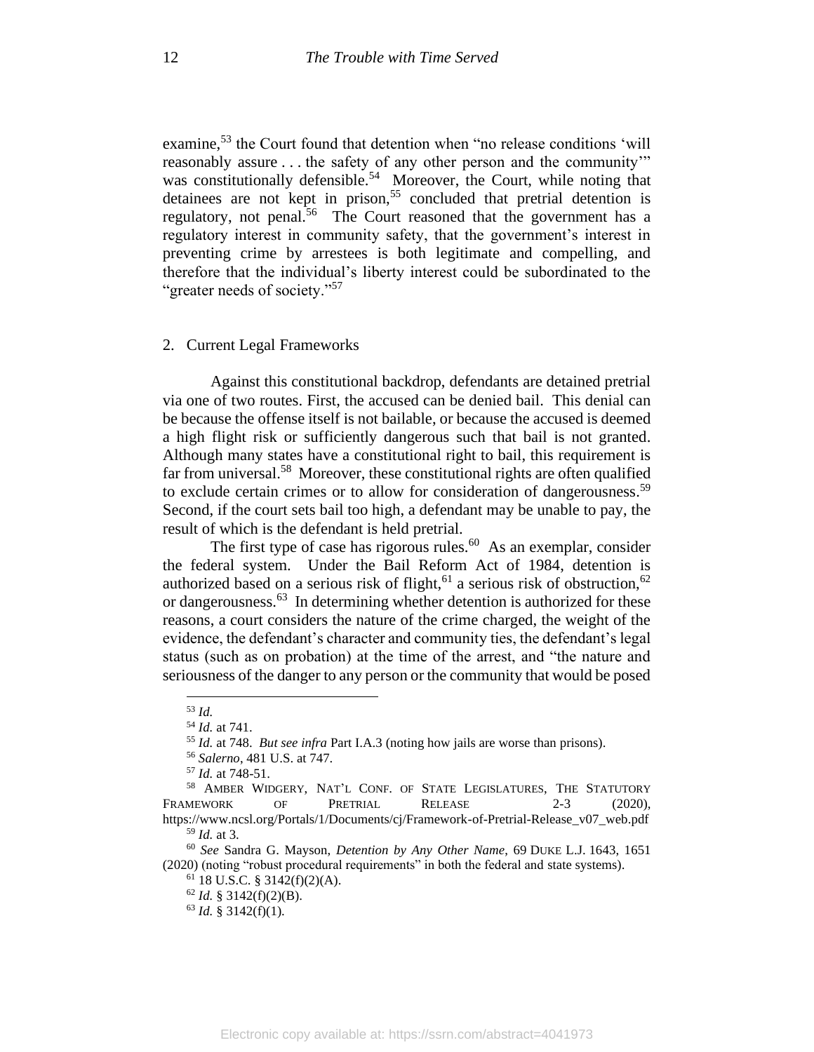examine,[53] the Court found that detention when "no release conditions 'will reasonably assure . . . the safety of any other person and the community'" was constitutionally defensible.[54] Moreover, the Court, while noting that detainees are not kept in prison,[55] concluded that pretrial detention is regulatory, not penal.[56] The Court reasoned that the government has a regulatory interest in community safety, that the government's interest in preventing crime by arrestees is both legitimate and compelling, and therefore that the individual's liberty interest could be subordinated to the "greater needs of society."[57]

### 2. Current Legal Frameworks

Against this constitutional backdrop, defendants are detained pretrial via one of two routes. First, the accused can be denied bail. This denial can be because the offense itself is not bailable, or because the accused is deemed a high flight risk or sufficiently dangerous such that bail is not granted. Although many states have a constitutional right to bail, this requirement is far from universal.[58] Moreover, these constitutional rights are often qualified to exclude certain crimes or to allow for consideration of dangerousness.[59] Second, if the court sets bail too high, a defendant may be unable to pay, the result of which is the defendant is held pretrial.

The first type of case has rigorous rules.[60] As an exemplar, consider the federal system. Under the Bail Reform Act of 1984, detention is authorized based on a serious risk of flight,[61] a serious risk of obstruction,[62] or dangerousness.[63] In determining whether detention is authorized for these reasons, a court considers the nature of the crime charged, the weight of the evidence, the defendant's character and community ties, the defendant's legal status (such as on probation) at the time of the arrest, and "the nature and seriousness of the danger to any person or the community that would be posed

---

[53] *Id.*

[54] *Id.* at 741.

[55] *Id.* at 748. *But see infra* Part I.A.3 (noting how jails are worse than prisons).

[56] *Salerno*, 481 U.S. at 747.

[57] *Id.* at 748-51.

[58] Amber Widgery, Nat'l Conf. of State Legislatures, The Statutory Framework of Pretrial Release 2-3 (2020), https://www.ncsl.org/Portals/1/Documents/cj/Framework-of-Pretrial-Release_v07_web.pdf

[59] *Id.* at 3.

[60] *See* Sandra G. Mayson, *Detention by Any Other Name*, 69 Duke L.J. 1643, 1651 (2020) (noting "robust procedural requirements" in both the federal and state systems).

[61] 18 U.S.C. § 3142(f)(2)(A).

[62] *Id.* § 3142(f)(2)(B).

[63] *Id.* § 3142(f)(1).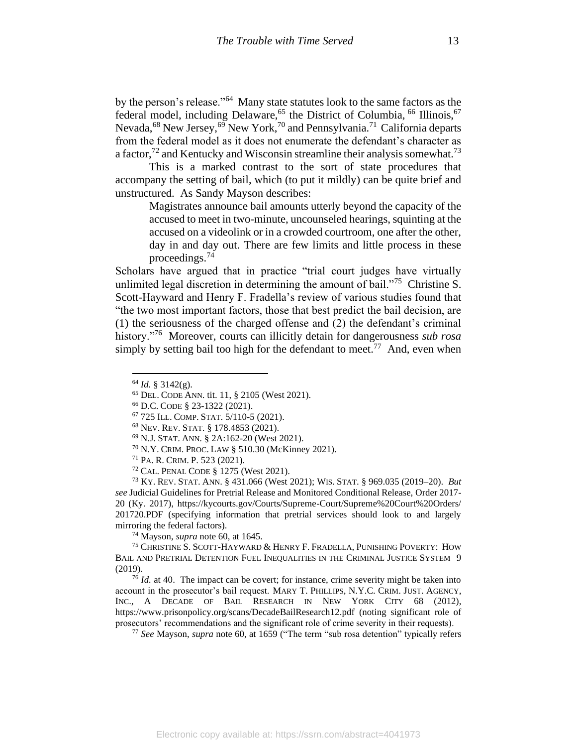by the person's release."[64] Many state statutes look to the same factors as the federal model, including Delaware,[65] the District of Columbia, [66] Illinois,[67] Nevada,[68] New Jersey,[69] New York,[70] and Pennsylvania.[71] California departs from the federal model as it does not enumerate the defendant's character as a factor,[72] and Kentucky and Wisconsin streamline their analysis somewhat.[73]

This is a marked contrast to the sort of state procedures that accompany the setting of bail, which (to put it mildly) can be quite brief and unstructured. As Sandy Mayson describes:

> Magistrates announce bail amounts utterly beyond the capacity of the accused to meet in two-minute, uncounseled hearings, squinting at the accused on a videolink or in a crowded courtroom, one after the other, day in and day out. There are few limits and little process in these proceedings.[74]

Scholars have argued that in practice "trial court judges have virtually unlimited legal discretion in determining the amount of bail."[75] Christine S. Scott-Hayward and Henry F. Fradella's review of various studies found that "the two most important factors, those that best predict the bail decision, are (1) the seriousness of the charged offense and (2) the defendant's criminal history."[76] Moreover, courts can illicitly detain for dangerousness *sub rosa* simply by setting bail too high for the defendant to meet.[77] And, even when

---

[64] *Id.* § 3142(g).

[65] DEL. CODE ANN. tit. 11, § 2105 (West 2021).

[66] D.C. CODE § 23-1322 (2021).

[67] 725 ILL. COMP. STAT. 5/110-5 (2021).

[68] NEV. REV. STAT. § 178.4853 (2021).

[69] N.J. STAT. ANN. § 2A:162-20 (West 2021).

[70] N.Y. CRIM. PROC. LAW § 510.30 (McKinney 2021).

[71] PA. R. CRIM. P. 523 (2021).

[72] CAL. PENAL CODE § 1275 (West 2021).

[73] KY. REV. STAT. ANN. § 431.066 (West 2021); WIS. STAT. § 969.035 (2019–20). *But see* Judicial Guidelines for Pretrial Release and Monitored Conditional Release, Order 2017-20 (Ky. 2017), https://kycourts.gov/Courts/Supreme-Court/Supreme%20Court%20Orders/201720.PDF (specifying information that pretrial services should look to and largely mirroring the federal factors).

[74] Mayson, *supra* note 60, at 1645.

[75] CHRISTINE S. SCOTT-HAYWARD & HENRY F. FRADELLA, PUNISHING POVERTY: HOW BAIL AND PRETRIAL DETENTION FUEL INEQUALITIES IN THE CRIMINAL JUSTICE SYSTEM 9 (2019).

[76] *Id.* at 40. The impact can be covert; for instance, crime severity might be taken into account in the prosecutor's bail request. MARY T. PHILLIPS, N.Y.C. CRIM. JUST. AGENCY, INC., A DECADE OF BAIL RESEARCH IN NEW YORK CITY 68 (2012), https://www.prisonpolicy.org/scans/DecadeBailResearch12.pdf (noting significant role of prosecutors' recommendations and the significant role of crime severity in their requests).

[77] *See* Mayson, *supra* note 60, at 1659 ("The term "sub rosa detention" typically refers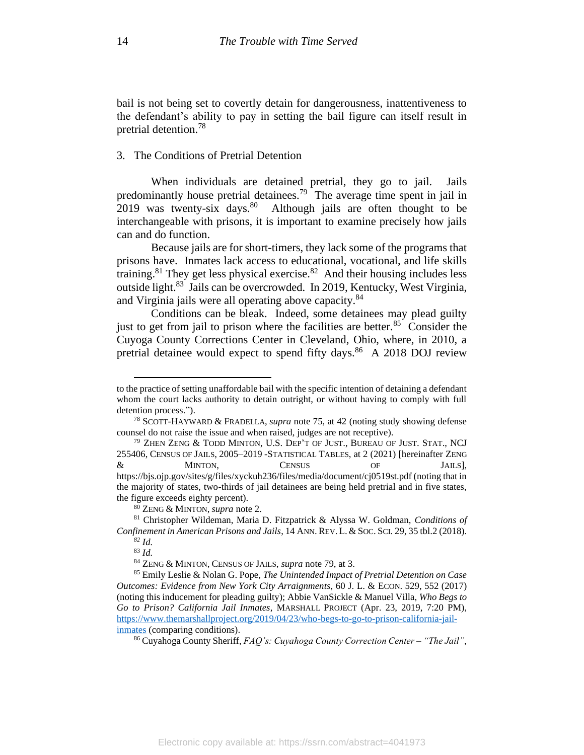bail is not being set to covertly detain for dangerousness, inattentiveness to the defendant's ability to pay in setting the bail figure can itself result in pretrial detention.[78]

3. The Conditions of Pretrial Detention

When individuals are detained pretrial, they go to jail. Jails predominantly house pretrial detainees.[79] The average time spent in jail in 2019 was twenty-six days.[80] Although jails are often thought to be interchangeable with prisons, it is important to examine precisely how jails can and do function.

Because jails are for short-timers, they lack some of the programs that prisons have. Inmates lack access to educational, vocational, and life skills training.[81] They get less physical exercise.[82] And their housing includes less outside light.[83] Jails can be overcrowded. In 2019, Kentucky, West Virginia, and Virginia jails were all operating above capacity.[84]

Conditions can be bleak. Indeed, some detainees may plead guilty just to get from jail to prison where the facilities are better.[85] Consider the Cuyoga County Corrections Center in Cleveland, Ohio, where, in 2010, a pretrial detainee would expect to spend fifty days.[86] A 2018 DOJ review

---

to the practice of setting unaffordable bail with the specific intention of detaining a defendant whom the court lacks authority to detain outright, or without having to comply with full detention process.").

[78] SCOTT-HAYWARD & FRADELLA, *supra* note 75, at 42 (noting study showing defense counsel do not raise the issue and when raised, judges are not receptive).

[79] ZHEN ZENG & TODD MINTON, U.S. DEP'T OF JUST., BUREAU OF JUST. STAT., NCJ 255406, CENSUS OF JAILS, 2005–2019 -STATISTICAL TABLES, at 2 (2021) [hereinafter ZENG & MINTON, CENSUS OF JAILS], https://bjs.ojp.gov/sites/g/files/xyckuh236/files/media/document/cj0519st.pdf (noting that in the majority of states, two-thirds of jail detainees are being held pretrial and in five states, the figure exceeds eighty percent).

[80] ZENG & MINTON, *supra* note 2.

[81] Christopher Wildeman, Maria D. Fitzpatrick & Alyssa W. Goldman, *Conditions of Confinement in American Prisons and Jails*, 14 ANN. REV. L. & SOC. SCI. 29, 35 tbl.2 (2018).

[82] *Id.*

[83] *Id.*

[84] ZENG & MINTON, CENSUS OF JAILS, *supra* note 79, at 3.

[85] Emily Leslie & Nolan G. Pope, *The Unintended Impact of Pretrial Detention on Case Outcomes: Evidence from New York City Arraignments*, 60 J. L. & ECON. 529, 552 (2017) (noting this inducement for pleading guilty); Abbie VanSickle & Manuel Villa, *Who Begs to Go to Prison? California Jail Inmates*, MARSHALL PROJECT (Apr. 23, 2019, 7:20 PM), https://www.themarshallproject.org/2019/04/23/who-begs-to-go-to-prison-california-jail-inmates (comparing conditions).

[86] Cuyahoga County Sheriff, *FAQ's: Cuyahoga County Correction Center – "The Jail"*,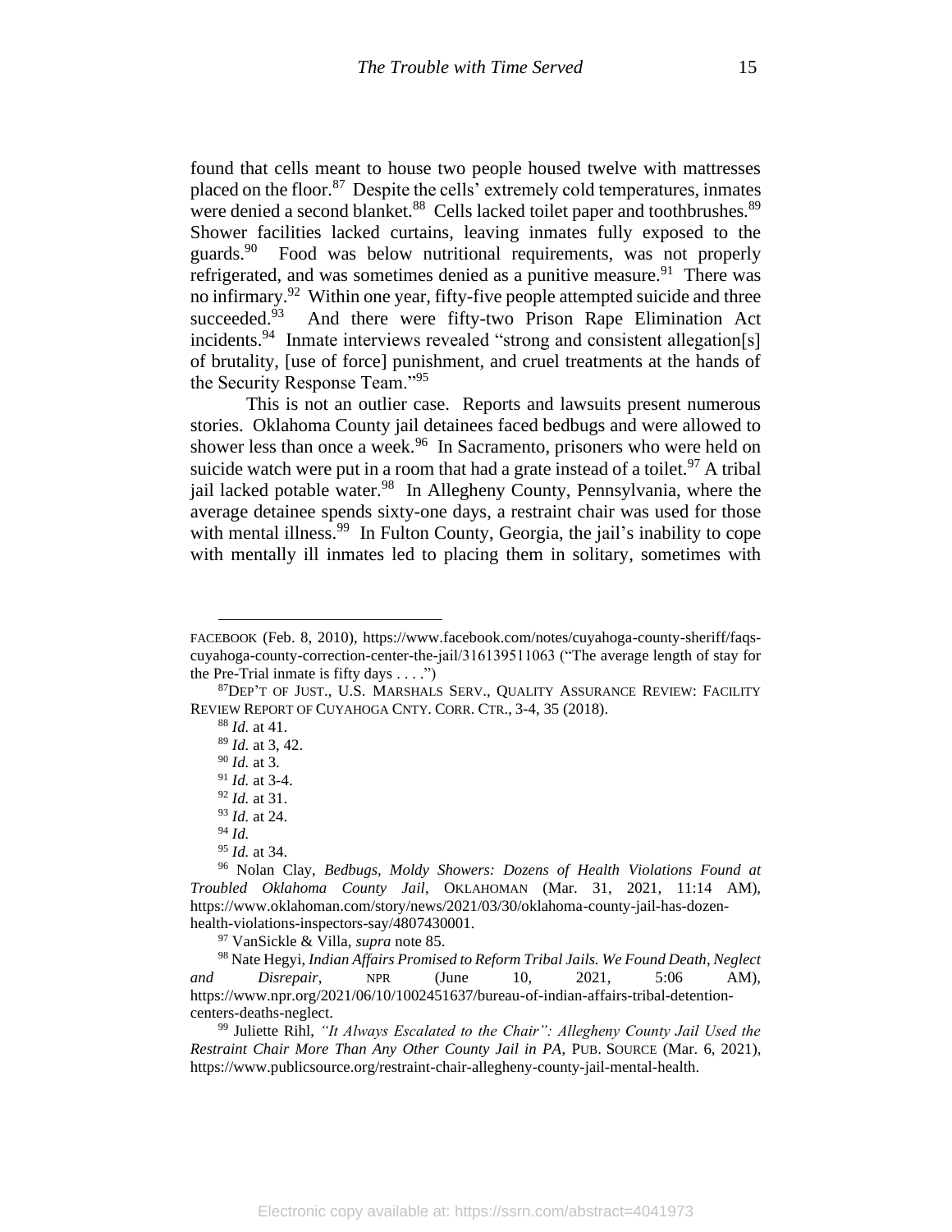found that cells meant to house two people housed twelve with mattresses placed on the floor.[87] Despite the cells' extremely cold temperatures, inmates were denied a second blanket.[88] Cells lacked toilet paper and toothbrushes.[89] Shower facilities lacked curtains, leaving inmates fully exposed to the guards.[90] Food was below nutritional requirements, was not properly refrigerated, and was sometimes denied as a punitive measure.[91] There was no infirmary.[92] Within one year, fifty-five people attempted suicide and three succeeded.[93] And there were fifty-two Prison Rape Elimination Act incidents.[94] Inmate interviews revealed "strong and consistent allegation[s] of brutality, [use of force] punishment, and cruel treatments at the hands of the Security Response Team."[95]

This is not an outlier case. Reports and lawsuits present numerous stories. Oklahoma County jail detainees faced bedbugs and were allowed to shower less than once a week.[96] In Sacramento, prisoners who were held on suicide watch were put in a room that had a grate instead of a toilet.[97] A tribal jail lacked potable water.[98] In Allegheny County, Pennsylvania, where the average detainee spends sixty-one days, a restraint chair was used for those with mental illness.[99] In Fulton County, Georgia, the jail's inability to cope with mentally ill inmates led to placing them in solitary, sometimes with

---

FACEBOOK (Feb. 8, 2010), https://www.facebook.com/notes/cuyahoga-county-sheriff/faqs-cuyahoga-county-correction-center-the-jail/316139511063 ("The average length of stay for the Pre-Trial inmate is fifty days . . . .")

[87] DEP'T OF JUST., U.S. MARSHALS SERV., QUALITY ASSURANCE REVIEW: FACILITY REVIEW REPORT OF CUYAHOGA CNTY. CORR. CTR., 3-4, 35 (2018).

[88] *Id.* at 41.

[89] *Id.* at 3, 42.

[90] *Id.* at 3.

[91] *Id.* at 3-4.

[92] *Id.* at 31.

[93] *Id.* at 24.

[94] *Id.*

[95] *Id.* at 34.

[96] Nolan Clay, *Bedbugs, Moldy Showers: Dozens of Health Violations Found at Troubled Oklahoma County Jail*, OKLAHOMAN (Mar. 31, 2021, 11:14 AM), https://www.oklahoman.com/story/news/2021/03/30/oklahoma-county-jail-has-dozen-health-violations-inspectors-say/4807430001.

[97] VanSickle & Villa, *supra* note 85.

[98] Nate Hegyi, *Indian Affairs Promised to Reform Tribal Jails. We Found Death, Neglect and Disrepair*, NPR (June 10, 2021, 5:06 AM), https://www.npr.org/2021/06/10/1002451637/bureau-of-indian-affairs-tribal-detention-centers-deaths-neglect.

[99] Juliette Rihl, *"It Always Escalated to the Chair": Allegheny County Jail Used the Restraint Chair More Than Any Other County Jail in PA*, PUB. SOURCE (Mar. 6, 2021), https://www.publicsource.org/restraint-chair-allegheny-county-jail-mental-health.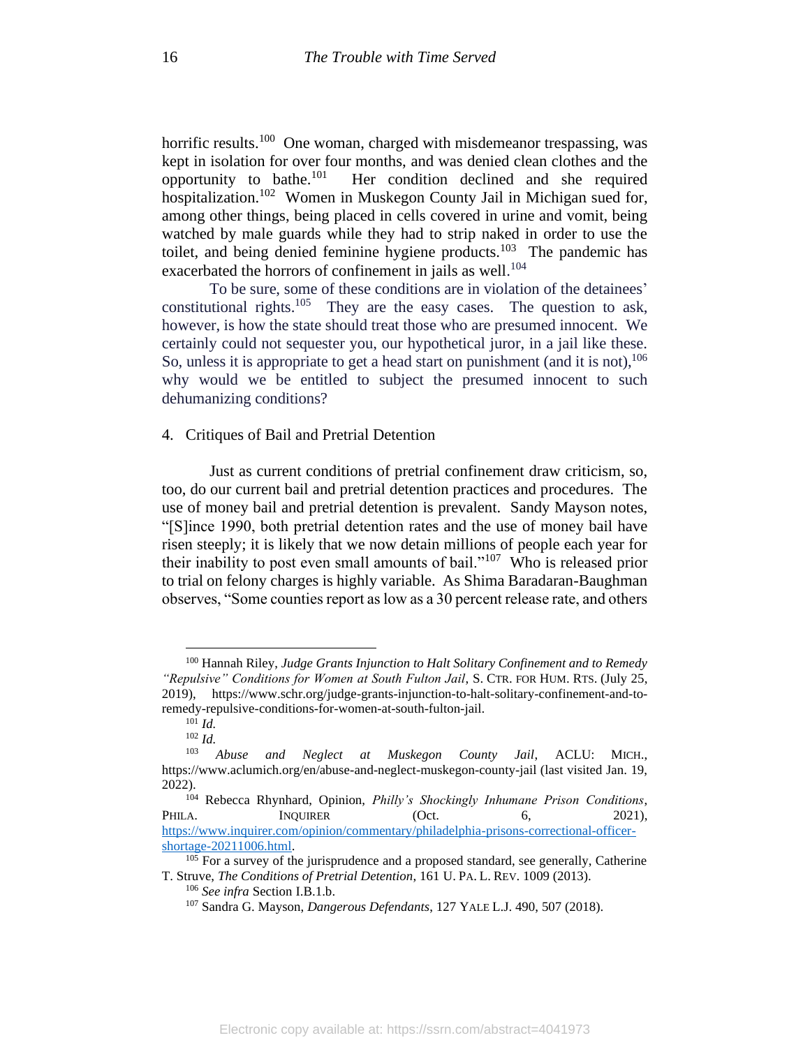horrific results.[100] One woman, charged with misdemeanor trespassing, was kept in isolation for over four months, and was denied clean clothes and the opportunity to bathe.[101] Her condition declined and she required hospitalization.[102] Women in Muskegon County Jail in Michigan sued for, among other things, being placed in cells covered in urine and vomit, being watched by male guards while they had to strip naked in order to use the toilet, and being denied feminine hygiene products.[103] The pandemic has exacerbated the horrors of confinement in jails as well.[104]

To be sure, some of these conditions are in violation of the detainees' constitutional rights.[105] They are the easy cases. The question to ask, however, is how the state should treat those who are presumed innocent. We certainly could not sequester you, our hypothetical juror, in a jail like these. So, unless it is appropriate to get a head start on punishment (and it is not),[106] why would we be entitled to subject the presumed innocent to such dehumanizing conditions?

#### 4. Critiques of Bail and Pretrial Detention

Just as current conditions of pretrial confinement draw criticism, so, too, do our current bail and pretrial detention practices and procedures. The use of money bail and pretrial detention is prevalent. Sandy Mayson notes, "[S]ince 1990, both pretrial detention rates and the use of money bail have risen steeply; it is likely that we now detain millions of people each year for their inability to post even small amounts of bail."[107] Who is released prior to trial on felony charges is highly variable. As Shima Baradaran-Baughman observes, "Some counties report as low as a 30 percent release rate, and others

---

[100] Hannah Riley, *Judge Grants Injunction to Halt Solitary Confinement and to Remedy "Repulsive" Conditions for Women at South Fulton Jail*, S. CTR. FOR HUM. RTS. (July 25, 2019), https://www.schr.org/judge-grants-injunction-to-halt-solitary-confinement-and-to-remedy-repulsive-conditions-for-women-at-south-fulton-jail.

[101] *Id.*

[102] *Id.*

[103] *Abuse and Neglect at Muskegon County Jail*, ACLU: MICH., https://www.aclumich.org/en/abuse-and-neglect-muskegon-county-jail (last visited Jan. 19, 2022).

[104] Rebecca Rhynhard, Opinion, *Philly's Shockingly Inhumane Prison Conditions*, PHILA. INQUIRER (Oct. 6, 2021), https://www.inquirer.com/opinion/commentary/philadelphia-prisons-correctional-officer-shortage-20211006.html.

[105] For a survey of the jurisprudence and a proposed standard, see generally, Catherine T. Struve, *The Conditions of Pretrial Detention*, 161 U. PA. L. REV. 1009 (2013).

[106] *See infra* Section I.B.1.b.

[107] Sandra G. Mayson, *Dangerous Defendants*, 127 YALE L.J. 490, 507 (2018).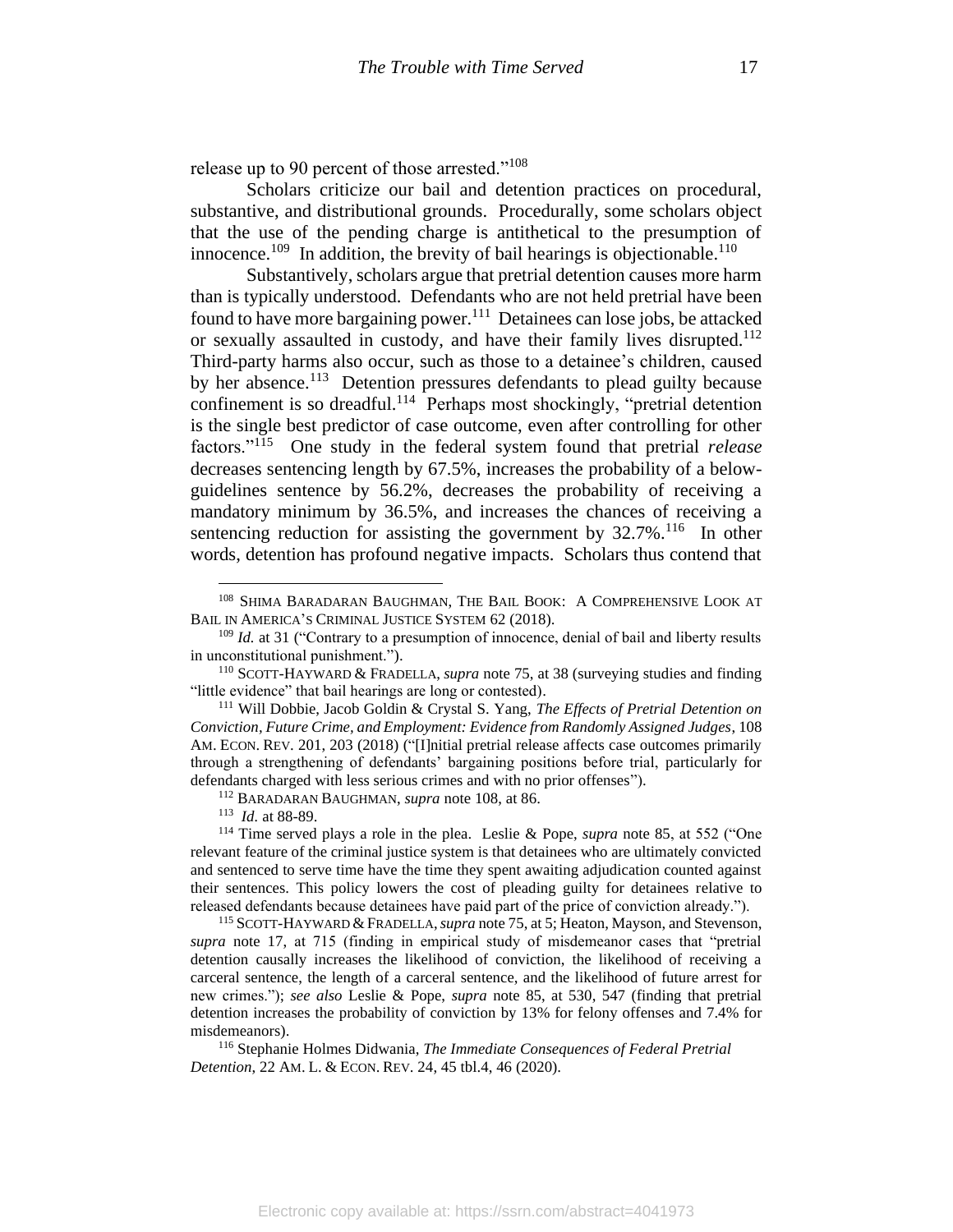release up to 90 percent of those arrested."[108]

Scholars criticize our bail and detention practices on procedural, substantive, and distributional grounds. Procedurally, some scholars object that the use of the pending charge is antithetical to the presumption of innocence.[109] In addition, the brevity of bail hearings is objectionable.[110]

Substantively, scholars argue that pretrial detention causes more harm than is typically understood. Defendants who are not held pretrial have been found to have more bargaining power.[111] Detainees can lose jobs, be attacked or sexually assaulted in custody, and have their family lives disrupted.[112] Third-party harms also occur, such as those to a detainee's children, caused by her absence.[113] Detention pressures defendants to plead guilty because confinement is so dreadful.[114] Perhaps most shockingly, "pretrial detention is the single best predictor of case outcome, even after controlling for other factors."[115] One study in the federal system found that pretrial *release* decreases sentencing length by 67.5%, increases the probability of a below-guidelines sentence by 56.2%, decreases the probability of receiving a mandatory minimum by 36.5%, and increases the chances of receiving a sentencing reduction for assisting the government by 32.7%.[116] In other words, detention has profound negative impacts. Scholars thus contend that

---

[108] SHIMA BARADARAN BAUGHMAN, THE BAIL BOOK: A COMPREHENSIVE LOOK AT BAIL IN AMERICA'S CRIMINAL JUSTICE SYSTEM 62 (2018).

[109] *Id.* at 31 ("Contrary to a presumption of innocence, denial of bail and liberty results in unconstitutional punishment.").

[110] SCOTT-HAYWARD & FRADELLA, *supra* note 75, at 38 (surveying studies and finding "little evidence" that bail hearings are long or contested).

[111] Will Dobbie, Jacob Goldin & Crystal S. Yang, *The Effects of Pretrial Detention on Conviction, Future Crime, and Employment: Evidence from Randomly Assigned Judges*, 108 AM. ECON. REV. 201, 203 (2018) ("[I]nitial pretrial release affects case outcomes primarily through a strengthening of defendants' bargaining positions before trial, particularly for defendants charged with less serious crimes and with no prior offenses").

[112] BARADARAN BAUGHMAN, *supra* note 108, at 86.

[113] *Id.* at 88-89.

[114] Time served plays a role in the plea. Leslie & Pope, *supra* note 85, at 552 ("One relevant feature of the criminal justice system is that detainees who are ultimately convicted and sentenced to serve time have the time they spent awaiting adjudication counted against their sentences. This policy lowers the cost of pleading guilty for detainees relative to released defendants because detainees have paid part of the price of conviction already.").

[115] SCOTT-HAYWARD & FRADELLA, *supra* note 75, at 5; Heaton, Mayson, and Stevenson, *supra* note 17, at 715 (finding in empirical study of misdemeanor cases that "pretrial detention causally increases the likelihood of conviction, the likelihood of receiving a carceral sentence, the length of a carceral sentence, and the likelihood of future arrest for new crimes."); *see also* Leslie & Pope, *supra* note 85, at 530, 547 (finding that pretrial detention increases the probability of conviction by 13% for felony offenses and 7.4% for misdemeanors).

[116] Stephanie Holmes Didwania, *The Immediate Consequences of Federal Pretrial Detention*, 22 AM. L. & ECON. REV. 24, 45 tbl.4, 46 (2020).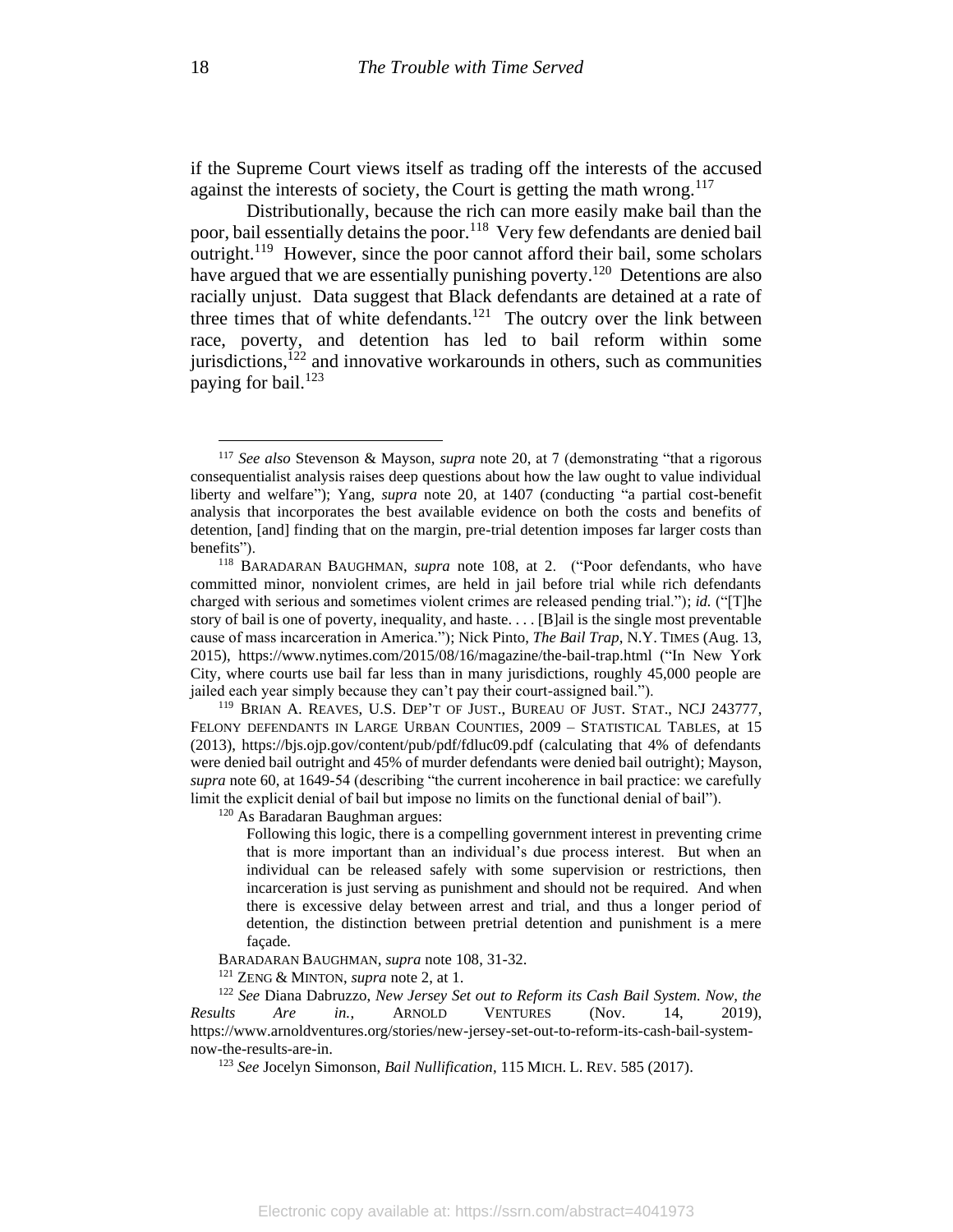if the Supreme Court views itself as trading off the interests of the accused against the interests of society, the Court is getting the math wrong.[117]

Distributionally, because the rich can more easily make bail than the poor, bail essentially detains the poor.[118] Very few defendants are denied bail outright.[119] However, since the poor cannot afford their bail, some scholars have argued that we are essentially punishing poverty.[120] Detentions are also racially unjust. Data suggest that Black defendants are detained at a rate of three times that of white defendants.[121] The outcry over the link between race, poverty, and detention has led to bail reform within some jurisdictions,[122] and innovative workarounds in others, such as communities paying for bail.[123]

---

[117] *See also* Stevenson & Mayson, *supra* note 20, at 7 (demonstrating "that a rigorous consequentialist analysis raises deep questions about how the law ought to value individual liberty and welfare"); Yang, *supra* note 20, at 1407 (conducting "a partial cost-benefit analysis that incorporates the best available evidence on both the costs and benefits of detention, [and] finding that on the margin, pre-trial detention imposes far larger costs than benefits").

[118] BARADARAN BAUGHMAN, *supra* note 108, at 2. ("Poor defendants, who have committed minor, nonviolent crimes, are held in jail before trial while rich defendants charged with serious and sometimes violent crimes are released pending trial."); *id.* ("[T]he story of bail is one of poverty, inequality, and haste. . . . [B]ail is the single most preventable cause of mass incarceration in America."); Nick Pinto, *The Bail Trap*, N.Y. TIMES (Aug. 13, 2015), https://www.nytimes.com/2015/08/16/magazine/the-bail-trap.html ("In New York City, where courts use bail far less than in many jurisdictions, roughly 45,000 people are jailed each year simply because they can't pay their court-assigned bail.").

[119] BRIAN A. REAVES, U.S. DEP'T OF JUST., BUREAU OF JUST. STAT., NCJ 243777, FELONY DEFENDANTS IN LARGE URBAN COUNTIES, 2009 – STATISTICAL TABLES, at 15 (2013), https://bjs.ojp.gov/content/pub/pdf/fdluc09.pdf (calculating that 4% of defendants were denied bail outright and 45% of murder defendants were denied bail outright); Mayson, *supra* note 60, at 1649-54 (describing "the current incoherence in bail practice: we carefully limit the explicit denial of bail but impose no limits on the functional denial of bail").

[120] As Baradaran Baughman argues:

> Following this logic, there is a compelling government interest in preventing crime that is more important than an individual's due process interest. But when an individual can be released safely with some supervision or restrictions, then incarceration is just serving as punishment and should not be required. And when there is excessive delay between arrest and trial, and thus a longer period of detention, the distinction between pretrial detention and punishment is a mere façade.

BARADARAN BAUGHMAN, *supra* note 108, 31-32.

[121] ZENG & MINTON, *supra* note 2, at 1.

[122] *See* Diana Dabruzzo, *New Jersey Set out to Reform its Cash Bail System. Now, the Results Are in.*, ARNOLD VENTURES (Nov. 14, 2019), https://www.arnoldventures.org/stories/new-jersey-set-out-to-reform-its-cash-bail-system-now-the-results-are-in.

[123] *See* Jocelyn Simonson, *Bail Nullification*, 115 MICH. L. REV. 585 (2017).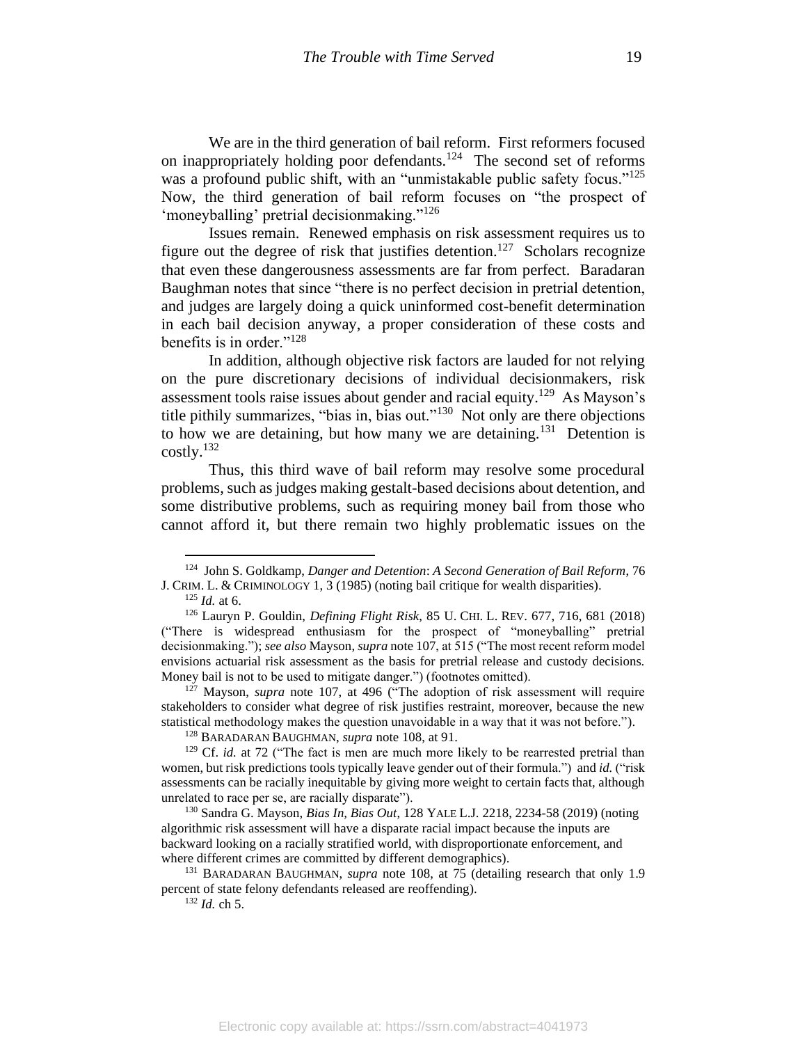We are in the third generation of bail reform. First reformers focused on inappropriately holding poor defendants.[124] The second set of reforms was a profound public shift, with an "unmistakable public safety focus."[125] Now, the third generation of bail reform focuses on "the prospect of 'moneyballing' pretrial decisionmaking."[126]

Issues remain. Renewed emphasis on risk assessment requires us to figure out the degree of risk that justifies detention.[127] Scholars recognize that even these dangerousness assessments are far from perfect. Baradaran Baughman notes that since "there is no perfect decision in pretrial detention, and judges are largely doing a quick uninformed cost-benefit determination in each bail decision anyway, a proper consideration of these costs and benefits is in order."[128]

In addition, although objective risk factors are lauded for not relying on the pure discretionary decisions of individual decisionmakers, risk assessment tools raise issues about gender and racial equity.[129] As Mayson's title pithily summarizes, "bias in, bias out."[130] Not only are there objections to how we are detaining, but how many we are detaining.[131] Detention is costly.[132]

Thus, this third wave of bail reform may resolve some procedural problems, such as judges making gestalt-based decisions about detention, and some distributive problems, such as requiring money bail from those who cannot afford it, but there remain two highly problematic issues on the

---

[124] John S. Goldkamp, *Danger and Detention*: *A Second Generation of Bail Reform*, 76 J. CRIM. L. & CRIMINOLOGY 1, 3 (1985) (noting bail critique for wealth disparities).

[125] *Id.* at 6.

[126] Lauryn P. Gouldin, *Defining Flight Risk*, 85 U. CHI. L. REV. 677, 716, 681 (2018) ("There is widespread enthusiasm for the prospect of "moneyballing" pretrial decisionmaking."); *see also* Mayson, *supra* note 107, at 515 ("The most recent reform model envisions actuarial risk assessment as the basis for pretrial release and custody decisions. Money bail is not to be used to mitigate danger.") (footnotes omitted).

[127] Mayson, *supra* note 107, at 496 ("The adoption of risk assessment will require stakeholders to consider what degree of risk justifies restraint, moreover, because the new statistical methodology makes the question unavoidable in a way that it was not before.").

[128] BARADARAN BAUGHMAN, *supra* note 108, at 91.

[129] Cf. *id.* at 72 ("The fact is men are much more likely to be rearrested pretrial than women, but risk predictions tools typically leave gender out of their formula.") and *id.* ("risk assessments can be racially inequitable by giving more weight to certain facts that, although unrelated to race per se, are racially disparate").

[130] Sandra G. Mayson, *Bias In, Bias Out*, 128 YALE L.J. 2218, 2234-58 (2019) (noting algorithmic risk assessment will have a disparate racial impact because the inputs are backward looking on a racially stratified world, with disproportionate enforcement, and where different crimes are committed by different demographics).

[131] BARADARAN BAUGHMAN, *supra* note 108, at 75 (detailing research that only 1.9 percent of state felony defendants released are reoffending).

[132] *Id.* ch 5.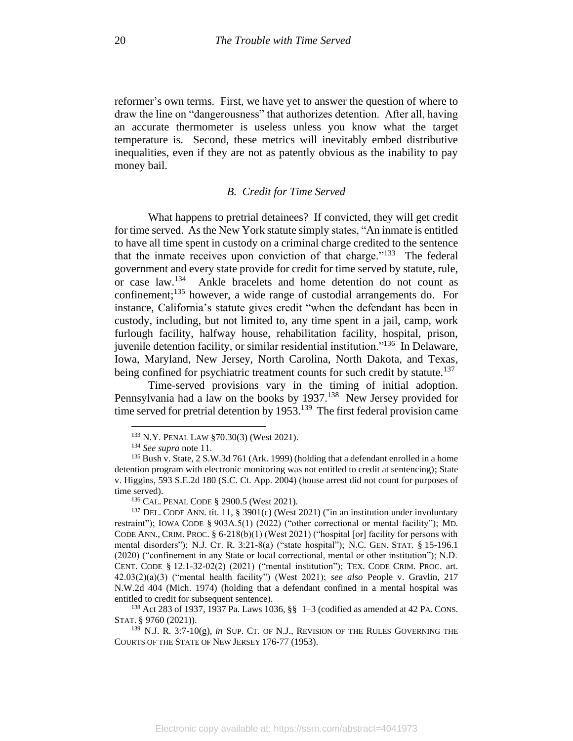reformer's own terms. First, we have yet to answer the question of where to draw the line on "dangerousness" that authorizes detention. After all, having an accurate thermometer is useless unless you know what the target temperature is. Second, these metrics will inevitably embed distributive inequalities, even if they are not as patently obvious as the inability to pay money bail.

### *B. Credit for Time Served*

What happens to pretrial detainees? If convicted, they will get credit for time served. As the New York statute simply states, "An inmate is entitled to have all time spent in custody on a criminal charge credited to the sentence that the inmate receives upon conviction of that charge."[133] The federal government and every state provide for credit for time served by statute, rule, or case law.[134] Ankle bracelets and home detention do not count as confinement;[135] however, a wide range of custodial arrangements do. For instance, California's statute gives credit "when the defendant has been in custody, including, but not limited to, any time spent in a jail, camp, work furlough facility, halfway house, rehabilitation facility, hospital, prison, juvenile detention facility, or similar residential institution."[136] In Delaware, Iowa, Maryland, New Jersey, North Carolina, North Dakota, and Texas, being confined for psychiatric treatment counts for such credit by statute.[137]

Time-served provisions vary in the timing of initial adoption. Pennsylvania had a law on the books by 1937.[138] New Jersey provided for time served for pretrial detention by 1953.[139] The first federal provision came

---

[133] N.Y. PENAL LAW §70.30(3) (West 2021).

[134] *See supra* note 11.

[135] Bush v. State, 2 S.W.3d 761 (Ark. 1999) (holding that a defendant enrolled in a home detention program with electronic monitoring was not entitled to credit at sentencing); State v. Higgins, 593 S.E.2d 180 (S.C. Ct. App. 2004) (house arrest did not count for purposes of time served).

[136] CAL. PENAL CODE § 2900.5 (West 2021).

[137] DEL. CODE ANN. tit. 11, § 3901(c) (West 2021) ("in an institution under involuntary restraint"); IOWA CODE § 903A.5(1) (2022) ("other correctional or mental facility"); MD. CODE ANN., CRIM. PROC. § 6-218(b)(1) (West 2021) ("hospital [or] facility for persons with mental disorders"); N.J. CT. R. 3:21-8(a) ("state hospital"); N.C. GEN. STAT. § 15-196.1 (2020) ("confinement in any State or local correctional, mental or other institution"); N.D. CENT. CODE § 12.1-32-02(2) (2021) ("mental institution"); TEX. CODE CRIM. PROC. art. 42.03(2)(a)(3) ("mental health facility") (West 2021); *see also* People v. Gravlin, 217 N.W.2d 404 (Mich. 1974) (holding that a defendant confined in a mental hospital was entitled to credit for subsequent sentence).

[138] Act 283 of 1937, 1937 Pa. Laws 1036, §§ 1–3 (codified as amended at 42 PA. CONS. STAT. § 9760 (2021)).

[139] N.J. R. 3:7-10(g), *in* SUP. CT. OF N.J., REVISION OF THE RULES GOVERNING THE COURTS OF THE STATE OF NEW JERSEY 176-77 (1953).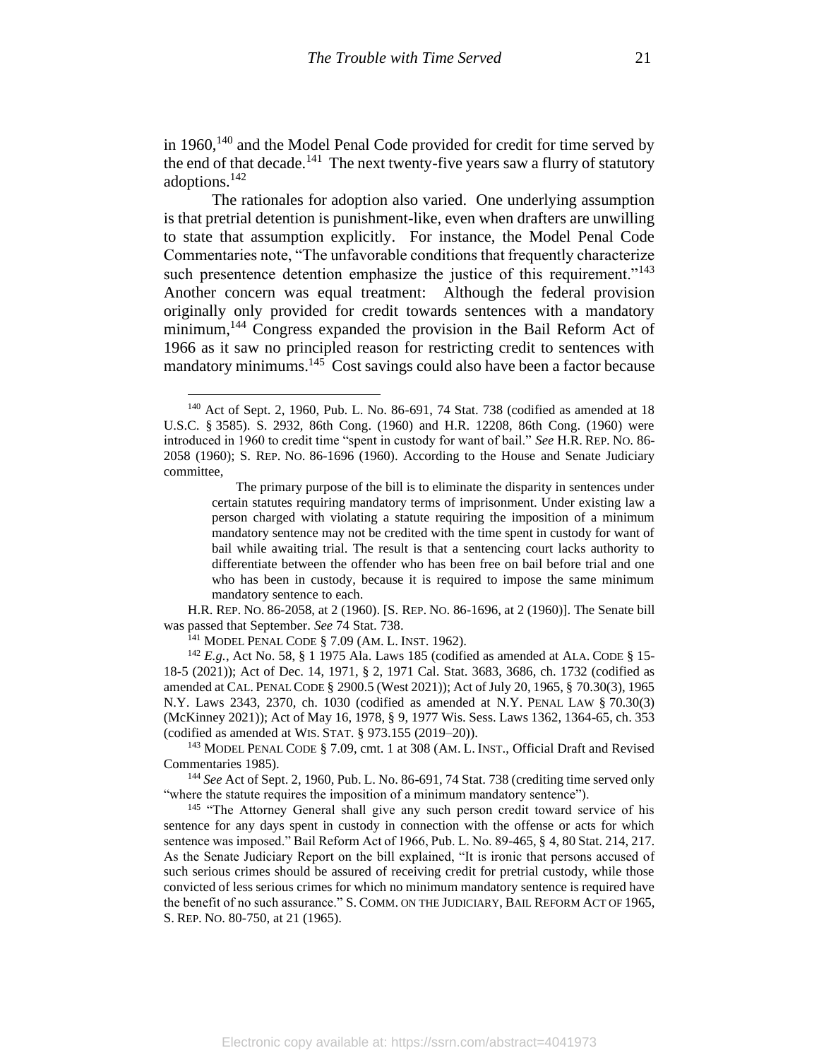in 1960,[140] and the Model Penal Code provided for credit for time served by the end of that decade.[141] The next twenty-five years saw a flurry of statutory adoptions.[142]

The rationales for adoption also varied. One underlying assumption is that pretrial detention is punishment-like, even when drafters are unwilling to state that assumption explicitly. For instance, the Model Penal Code Commentaries note, "The unfavorable conditions that frequently characterize such presentence detention emphasize the justice of this requirement."[143] Another concern was equal treatment: Although the federal provision originally only provided for credit towards sentences with a mandatory minimum,[144] Congress expanded the provision in the Bail Reform Act of 1966 as it saw no principled reason for restricting credit to sentences with mandatory minimums.[145] Cost savings could also have been a factor because

---

[140] Act of Sept. 2, 1960, Pub. L. No. 86-691, 74 Stat. 738 (codified as amended at 18 U.S.C. § 3585). S. 2932, 86th Cong. (1960) and H.R. 12208, 86th Cong. (1960) were introduced in 1960 to credit time "spent in custody for want of bail." *See* H.R. REP. NO. 86-2058 (1960); S. REP. NO. 86-1696 (1960). According to the House and Senate Judiciary committee,

> The primary purpose of the bill is to eliminate the disparity in sentences under certain statutes requiring mandatory terms of imprisonment. Under existing law a person charged with violating a statute requiring the imposition of a minimum mandatory sentence may not be credited with the time spent in custody for want of bail while awaiting trial. The result is that a sentencing court lacks authority to differentiate between the offender who has been free on bail before trial and one who has been in custody, because it is required to impose the same minimum mandatory sentence to each.

H.R. REP. NO. 86-2058, at 2 (1960). [S. REP. NO. 86-1696, at 2 (1960)]. The Senate bill was passed that September. *See* 74 Stat. 738.

[141] MODEL PENAL CODE § 7.09 (AM. L. INST. 1962).

[142] *E.g.*, Act No. 58, § 1 1975 Ala. Laws 185 (codified as amended at ALA. CODE § 15-18-5 (2021)); Act of Dec. 14, 1971, § 2, 1971 Cal. Stat. 3683, 3686, ch. 1732 (codified as amended at CAL. PENAL CODE § 2900.5 (West 2021)); Act of July 20, 1965, § 70.30(3), 1965 N.Y. Laws 2343, 2370, ch. 1030 (codified as amended at N.Y. PENAL LAW § 70.30(3) (McKinney 2021)); Act of May 16, 1978, § 9, 1977 Wis. Sess. Laws 1362, 1364-65, ch. 353 (codified as amended at WIS. STAT. § 973.155 (2019–20)).

[143] MODEL PENAL CODE § 7.09, cmt. 1 at 308 (AM. L. INST., Official Draft and Revised Commentaries 1985).

[144] *See* Act of Sept. 2, 1960, Pub. L. No. 86-691, 74 Stat. 738 (crediting time served only "where the statute requires the imposition of a minimum mandatory sentence").

[145] "The Attorney General shall give any such person credit toward service of his sentence for any days spent in custody in connection with the offense or acts for which sentence was imposed." Bail Reform Act of 1966, Pub. L. No. 89-465, § 4, 80 Stat. 214, 217. As the Senate Judiciary Report on the bill explained, "It is ironic that persons accused of such serious crimes should be assured of receiving credit for pretrial custody, while those convicted of less serious crimes for which no minimum mandatory sentence is required have the benefit of no such assurance." S. COMM. ON THE JUDICIARY, BAIL REFORM ACT OF 1965, S. REP. NO. 80-750, at 21 (1965).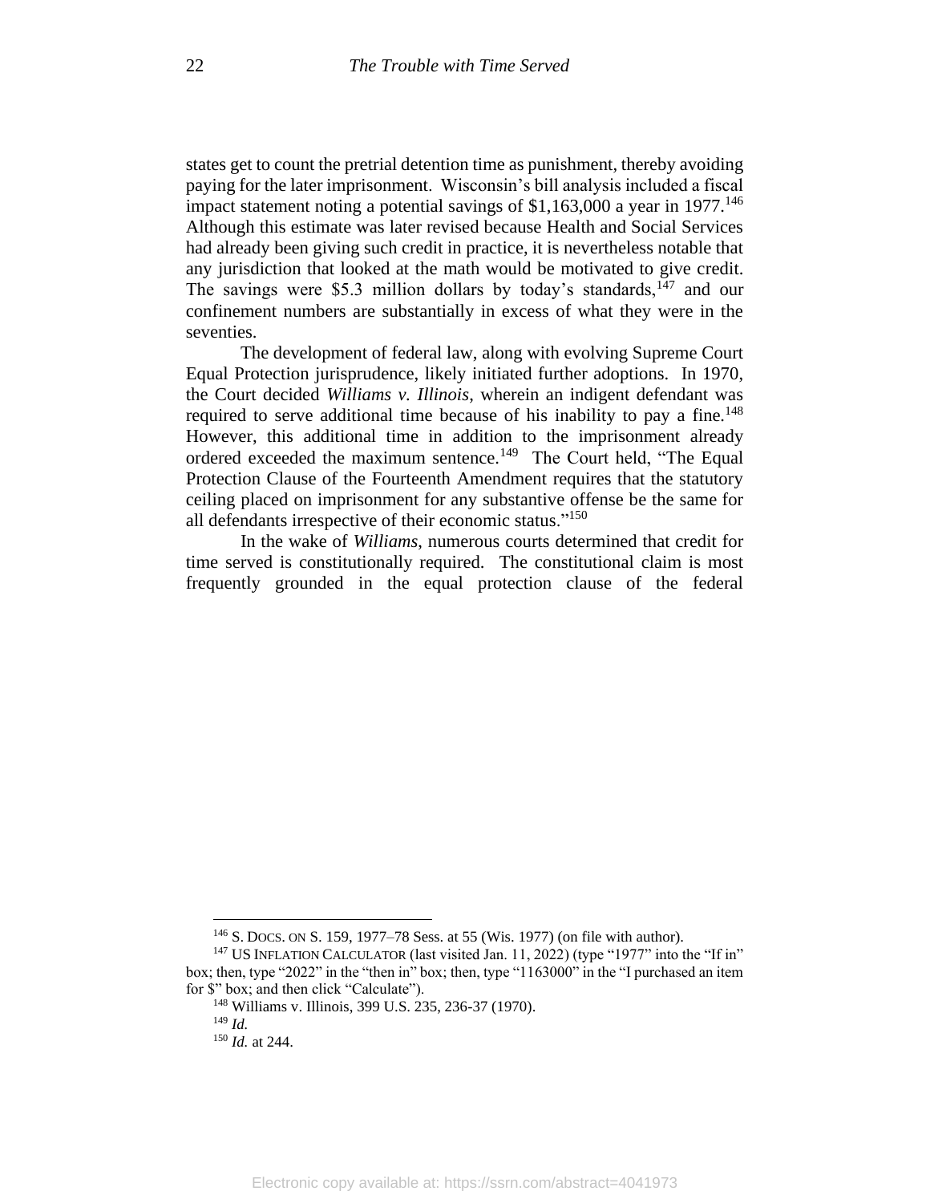states get to count the pretrial detention time as punishment, thereby avoiding paying for the later imprisonment. Wisconsin's bill analysis included a fiscal impact statement noting a potential savings of $1,163,000 a year in 1977.[146] Although this estimate was later revised because Health and Social Services had already been giving such credit in practice, it is nevertheless notable that any jurisdiction that looked at the math would be motivated to give credit. The savings were $5.3 million dollars by today's standards,[147] and our confinement numbers are substantially in excess of what they were in the seventies.

The development of federal law, along with evolving Supreme Court Equal Protection jurisprudence, likely initiated further adoptions. In 1970, the Court decided *Williams v. Illinois*, wherein an indigent defendant was required to serve additional time because of his inability to pay a fine.[148] However, this additional time in addition to the imprisonment already ordered exceeded the maximum sentence.[149] The Court held, "The Equal Protection Clause of the Fourteenth Amendment requires that the statutory ceiling placed on imprisonment for any substantive offense be the same for all defendants irrespective of their economic status."[150]

In the wake of *Williams*, numerous courts determined that credit for time served is constitutionally required. The constitutional claim is most frequently grounded in the equal protection clause of the federal

---

[146] S. DOCS. ON S. 159, 1977–78 Sess. at 55 (Wis. 1977) (on file with author).

[147] US INFLATION CALCULATOR (last visited Jan. 11, 2022) (type "1977" into the "If in" box; then, type "2022" in the "then in" box; then, type "1163000" in the "I purchased an item for $" box; and then click "Calculate").

[148] Williams v. Illinois, 399 U.S. 235, 236-37 (1970).

[149] *Id.*

[150] *Id.* at 244.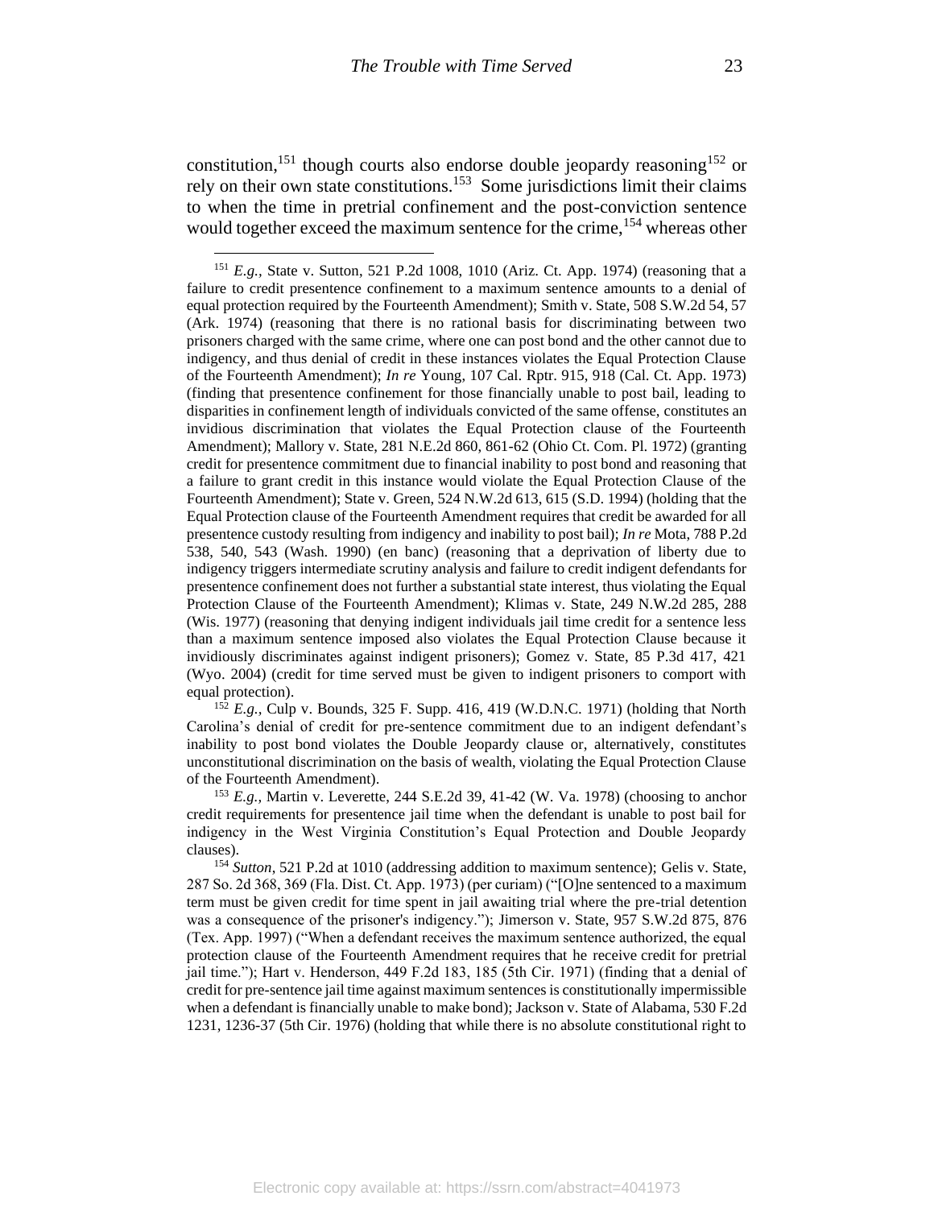constitution,[151] though courts also endorse double jeopardy reasoning[152] or rely on their own state constitutions.[153] Some jurisdictions limit their claims to when the time in pretrial confinement and the post-conviction sentence would together exceed the maximum sentence for the crime,[154] whereas other

---

[151] *E.g.*, State v. Sutton, 521 P.2d 1008, 1010 (Ariz. Ct. App. 1974) (reasoning that a failure to credit presentence confinement to a maximum sentence amounts to a denial of equal protection required by the Fourteenth Amendment); Smith v. State, 508 S.W.2d 54, 57 (Ark. 1974) (reasoning that there is no rational basis for discriminating between two prisoners charged with the same crime, where one can post bond and the other cannot due to indigency, and thus denial of credit in these instances violates the Equal Protection Clause of the Fourteenth Amendment); *In re* Young, 107 Cal. Rptr. 915, 918 (Cal. Ct. App. 1973) (finding that presentence confinement for those financially unable to post bail, leading to disparities in confinement length of individuals convicted of the same offense, constitutes an invidious discrimination that violates the Equal Protection clause of the Fourteenth Amendment); Mallory v. State, 281 N.E.2d 860, 861-62 (Ohio Ct. Com. Pl. 1972) (granting credit for presentence commitment due to financial inability to post bond and reasoning that a failure to grant credit in this instance would violate the Equal Protection Clause of the Fourteenth Amendment); State v. Green, 524 N.W.2d 613, 615 (S.D. 1994) (holding that the Equal Protection clause of the Fourteenth Amendment requires that credit be awarded for all presentence custody resulting from indigency and inability to post bail); *In re* Mota, 788 P.2d 538, 540, 543 (Wash. 1990) (en banc) (reasoning that a deprivation of liberty due to indigency triggers intermediate scrutiny analysis and failure to credit indigent defendants for presentence confinement does not further a substantial state interest, thus violating the Equal Protection Clause of the Fourteenth Amendment); Klimas v. State, 249 N.W.2d 285, 288 (Wis. 1977) (reasoning that denying indigent individuals jail time credit for a sentence less than a maximum sentence imposed also violates the Equal Protection Clause because it invidiously discriminates against indigent prisoners); Gomez v. State, 85 P.3d 417, 421 (Wyo. 2004) (credit for time served must be given to indigent prisoners to comport with equal protection).

[152] *E.g.*, Culp v. Bounds, 325 F. Supp. 416, 419 (W.D.N.C. 1971) (holding that North Carolina's denial of credit for pre-sentence commitment due to an indigent defendant's inability to post bond violates the Double Jeopardy clause or, alternatively, constitutes unconstitutional discrimination on the basis of wealth, violating the Equal Protection Clause of the Fourteenth Amendment).

[153] *E.g.*, Martin v. Leverette, 244 S.E.2d 39, 41-42 (W. Va. 1978) (choosing to anchor credit requirements for presentence jail time when the defendant is unable to post bail for indigency in the West Virginia Constitution's Equal Protection and Double Jeopardy clauses).

[154] *Sutton*, 521 P.2d at 1010 (addressing addition to maximum sentence); Gelis v. State, 287 So. 2d 368, 369 (Fla. Dist. Ct. App. 1973) (per curiam) ("[O]ne sentenced to a maximum term must be given credit for time spent in jail awaiting trial where the pre-trial detention was a consequence of the prisoner's indigency."); Jimerson v. State, 957 S.W.2d 875, 876 (Tex. App. 1997) ("When a defendant receives the maximum sentence authorized, the equal protection clause of the Fourteenth Amendment requires that he receive credit for pretrial jail time."); Hart v. Henderson, 449 F.2d 183, 185 (5th Cir. 1971) (finding that a denial of credit for pre-sentence jail time against maximum sentences is constitutionally impermissible when a defendant is financially unable to make bond); Jackson v. State of Alabama, 530 F.2d 1231, 1236-37 (5th Cir. 1976) (holding that while there is no absolute constitutional right to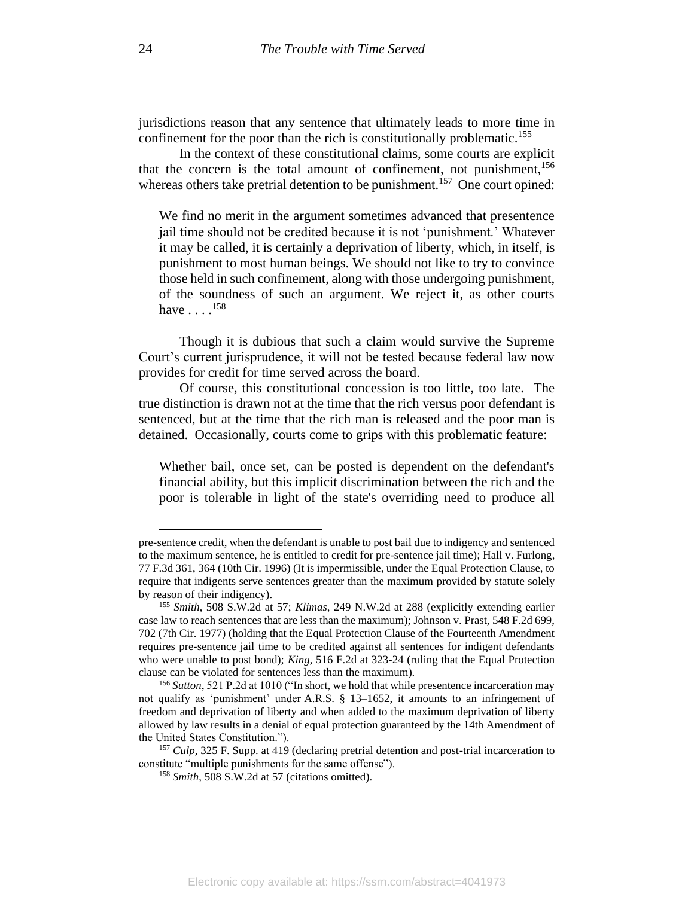jurisdictions reason that any sentence that ultimately leads to more time in confinement for the poor than the rich is constitutionally problematic.[155]

In the context of these constitutional claims, some courts are explicit that the concern is the total amount of confinement, not punishment,[156] whereas others take pretrial detention to be punishment.[157] One court opined:

> We find no merit in the argument sometimes advanced that presentence jail time should not be credited because it is not 'punishment.' Whatever it may be called, it is certainly a deprivation of liberty, which, in itself, is punishment to most human beings. We should not like to try to convince those held in such confinement, along with those undergoing punishment, of the soundness of such an argument. We reject it, as other courts have . . . .[158]

Though it is dubious that such a claim would survive the Supreme Court's current jurisprudence, it will not be tested because federal law now provides for credit for time served across the board.

Of course, this constitutional concession is too little, too late. The true distinction is drawn not at the time that the rich versus poor defendant is sentenced, but at the time that the rich man is released and the poor man is detained. Occasionally, courts come to grips with this problematic feature:

> Whether bail, once set, can be posted is dependent on the defendant's financial ability, but this implicit discrimination between the rich and the poor is tolerable in light of the state's overriding need to produce all

---

pre-sentence credit, when the defendant is unable to post bail due to indigency and sentenced to the maximum sentence, he is entitled to credit for pre-sentence jail time); Hall v. Furlong, 77 F.3d 361, 364 (10th Cir. 1996) (It is impermissible, under the Equal Protection Clause, to require that indigents serve sentences greater than the maximum provided by statute solely by reason of their indigency).

[155] *Smith*, 508 S.W.2d at 57; *Klimas*, 249 N.W.2d at 288 (explicitly extending earlier case law to reach sentences that are less than the maximum); Johnson v. Prast, 548 F.2d 699, 702 (7th Cir. 1977) (holding that the Equal Protection Clause of the Fourteenth Amendment requires pre-sentence jail time to be credited against all sentences for indigent defendants who were unable to post bond); *King*, 516 F.2d at 323-24 (ruling that the Equal Protection clause can be violated for sentences less than the maximum).

[156] *Sutton*, 521 P.2d at 1010 ("In short, we hold that while presentence incarceration may not qualify as 'punishment' under A.R.S. § 13–1652, it amounts to an infringement of freedom and deprivation of liberty and when added to the maximum deprivation of liberty allowed by law results in a denial of equal protection guaranteed by the 14th Amendment of the United States Constitution.").

[157] *Culp*, 325 F. Supp. at 419 (declaring pretrial detention and post-trial incarceration to constitute "multiple punishments for the same offense").

[158] *Smith*, 508 S.W.2d at 57 (citations omitted).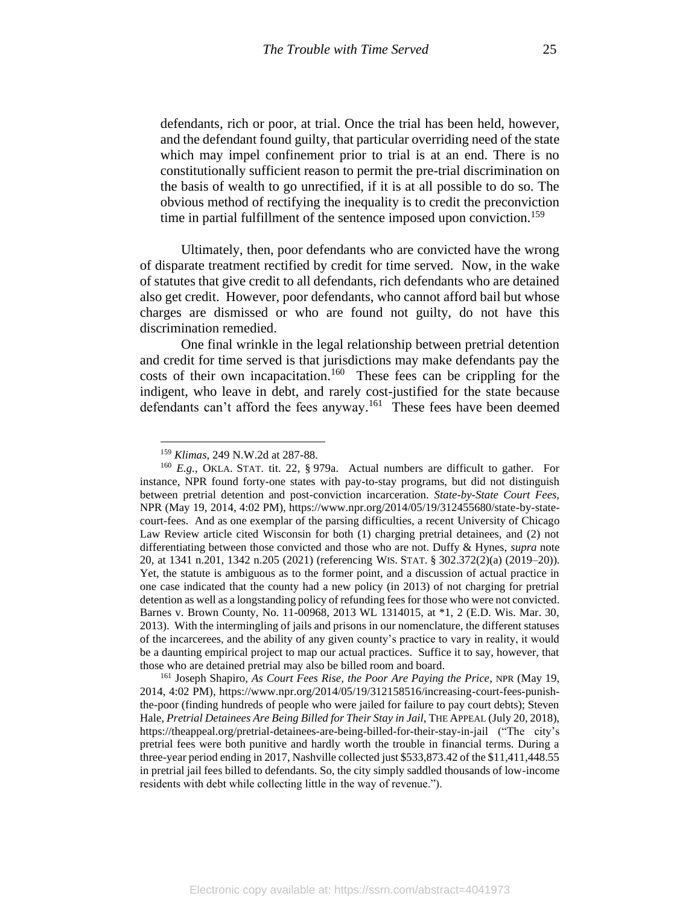> defendants, rich or poor, at trial. Once the trial has been held, however, and the defendant found guilty, that particular overriding need of the state which may impel confinement prior to trial is at an end. There is no constitutionally sufficient reason to permit the pre-trial discrimination on the basis of wealth to go unrectified, if it is at all possible to do so. The obvious method of rectifying the inequality is to credit the preconviction time in partial fulfillment of the sentence imposed upon conviction.[159]

Ultimately, then, poor defendants who are convicted have the wrong of disparate treatment rectified by credit for time served. Now, in the wake of statutes that give credit to all defendants, rich defendants who are detained also get credit. However, poor defendants, who cannot afford bail but whose charges are dismissed or who are found not guilty, do not have this discrimination remedied.

One final wrinkle in the legal relationship between pretrial detention and credit for time served is that jurisdictions may make defendants pay the costs of their own incapacitation.[160] These fees can be crippling for the indigent, who leave in debt, and rarely cost-justified for the state because defendants can't afford the fees anyway.[161] These fees have been deemed

---

[159] *Klimas*, 249 N.W.2d at 287-88.

[160] *E.g.*, OKLA. STAT. tit. 22, § 979a. Actual numbers are difficult to gather. For instance, NPR found forty-one states with pay-to-stay programs, but did not distinguish between pretrial detention and post-conviction incarceration. *State-by-State Court Fees*, NPR (May 19, 2014, 4:02 PM), https://www.npr.org/2014/05/19/312455680/state-by-state-court-fees. And as one exemplar of the parsing difficulties, a recent University of Chicago Law Review article cited Wisconsin for both (1) charging pretrial detainees, and (2) not differentiating between those convicted and those who are not. Duffy & Hynes, *supra* note 20, at 1341 n.201, 1342 n.205 (2021) (referencing WIS. STAT. § 302.372(2)(a) (2019–20)). Yet, the statute is ambiguous as to the former point, and a discussion of actual practice in one case indicated that the county had a new policy (in 2013) of not charging for pretrial detention as well as a longstanding policy of refunding fees for those who were not convicted. Barnes v. Brown County, No. 11-00968, 2013 WL 1314015, at *1, 2 (E.D. Wis. Mar. 30, 2013). With the intermingling of jails and prisons in our nomenclature, the different statuses of the incarcerees, and the ability of any given county's practice to vary in reality, it would be a daunting empirical project to map our actual practices. Suffice it to say, however, that those who are detained pretrial may also be billed room and board.

[161] Joseph Shapiro, *As Court Fees Rise, the Poor Are Paying the Price*, NPR (May 19, 2014, 4:02 PM), https://www.npr.org/2014/05/19/312158516/increasing-court-fees-punish-the-poor (finding hundreds of people who were jailed for failure to pay court debts); Steven Hale, *Pretrial Detainees Are Being Billed for Their Stay in Jail*, THE APPEAL (July 20, 2018), https://theappeal.org/pretrial-detainees-are-being-billed-for-their-stay-in-jail ("The city's pretrial fees were both punitive and hardly worth the trouble in financial terms. During a three-year period ending in 2017, Nashville collected just $533,873.42 of the $11,411,448.55 in pretrial jail fees billed to defendants. So, the city simply saddled thousands of low-income residents with debt while collecting little in the way of revenue.").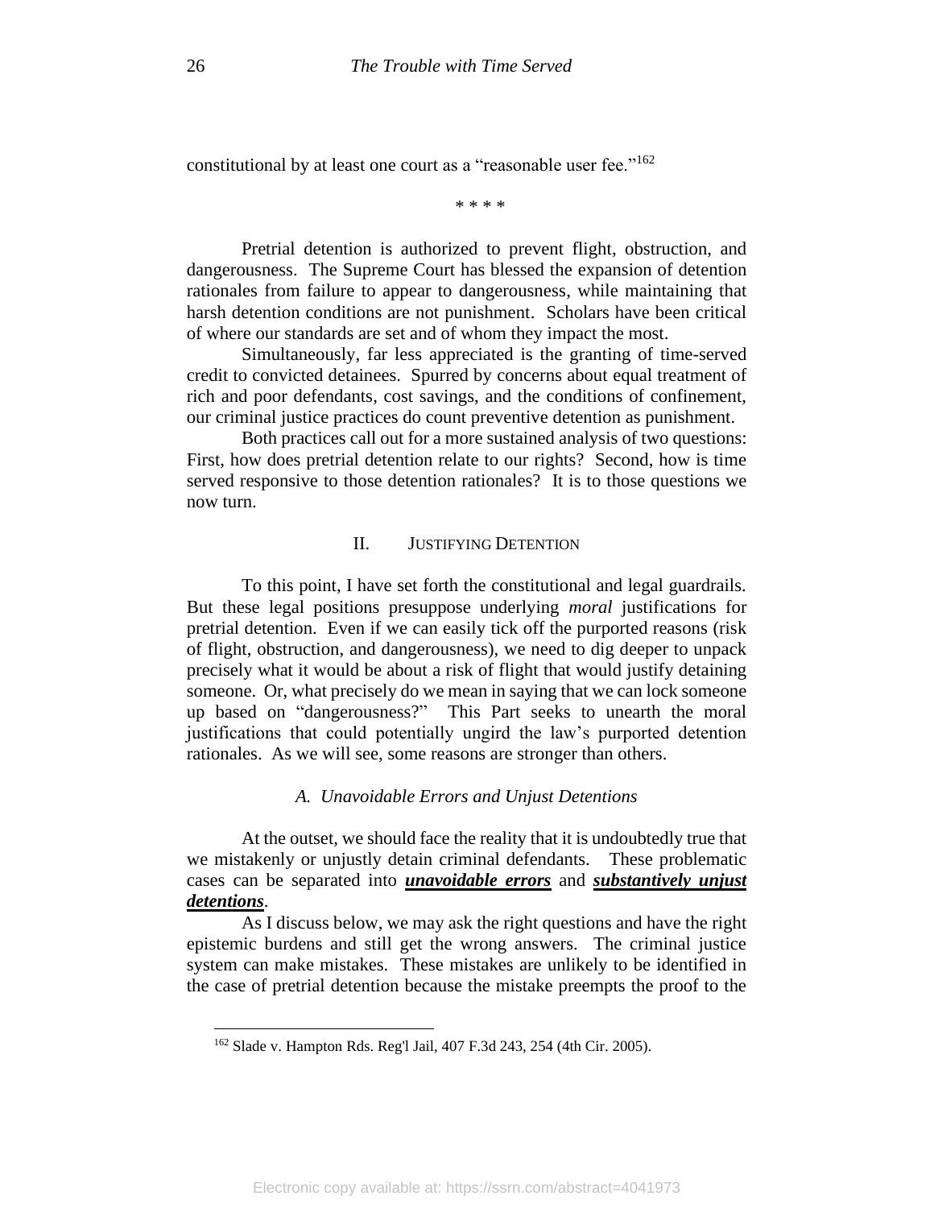constitutional by at least one court as a "reasonable user fee."[162]

\* \* \* \*

Pretrial detention is authorized to prevent flight, obstruction, and dangerousness. The Supreme Court has blessed the expansion of detention rationales from failure to appear to dangerousness, while maintaining that harsh detention conditions are not punishment. Scholars have been critical of where our standards are set and of whom they impact the most.

Simultaneously, far less appreciated is the granting of time-served credit to convicted detainees. Spurred by concerns about equal treatment of rich and poor defendants, cost savings, and the conditions of confinement, our criminal justice practices do count preventive detention as punishment.

Both practices call out for a more sustained analysis of two questions: First, how does pretrial detention relate to our rights? Second, how is time served responsive to those detention rationales? It is to those questions we now turn.

## II. JUSTIFYING DETENTION

To this point, I have set forth the constitutional and legal guardrails. But these legal positions presuppose underlying *moral* justifications for pretrial detention. Even if we can easily tick off the purported reasons (risk of flight, obstruction, and dangerousness), we need to dig deeper to unpack precisely what it would be about a risk of flight that would justify detaining someone. Or, what precisely do we mean in saying that we can lock someone up based on "dangerousness?" This Part seeks to unearth the moral justifications that could potentially ungird the law's purported detention rationales. As we will see, some reasons are stronger than others.

### *A. Unavoidable Errors and Unjust Detentions*

At the outset, we should face the reality that it is undoubtedly true that we mistakenly or unjustly detain criminal defendants. These problematic cases can be separated into ***unavoidable errors*** and ***substantively unjust detentions***.

As I discuss below, we may ask the right questions and have the right epistemic burdens and still get the wrong answers. The criminal justice system can make mistakes. These mistakes are unlikely to be identified in the case of pretrial detention because the mistake preempts the proof to the

[162] Slade v. Hampton Rds. Reg'l Jail, 407 F.3d 243, 254 (4th Cir. 2005).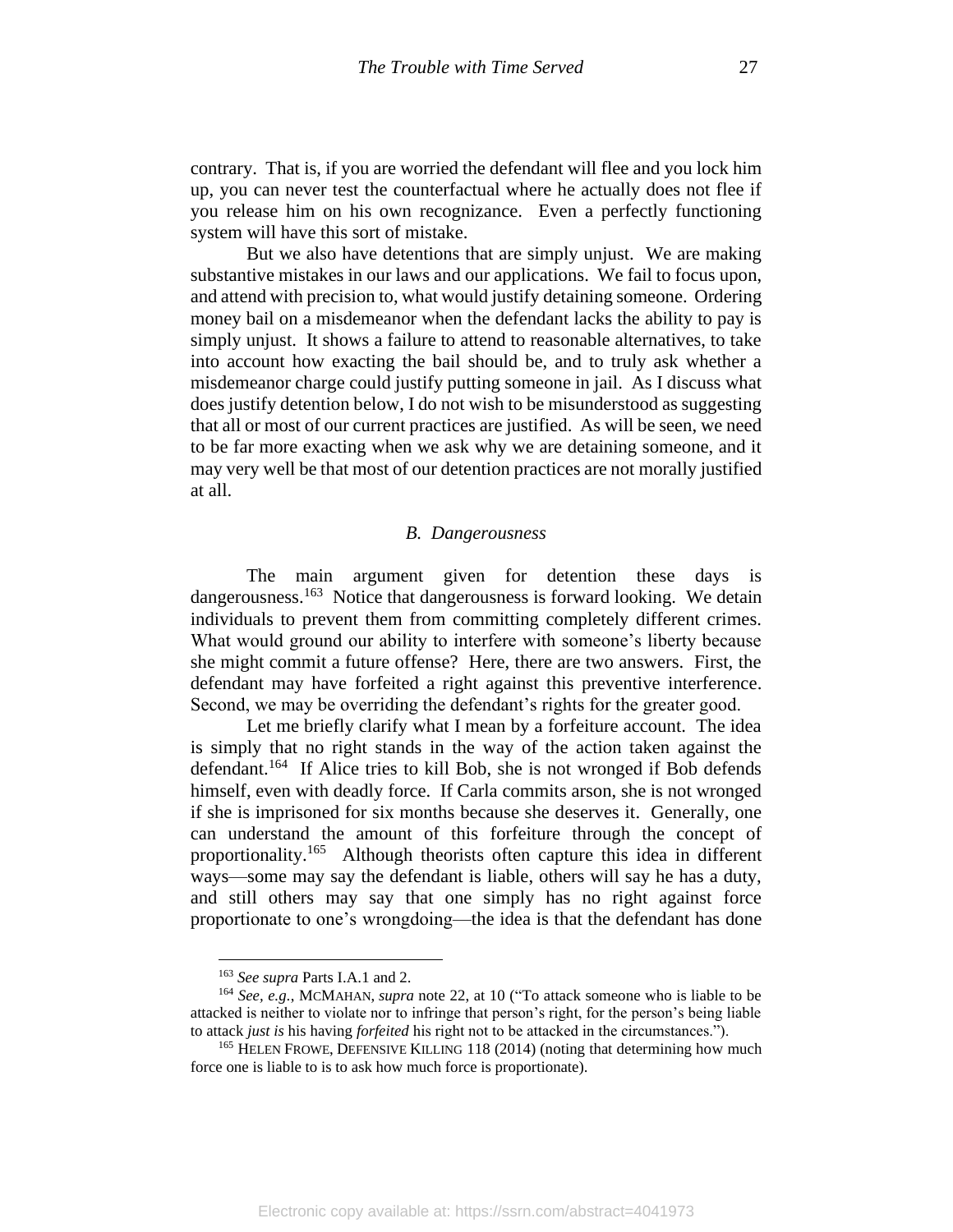contrary. That is, if you are worried the defendant will flee and you lock him up, you can never test the counterfactual where he actually does not flee if you release him on his own recognizance. Even a perfectly functioning system will have this sort of mistake.

But we also have detentions that are simply unjust. We are making substantive mistakes in our laws and our applications. We fail to focus upon, and attend with precision to, what would justify detaining someone. Ordering money bail on a misdemeanor when the defendant lacks the ability to pay is simply unjust. It shows a failure to attend to reasonable alternatives, to take into account how exacting the bail should be, and to truly ask whether a misdemeanor charge could justify putting someone in jail. As I discuss what does justify detention below, I do not wish to be misunderstood as suggesting that all or most of our current practices are justified. As will be seen, we need to be far more exacting when we ask why we are detaining someone, and it may very well be that most of our detention practices are not morally justified at all.

### *B. Dangerousness*

The main argument given for detention these days is dangerousness.[163] Notice that dangerousness is forward looking. We detain individuals to prevent them from committing completely different crimes. What would ground our ability to interfere with someone's liberty because she might commit a future offense? Here, there are two answers. First, the defendant may have forfeited a right against this preventive interference. Second, we may be overriding the defendant's rights for the greater good.

Let me briefly clarify what I mean by a forfeiture account. The idea is simply that no right stands in the way of the action taken against the defendant.[164] If Alice tries to kill Bob, she is not wronged if Bob defends himself, even with deadly force. If Carla commits arson, she is not wronged if she is imprisoned for six months because she deserves it. Generally, one can understand the amount of this forfeiture through the concept of proportionality.[165] Although theorists often capture this idea in different ways—some may say the defendant is liable, others will say he has a duty, and still others may say that one simply has no right against force proportionate to one's wrongdoing—the idea is that the defendant has done

---

[163] *See supra* Parts I.A.1 and 2.

[164] *See, e.g.*, MCMAHAN, *supra* note 22, at 10 ("To attack someone who is liable to be attacked is neither to violate nor to infringe that person's right, for the person's being liable to attack *just is* his having *forfeited* his right not to be attacked in the circumstances.").

[165] HELEN FROWE, DEFENSIVE KILLING 118 (2014) (noting that determining how much force one is liable to is to ask how much force is proportionate).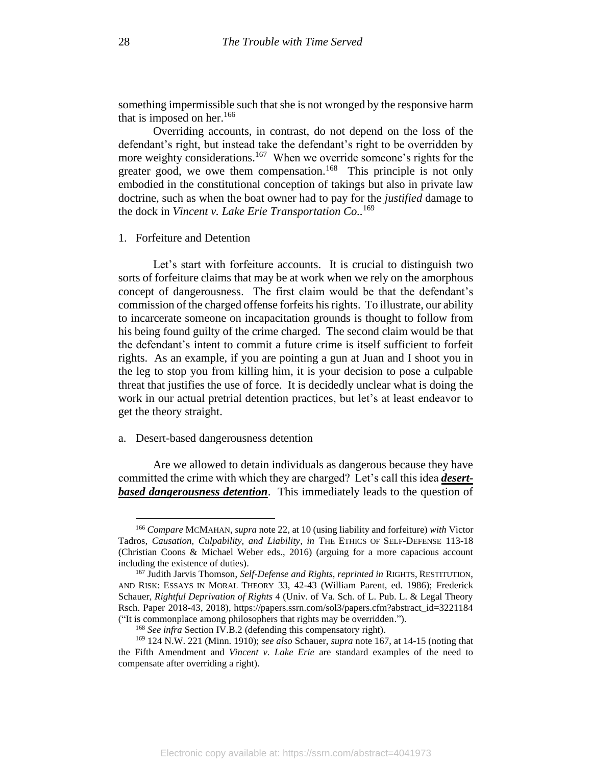something impermissible such that she is not wronged by the responsive harm that is imposed on her.[166]

Overriding accounts, in contrast, do not depend on the loss of the defendant's right, but instead take the defendant's right to be overridden by more weighty considerations.[167] When we override someone's rights for the greater good, we owe them compensation.[168] This principle is not only embodied in the constitutional conception of takings but also in private law doctrine, such as when the boat owner had to pay for the *justified* damage to the dock in *Vincent v. Lake Erie Transportation Co.*.[169]

1. Forfeiture and Detention

Let's start with forfeiture accounts. It is crucial to distinguish two sorts of forfeiture claims that may be at work when we rely on the amorphous concept of dangerousness. The first claim would be that the defendant's commission of the charged offense forfeits his rights. To illustrate, our ability to incarcerate someone on incapacitation grounds is thought to follow from his being found guilty of the crime charged. The second claim would be that the defendant's intent to commit a future crime is itself sufficient to forfeit rights. As an example, if you are pointing a gun at Juan and I shoot you in the leg to stop you from killing him, it is your decision to pose a culpable threat that justifies the use of force. It is decidedly unclear what is doing the work in our actual pretrial detention practices, but let's at least endeavor to get the theory straight.

a. Desert-based dangerousness detention

Are we allowed to detain individuals as dangerous because they have committed the crime with which they are charged? Let's call this idea ***desert-based dangerousness detention***. This immediately leads to the question of

---

[166] *Compare* MCMAHAN, *supra* note 22, at 10 (using liability and forfeiture) *with* Victor Tadros, *Causation, Culpability, and Liability*, *in* THE ETHICS OF SELF-DEFENSE 113-18 (Christian Coons & Michael Weber eds., 2016) (arguing for a more capacious account including the existence of duties).

[167] Judith Jarvis Thomson, *Self-Defense and Rights*, *reprinted in* RIGHTS, RESTITUTION, AND RISK: ESSAYS IN MORAL THEORY 33, 42-43 (William Parent, ed. 1986); Frederick Schauer, *Rightful Deprivation of Rights* 4 (Univ. of Va. Sch. of L. Pub. L. & Legal Theory Rsch. Paper 2018-43, 2018), https://papers.ssrn.com/sol3/papers.cfm?abstract_id=3221184 ("It is commonplace among philosophers that rights may be overridden.").

[168] *See infra* Section IV.B.2 (defending this compensatory right).

[169] 124 N.W. 221 (Minn. 1910); *see also* Schauer, *supra* note 167, at 14-15 (noting that the Fifth Amendment and *Vincent v. Lake Erie* are standard examples of the need to compensate after overriding a right).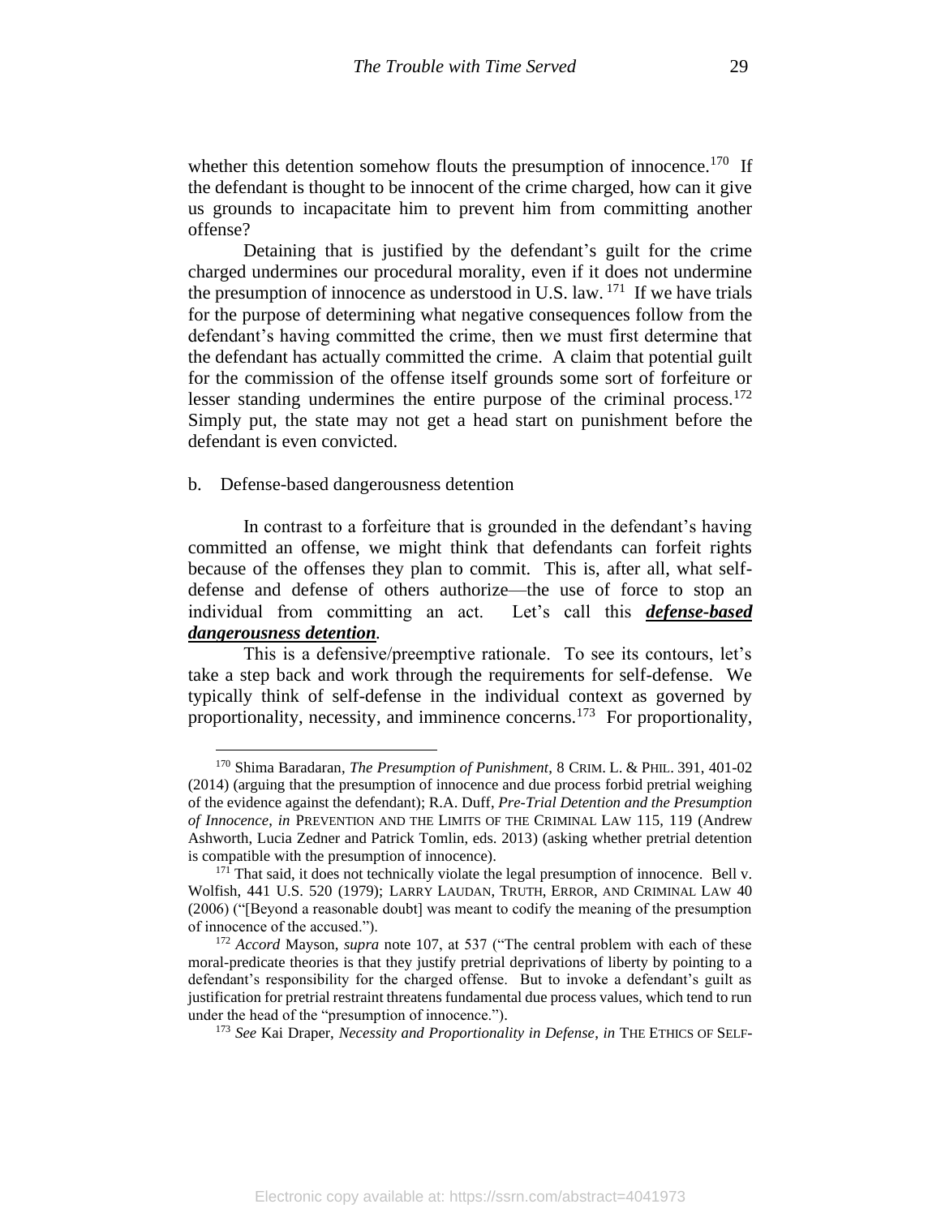whether this detention somehow flouts the presumption of innocence.[170] If the defendant is thought to be innocent of the crime charged, how can it give us grounds to incapacitate him to prevent him from committing another offense?

Detaining that is justified by the defendant's guilt for the crime charged undermines our procedural morality, even if it does not undermine the presumption of innocence as understood in U.S. law.[171] If we have trials for the purpose of determining what negative consequences follow from the defendant's having committed the crime, then we must first determine that the defendant has actually committed the crime. A claim that potential guilt for the commission of the offense itself grounds some sort of forfeiture or lesser standing undermines the entire purpose of the criminal process.[172] Simply put, the state may not get a head start on punishment before the defendant is even convicted.

b. Defense-based dangerousness detention

In contrast to a forfeiture that is grounded in the defendant's having committed an offense, we might think that defendants can forfeit rights because of the offenses they plan to commit. This is, after all, what self-defense and defense of others authorize—the use of force to stop an individual from committing an act. Let's call this ***defense-based dangerousness detention***.

This is a defensive/preemptive rationale. To see its contours, let's take a step back and work through the requirements for self-defense. We typically think of self-defense in the individual context as governed by proportionality, necessity, and imminence concerns.[173] For proportionality,

---

[170] Shima Baradaran, *The Presumption of Punishment*, 8 CRIM. L. & PHIL. 391, 401-02 (2014) (arguing that the presumption of innocence and due process forbid pretrial weighing of the evidence against the defendant); R.A. Duff, *Pre-Trial Detention and the Presumption of Innocence*, *in* PREVENTION AND THE LIMITS OF THE CRIMINAL LAW 115, 119 (Andrew Ashworth, Lucia Zedner and Patrick Tomlin, eds. 2013) (asking whether pretrial detention is compatible with the presumption of innocence).

[171] That said, it does not technically violate the legal presumption of innocence. Bell v. Wolfish, 441 U.S. 520 (1979); LARRY LAUDAN, TRUTH, ERROR, AND CRIMINAL LAW 40 (2006) ("[Beyond a reasonable doubt] was meant to codify the meaning of the presumption of innocence of the accused.").

[172] *Accord* Mayson, *supra* note 107, at 537 ("The central problem with each of these moral-predicate theories is that they justify pretrial deprivations of liberty by pointing to a defendant's responsibility for the charged offense. But to invoke a defendant's guilt as justification for pretrial restraint threatens fundamental due process values, which tend to run under the head of the "presumption of innocence.").

[173] *See* Kai Draper, *Necessity and Proportionality in Defense*, *in* THE ETHICS OF SELF-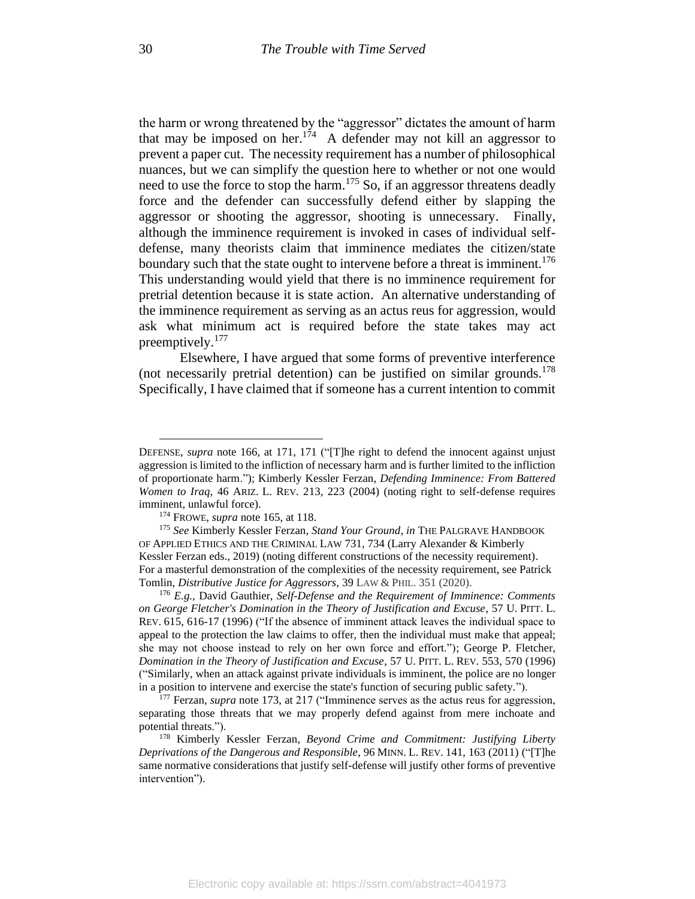the harm or wrong threatened by the "aggressor" dictates the amount of harm that may be imposed on her.[174] A defender may not kill an aggressor to prevent a paper cut. The necessity requirement has a number of philosophical nuances, but we can simplify the question here to whether or not one would need to use the force to stop the harm.[175] So, if an aggressor threatens deadly force and the defender can successfully defend either by slapping the aggressor or shooting the aggressor, shooting is unnecessary. Finally, although the imminence requirement is invoked in cases of individual self-defense, many theorists claim that imminence mediates the citizen/state boundary such that the state ought to intervene before a threat is imminent.[176] This understanding would yield that there is no imminence requirement for pretrial detention because it is state action. An alternative understanding of the imminence requirement as serving as an actus reus for aggression, would ask what minimum act is required before the state takes may act preemptively.[177]

Elsewhere, I have argued that some forms of preventive interference (not necessarily pretrial detention) can be justified on similar grounds.[178] Specifically, I have claimed that if someone has a current intention to commit

---

DEFENSE, *supra* note 166, at 171, 171 ("[T]he right to defend the innocent against unjust aggression is limited to the infliction of necessary harm and is further limited to the infliction of proportionate harm."); Kimberly Kessler Ferzan, *Defending Imminence: From Battered Women to Iraq*, 46 ARIZ. L. REV. 213, 223 (2004) (noting right to self-defense requires imminent, unlawful force).

[174] FROWE, *supra* note 165, at 118.

[175] *See* Kimberly Kessler Ferzan, *Stand Your Ground*, *in* THE PALGRAVE HANDBOOK OF APPLIED ETHICS AND THE CRIMINAL LAW 731, 734 (Larry Alexander & Kimberly Kessler Ferzan eds., 2019) (noting different constructions of the necessity requirement). For a masterful demonstration of the complexities of the necessity requirement, see Patrick Tomlin, *Distributive Justice for Aggressors*, 39 LAW & PHIL. 351 (2020).

[176] *E.g.*, David Gauthier, *Self-Defense and the Requirement of Imminence: Comments on George Fletcher's Domination in the Theory of Justification and Excuse*, 57 U. PITT. L. REV. 615, 616-17 (1996) ("If the absence of imminent attack leaves the individual space to appeal to the protection the law claims to offer, then the individual must make that appeal; she may not choose instead to rely on her own force and effort."); George P. Fletcher, *Domination in the Theory of Justification and Excuse*, 57 U. PITT. L. REV. 553, 570 (1996) ("Similarly, when an attack against private individuals is imminent, the police are no longer in a position to intervene and exercise the state's function of securing public safety.").

[177] Ferzan, *supra* note 173, at 217 ("Imminence serves as the actus reus for aggression, separating those threats that we may properly defend against from mere inchoate and potential threats.").

[178] Kimberly Kessler Ferzan, *Beyond Crime and Commitment: Justifying Liberty Deprivations of the Dangerous and Responsible*, 96 MINN. L. REV. 141, 163 (2011) ("[T]he same normative considerations that justify self-defense will justify other forms of preventive intervention").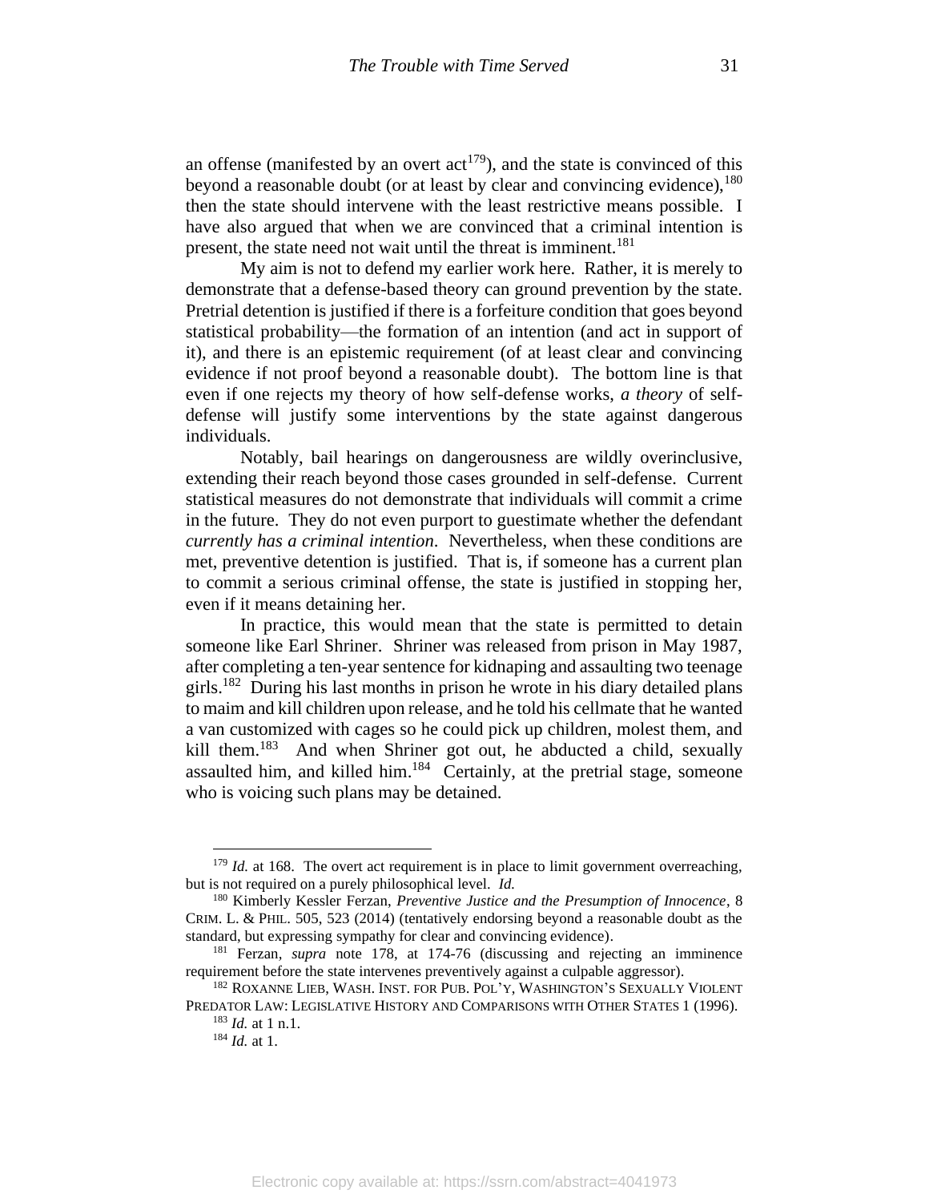an offense (manifested by an overt act[179]), and the state is convinced of this beyond a reasonable doubt (or at least by clear and convincing evidence),[180] then the state should intervene with the least restrictive means possible. I have also argued that when we are convinced that a criminal intention is present, the state need not wait until the threat is imminent.[181]

My aim is not to defend my earlier work here. Rather, it is merely to demonstrate that a defense-based theory can ground prevention by the state. Pretrial detention is justified if there is a forfeiture condition that goes beyond statistical probability—the formation of an intention (and act in support of it), and there is an epistemic requirement (of at least clear and convincing evidence if not proof beyond a reasonable doubt). The bottom line is that even if one rejects my theory of how self-defense works, *a theory* of self-defense will justify some interventions by the state against dangerous individuals.

Notably, bail hearings on dangerousness are wildly overinclusive, extending their reach beyond those cases grounded in self-defense. Current statistical measures do not demonstrate that individuals will commit a crime in the future. They do not even purport to guestimate whether the defendant *currently has a criminal intention*. Nevertheless, when these conditions are met, preventive detention is justified. That is, if someone has a current plan to commit a serious criminal offense, the state is justified in stopping her, even if it means detaining her.

In practice, this would mean that the state is permitted to detain someone like Earl Shriner. Shriner was released from prison in May 1987, after completing a ten-year sentence for kidnaping and assaulting two teenage girls.[182] During his last months in prison he wrote in his diary detailed plans to maim and kill children upon release, and he told his cellmate that he wanted a van customized with cages so he could pick up children, molest them, and kill them.[183] And when Shriner got out, he abducted a child, sexually assaulted him, and killed him.[184] Certainly, at the pretrial stage, someone who is voicing such plans may be detained.

---

[179] *Id.* at 168. The overt act requirement is in place to limit government overreaching, but is not required on a purely philosophical level. *Id.*

[180] Kimberly Kessler Ferzan, *Preventive Justice and the Presumption of Innocence*, 8 CRIM. L. & PHIL. 505, 523 (2014) (tentatively endorsing beyond a reasonable doubt as the standard, but expressing sympathy for clear and convincing evidence).

[181] Ferzan, *supra* note 178, at 174-76 (discussing and rejecting an imminence requirement before the state intervenes preventively against a culpable aggressor).

[182] ROXANNE LIEB, WASH. INST. FOR PUB. POL'Y, WASHINGTON'S SEXUALLY VIOLENT PREDATOR LAW: LEGISLATIVE HISTORY AND COMPARISONS WITH OTHER STATES 1 (1996).

[183] *Id.* at 1 n.1.

[184] *Id.* at 1.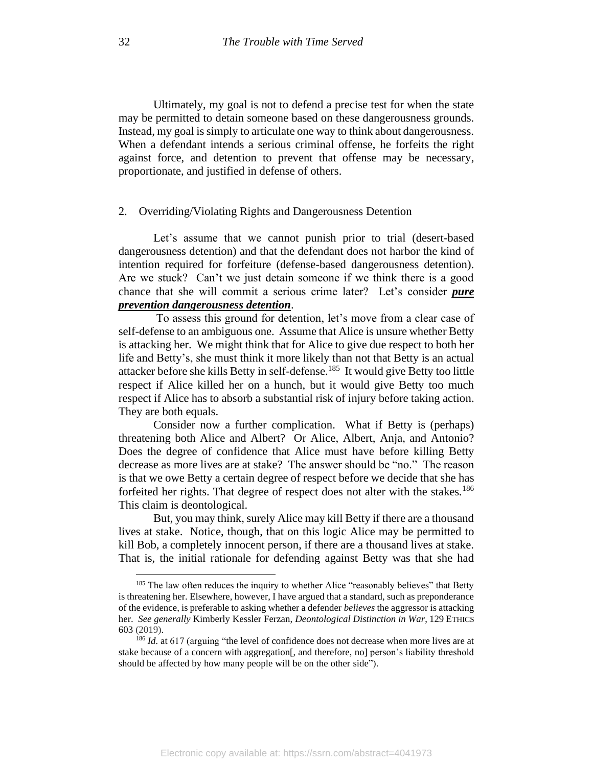Ultimately, my goal is not to defend a precise test for when the state may be permitted to detain someone based on these dangerousness grounds. Instead, my goal is simply to articulate one way to think about dangerousness. When a defendant intends a serious criminal offense, he forfeits the right against force, and detention to prevent that offense may be necessary, proportionate, and justified in defense of others.

2. Overriding/Violating Rights and Dangerousness Detention

Let's assume that we cannot punish prior to trial (desert-based dangerousness detention) and that the defendant does not harbor the kind of intention required for forfeiture (defense-based dangerousness detention). Are we stuck? Can't we just detain someone if we think there is a good chance that she will commit a serious crime later? Let's consider ***pure prevention dangerousness detention***.

To assess this ground for detention, let's move from a clear case of self-defense to an ambiguous one. Assume that Alice is unsure whether Betty is attacking her. We might think that for Alice to give due respect to both her life and Betty's, she must think it more likely than not that Betty is an actual attacker before she kills Betty in self-defense.[185] It would give Betty too little respect if Alice killed her on a hunch, but it would give Betty too much respect if Alice has to absorb a substantial risk of injury before taking action. They are both equals.

Consider now a further complication. What if Betty is (perhaps) threatening both Alice and Albert? Or Alice, Albert, Anja, and Antonio? Does the degree of confidence that Alice must have before killing Betty decrease as more lives are at stake? The answer should be "no." The reason is that we owe Betty a certain degree of respect before we decide that she has forfeited her rights. That degree of respect does not alter with the stakes.[186] This claim is deontological.

But, you may think, surely Alice may kill Betty if there are a thousand lives at stake. Notice, though, that on this logic Alice may be permitted to kill Bob, a completely innocent person, if there are a thousand lives at stake. That is, the initial rationale for defending against Betty was that she had

[185] The law often reduces the inquiry to whether Alice "reasonably believes" that Betty is threatening her. Elsewhere, however, I have argued that a standard, such as preponderance of the evidence, is preferable to asking whether a defender *believes* the aggressor is attacking her. *See generally* Kimberly Kessler Ferzan, *Deontological Distinction in War*, 129 ETHICS 603 (2019).

[186] *Id.* at 617 (arguing "the level of confidence does not decrease when more lives are at stake because of a concern with aggregation[, and therefore, no] person's liability threshold should be affected by how many people will be on the other side").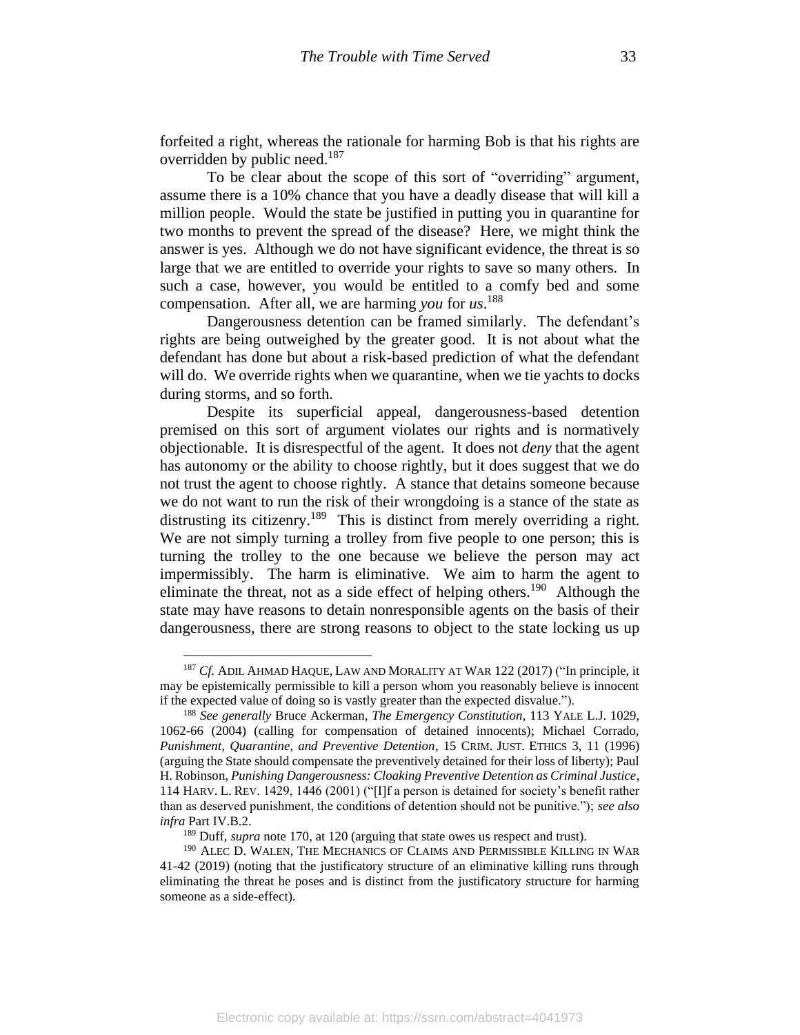forfeited a right, whereas the rationale for harming Bob is that his rights are overridden by public need.[187]

To be clear about the scope of this sort of "overriding" argument, assume there is a 10% chance that you have a deadly disease that will kill a million people. Would the state be justified in putting you in quarantine for two months to prevent the spread of the disease? Here, we might think the answer is yes. Although we do not have significant evidence, the threat is so large that we are entitled to override your rights to save so many others. In such a case, however, you would be entitled to a comfy bed and some compensation. After all, we are harming *you* for *us*.[188]

Dangerousness detention can be framed similarly. The defendant's rights are being outweighed by the greater good. It is not about what the defendant has done but about a risk-based prediction of what the defendant will do. We override rights when we quarantine, when we tie yachts to docks during storms, and so forth.

Despite its superficial appeal, dangerousness-based detention premised on this sort of argument violates our rights and is normatively objectionable. It is disrespectful of the agent. It does not *deny* that the agent has autonomy or the ability to choose rightly, but it does suggest that we do not trust the agent to choose rightly. A stance that detains someone because we do not want to run the risk of their wrongdoing is a stance of the state as distrusting its citizenry.[189] This is distinct from merely overriding a right. We are not simply turning a trolley from five people to one person; this is turning the trolley to the one because we believe the person may act impermissibly. The harm is eliminative. We aim to harm the agent to eliminate the threat, not as a side effect of helping others.[190] Although the state may have reasons to detain nonresponsible agents on the basis of their dangerousness, there are strong reasons to object to the state locking us up

---

[187] *Cf.* ADIL AHMAD HAQUE, LAW AND MORALITY AT WAR 122 (2017) ("In principle, it may be epistemically permissible to kill a person whom you reasonably believe is innocent if the expected value of doing so is vastly greater than the expected disvalue.").

[188] *See generally* Bruce Ackerman, *The Emergency Constitution*, 113 YALE L.J. 1029, 1062-66 (2004) (calling for compensation of detained innocents); Michael Corrado, *Punishment, Quarantine, and Preventive Detention*, 15 CRIM. JUST. ETHICS 3, 11 (1996) (arguing the State should compensate the preventively detained for their loss of liberty); Paul H. Robinson, *Punishing Dangerousness: Cloaking Preventive Detention as Criminal Justice*, 114 HARV. L. REV. 1429, 1446 (2001) ("[I]f a person is detained for society's benefit rather than as deserved punishment, the conditions of detention should not be punitive."); *see also infra* Part IV.B.2.

[189] Duff, *supra* note 170, at 120 (arguing that state owes us respect and trust).

[190] ALEC D. WALEN, THE MECHANICS OF CLAIMS AND PERMISSIBLE KILLING IN WAR 41-42 (2019) (noting that the justificatory structure of an eliminative killing runs through eliminating the threat he poses and is distinct from the justificatory structure for harming someone as a side-effect).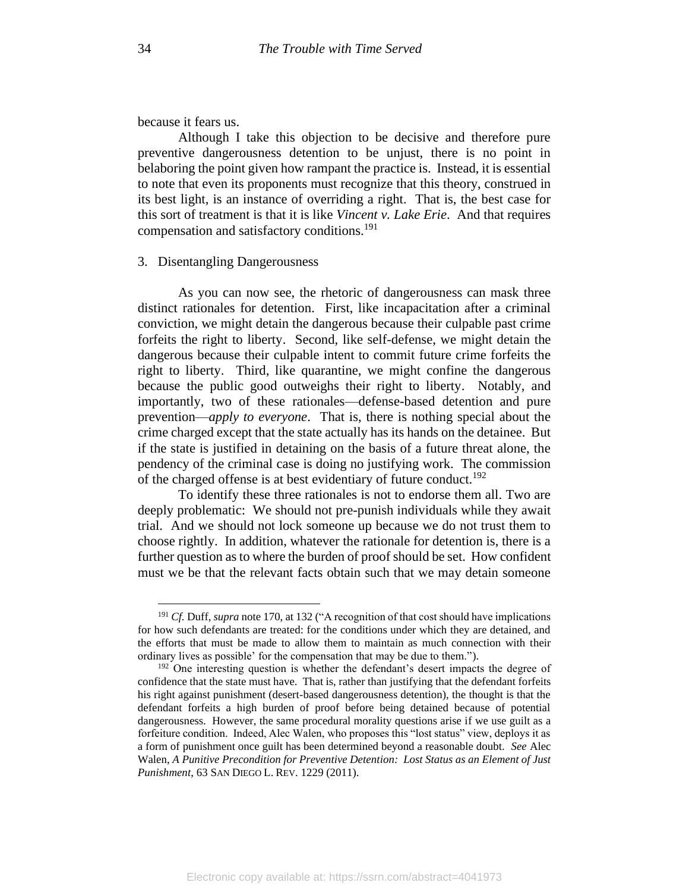because it fears us.

Although I take this objection to be decisive and therefore pure preventive dangerousness detention to be unjust, there is no point in belaboring the point given how rampant the practice is. Instead, it is essential to note that even its proponents must recognize that this theory, construed in its best light, is an instance of overriding a right. That is, the best case for this sort of treatment is that it is like *Vincent v. Lake Erie*. And that requires compensation and satisfactory conditions.[191]

### 3. Disentangling Dangerousness

As you can now see, the rhetoric of dangerousness can mask three distinct rationales for detention. First, like incapacitation after a criminal conviction, we might detain the dangerous because their culpable past crime forfeits the right to liberty. Second, like self-defense, we might detain the dangerous because their culpable intent to commit future crime forfeits the right to liberty. Third, like quarantine, we might confine the dangerous because the public good outweighs their right to liberty. Notably, and importantly, two of these rationales—defense-based detention and pure prevention—*apply to everyone*. That is, there is nothing special about the crime charged except that the state actually has its hands on the detainee. But if the state is justified in detaining on the basis of a future threat alone, the pendency of the criminal case is doing no justifying work. The commission of the charged offense is at best evidentiary of future conduct.[192]

To identify these three rationales is not to endorse them all. Two are deeply problematic: We should not pre-punish individuals while they await trial. And we should not lock someone up because we do not trust them to choose rightly. In addition, whatever the rationale for detention is, there is a further question as to where the burden of proof should be set. How confident must we be that the relevant facts obtain such that we may detain someone

---

[191] *Cf.* Duff, *supra* note 170, at 132 ("A recognition of that cost should have implications for how such defendants are treated: for the conditions under which they are detained, and the efforts that must be made to allow them to maintain as much connection with their ordinary lives as possible' for the compensation that may be due to them.").

[192] One interesting question is whether the defendant's desert impacts the degree of confidence that the state must have. That is, rather than justifying that the defendant forfeits his right against punishment (desert-based dangerousness detention), the thought is that the defendant forfeits a high burden of proof before being detained because of potential dangerousness. However, the same procedural morality questions arise if we use guilt as a forfeiture condition. Indeed, Alec Walen, who proposes this "lost status" view, deploys it as a form of punishment once guilt has been determined beyond a reasonable doubt. *See* Alec Walen, *A Punitive Precondition for Preventive Detention: Lost Status as an Element of Just Punishment*, 63 SAN DIEGO L. REV. 1229 (2011).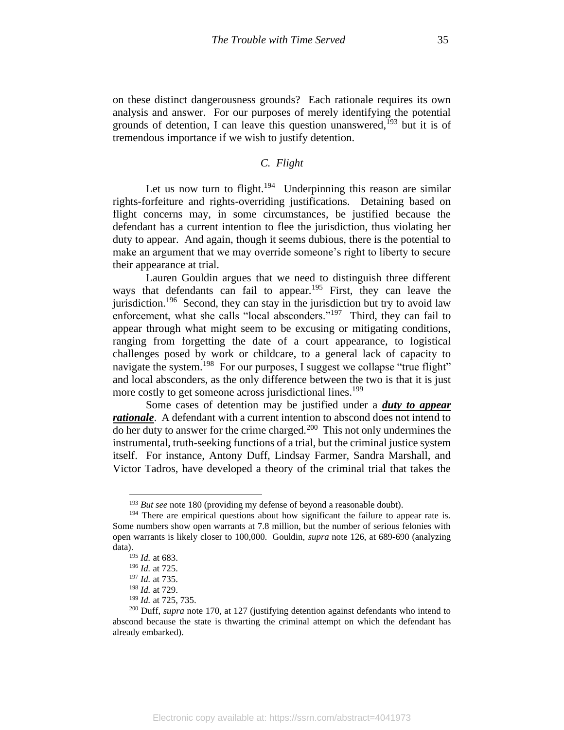on these distinct dangerousness grounds? Each rationale requires its own analysis and answer. For our purposes of merely identifying the potential grounds of detention, I can leave this question unanswered,[193] but it is of tremendous importance if we wish to justify detention.

### *C. Flight*

Let us now turn to flight.[194] Underpinning this reason are similar rights-forfeiture and rights-overriding justifications. Detaining based on flight concerns may, in some circumstances, be justified because the defendant has a current intention to flee the jurisdiction, thus violating her duty to appear. And again, though it seems dubious, there is the potential to make an argument that we may override someone's right to liberty to secure their appearance at trial.

Lauren Gouldin argues that we need to distinguish three different ways that defendants can fail to appear.[195] First, they can leave the jurisdiction.[196] Second, they can stay in the jurisdiction but try to avoid law enforcement, what she calls "local absconders."[197] Third, they can fail to appear through what might seem to be excusing or mitigating conditions, ranging from forgetting the date of a court appearance, to logistical challenges posed by work or childcare, to a general lack of capacity to navigate the system.[198] For our purposes, I suggest we collapse "true flight" and local absconders, as the only difference between the two is that it is just more costly to get someone across jurisdictional lines.[199]

Some cases of detention may be justified under a ***duty to appear rationale***. A defendant with a current intention to abscond does not intend to do her duty to answer for the crime charged.[200] This not only undermines the instrumental, truth-seeking functions of a trial, but the criminal justice system itself. For instance, Antony Duff, Lindsay Farmer, Sandra Marshall, and Victor Tadros, have developed a theory of the criminal trial that takes the

---

[193] *But see* note 180 (providing my defense of beyond a reasonable doubt).

[194] There are empirical questions about how significant the failure to appear rate is. Some numbers show open warrants at 7.8 million, but the number of serious felonies with open warrants is likely closer to 100,000. Gouldin, *supra* note 126, at 689-690 (analyzing data).

[195] *Id.* at 683.

[196] *Id.* at 725.

[197] *Id.* at 735.

[198] *Id.* at 729.

[199] *Id.* at 725, 735.

[200] Duff, *supra* note 170, at 127 (justifying detention against defendants who intend to abscond because the state is thwarting the criminal attempt on which the defendant has already embarked).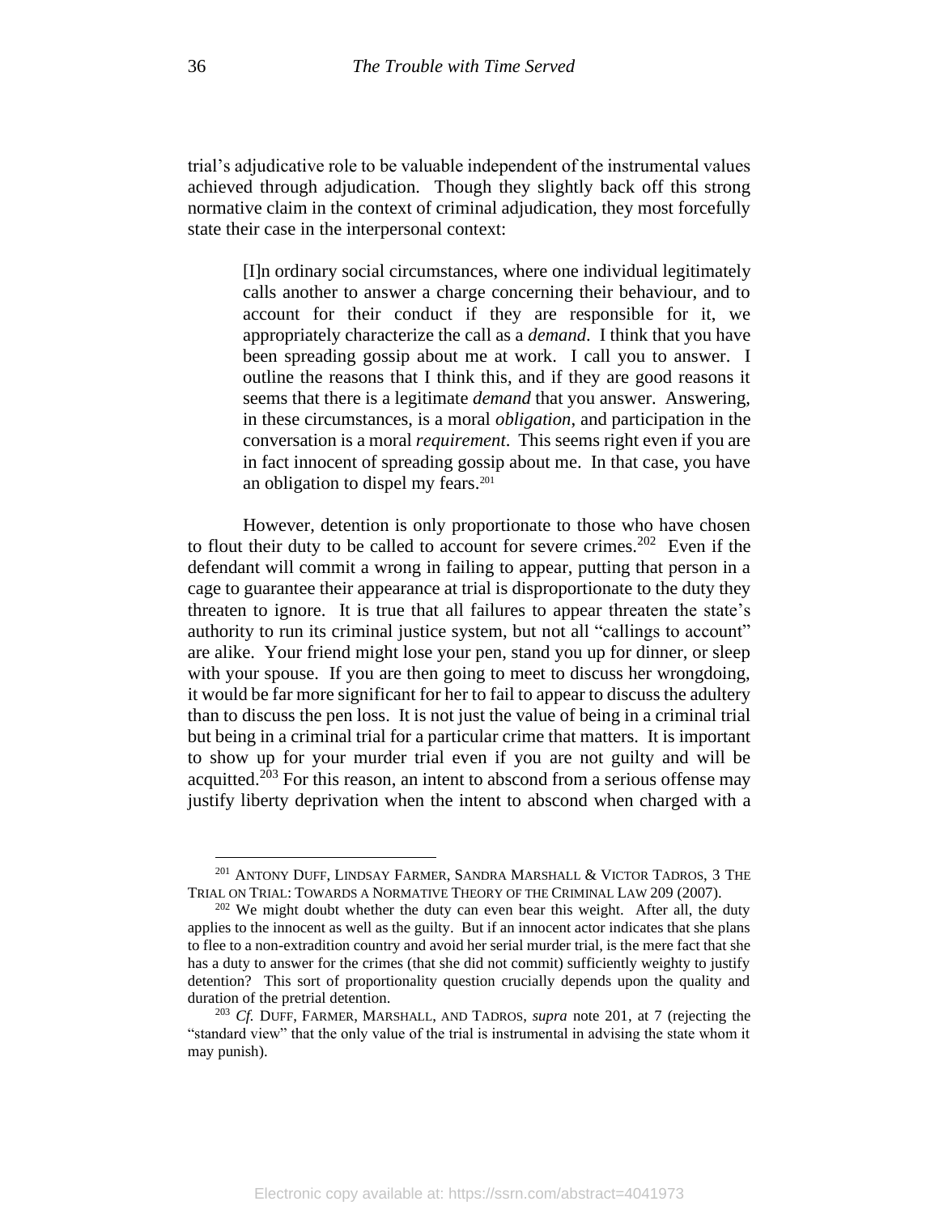trial's adjudicative role to be valuable independent of the instrumental values achieved through adjudication. Though they slightly back off this strong normative claim in the context of criminal adjudication, they most forcefully state their case in the interpersonal context:

> [I]n ordinary social circumstances, where one individual legitimately calls another to answer a charge concerning their behaviour, and to account for their conduct if they are responsible for it, we appropriately characterize the call as a *demand*. I think that you have been spreading gossip about me at work. I call you to answer. I outline the reasons that I think this, and if they are good reasons it seems that there is a legitimate *demand* that you answer. Answering, in these circumstances, is a moral *obligation*, and participation in the conversation is a moral *requirement*. This seems right even if you are in fact innocent of spreading gossip about me. In that case, you have an obligation to dispel my fears.[201]

However, detention is only proportionate to those who have chosen to flout their duty to be called to account for severe crimes.[202] Even if the defendant will commit a wrong in failing to appear, putting that person in a cage to guarantee their appearance at trial is disproportionate to the duty they threaten to ignore. It is true that all failures to appear threaten the state's authority to run its criminal justice system, but not all "callings to account" are alike. Your friend might lose your pen, stand you up for dinner, or sleep with your spouse. If you are then going to meet to discuss her wrongdoing, it would be far more significant for her to fail to appear to discuss the adultery than to discuss the pen loss. It is not just the value of being in a criminal trial but being in a criminal trial for a particular crime that matters. It is important to show up for your murder trial even if you are not guilty and will be acquitted.[203] For this reason, an intent to abscond from a serious offense may justify liberty deprivation when the intent to abscond when charged with a

---

[201] ANTONY DUFF, LINDSAY FARMER, SANDRA MARSHALL & VICTOR TADROS, 3 THE TRIAL ON TRIAL: TOWARDS A NORMATIVE THEORY OF THE CRIMINAL LAW 209 (2007).

[202] We might doubt whether the duty can even bear this weight. After all, the duty applies to the innocent as well as the guilty. But if an innocent actor indicates that she plans to flee to a non-extradition country and avoid her serial murder trial, is the mere fact that she has a duty to answer for the crimes (that she did not commit) sufficiently weighty to justify detention? This sort of proportionality question crucially depends upon the quality and duration of the pretrial detention.

[203] *Cf.* DUFF, FARMER, MARSHALL, AND TADROS, *supra* note 201, at 7 (rejecting the "standard view" that the only value of the trial is instrumental in advising the state whom it may punish).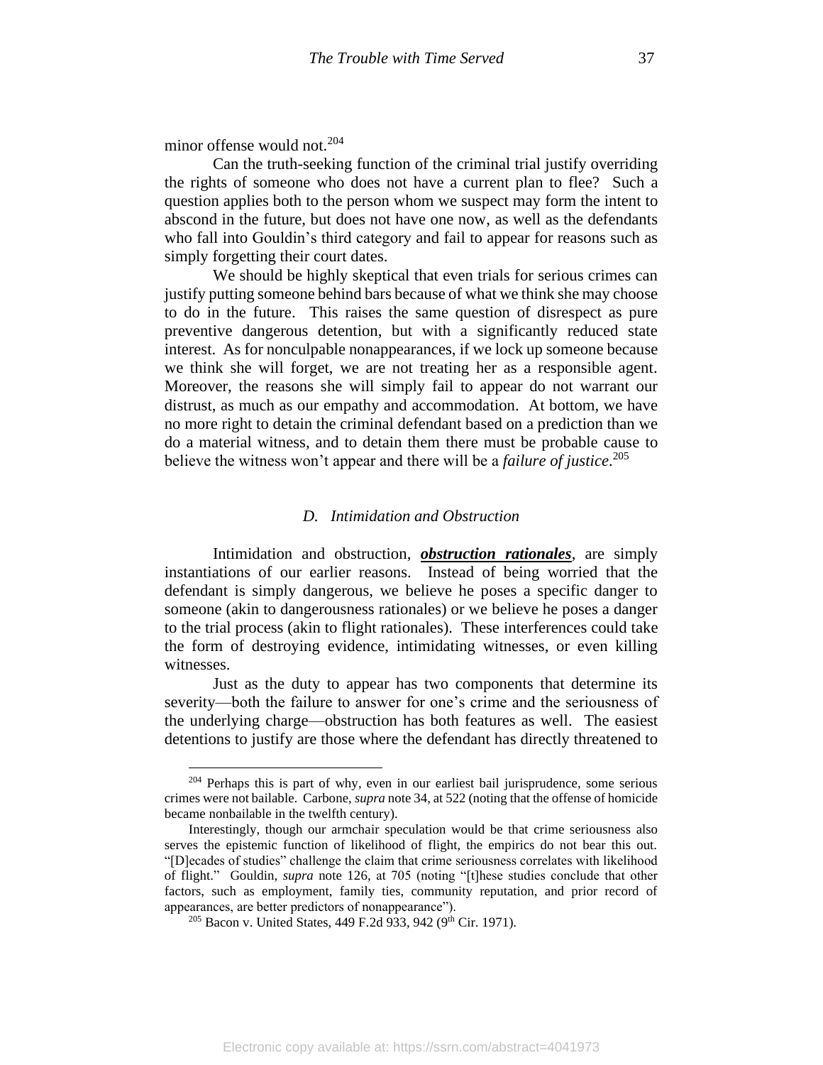minor offense would not.[204]

Can the truth-seeking function of the criminal trial justify overriding the rights of someone who does not have a current plan to flee? Such a question applies both to the person whom we suspect may form the intent to abscond in the future, but does not have one now, as well as the defendants who fall into Gouldin's third category and fail to appear for reasons such as simply forgetting their court dates.

We should be highly skeptical that even trials for serious crimes can justify putting someone behind bars because of what we think she may choose to do in the future. This raises the same question of disrespect as pure preventive dangerous detention, but with a significantly reduced state interest. As for nonculpable nonappearances, if we lock up someone because we think she will forget, we are not treating her as a responsible agent. Moreover, the reasons she will simply fail to appear do not warrant our distrust, as much as our empathy and accommodation. At bottom, we have no more right to detain the criminal defendant based on a prediction than we do a material witness, and to detain them there must be probable cause to believe the witness won't appear and there will be a *failure of justice*.[205]

### *D. Intimidation and Obstruction*

Intimidation and obstruction, ***obstruction rationales***, are simply instantiations of our earlier reasons. Instead of being worried that the defendant is simply dangerous, we believe he poses a specific danger to someone (akin to dangerousness rationales) or we believe he poses a danger to the trial process (akin to flight rationales). These interferences could take the form of destroying evidence, intimidating witnesses, or even killing witnesses.

Just as the duty to appear has two components that determine its severity—both the failure to answer for one's crime and the seriousness of the underlying charge—obstruction has both features as well. The easiest detentions to justify are those where the defendant has directly threatened to

---

[204] Perhaps this is part of why, even in our earliest bail jurisprudence, some serious crimes were not bailable. Carbone, *supra* note 34, at 522 (noting that the offense of homicide became nonbailable in the twelfth century).

Interestingly, though our armchair speculation would be that crime seriousness also serves the epistemic function of likelihood of flight, the empirics do not bear this out. "[D]ecades of studies" challenge the claim that crime seriousness correlates with likelihood of flight." Gouldin, *supra* note 126, at 705 (noting "[t]hese studies conclude that other factors, such as employment, family ties, community reputation, and prior record of appearances, are better predictors of nonappearance").

[205] Bacon v. United States, 449 F.2d 933, 942 (9th Cir. 1971).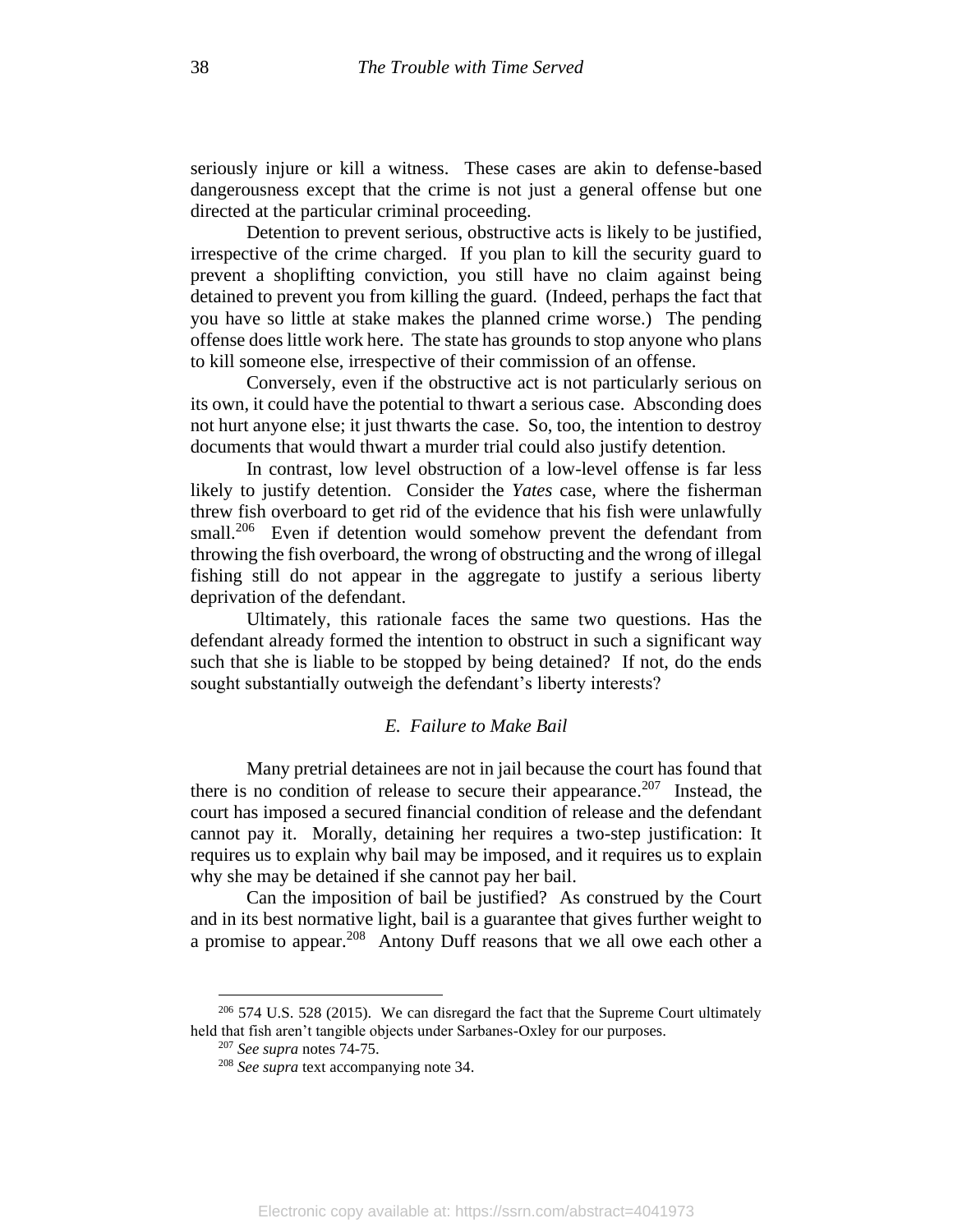seriously injure or kill a witness. These cases are akin to defense-based dangerousness except that the crime is not just a general offense but one directed at the particular criminal proceeding.

Detention to prevent serious, obstructive acts is likely to be justified, irrespective of the crime charged. If you plan to kill the security guard to prevent a shoplifting conviction, you still have no claim against being detained to prevent you from killing the guard. (Indeed, perhaps the fact that you have so little at stake makes the planned crime worse.) The pending offense does little work here. The state has grounds to stop anyone who plans to kill someone else, irrespective of their commission of an offense.

Conversely, even if the obstructive act is not particularly serious on its own, it could have the potential to thwart a serious case. Absconding does not hurt anyone else; it just thwarts the case. So, too, the intention to destroy documents that would thwart a murder trial could also justify detention.

In contrast, low level obstruction of a low-level offense is far less likely to justify detention. Consider the *Yates* case, where the fisherman threw fish overboard to get rid of the evidence that his fish were unlawfully small.[206] Even if detention would somehow prevent the defendant from throwing the fish overboard, the wrong of obstructing and the wrong of illegal fishing still do not appear in the aggregate to justify a serious liberty deprivation of the defendant.

Ultimately, this rationale faces the same two questions. Has the defendant already formed the intention to obstruct in such a significant way such that she is liable to be stopped by being detained? If not, do the ends sought substantially outweigh the defendant's liberty interests?

### *E. Failure to Make Bail*

Many pretrial detainees are not in jail because the court has found that there is no condition of release to secure their appearance.[207] Instead, the court has imposed a secured financial condition of release and the defendant cannot pay it. Morally, detaining her requires a two-step justification: It requires us to explain why bail may be imposed, and it requires us to explain why she may be detained if she cannot pay her bail.

Can the imposition of bail be justified? As construed by the Court and in its best normative light, bail is a guarantee that gives further weight to a promise to appear.[208] Antony Duff reasons that we all owe each other a

---

[206] 574 U.S. 528 (2015). We can disregard the fact that the Supreme Court ultimately held that fish aren't tangible objects under Sarbanes-Oxley for our purposes.

[207] *See supra* notes 74-75.

[208] *See supra* text accompanying note 34.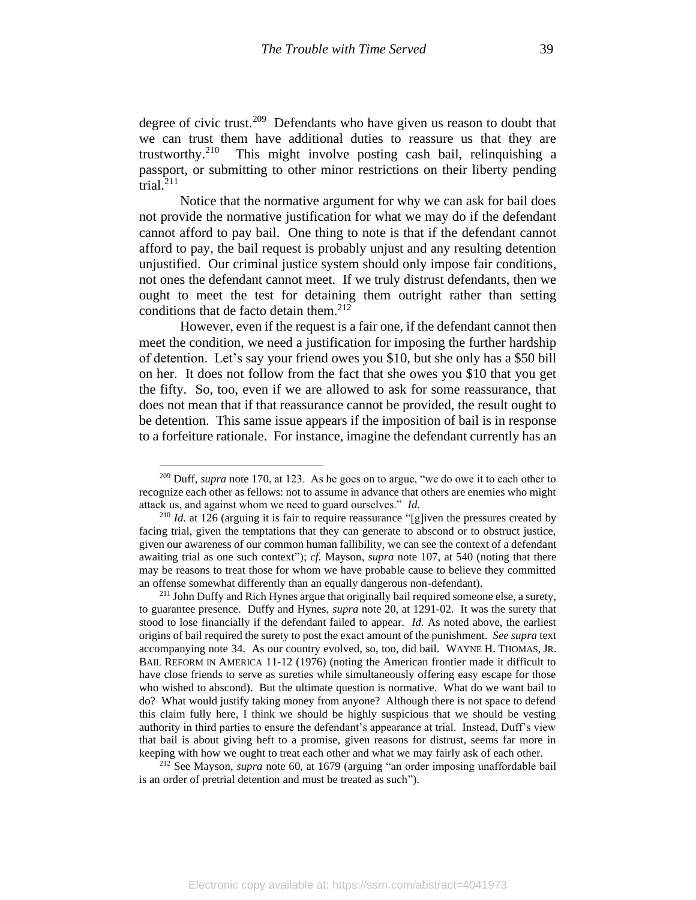degree of civic trust.[209] Defendants who have given us reason to doubt that we can trust them have additional duties to reassure us that they are trustworthy.[210] This might involve posting cash bail, relinquishing a passport, or submitting to other minor restrictions on their liberty pending trial.[211]

Notice that the normative argument for why we can ask for bail does not provide the normative justification for what we may do if the defendant cannot afford to pay bail. One thing to note is that if the defendant cannot afford to pay, the bail request is probably unjust and any resulting detention unjustified. Our criminal justice system should only impose fair conditions, not ones the defendant cannot meet. If we truly distrust defendants, then we ought to meet the test for detaining them outright rather than setting conditions that de facto detain them.[212]

However, even if the request is a fair one, if the defendant cannot then meet the condition, we need a justification for imposing the further hardship of detention. Let's say your friend owes you $10, but she only has a $50 bill on her. It does not follow from the fact that she owes you $10 that you get the fifty. So, too, even if we are allowed to ask for some reassurance, that does not mean that if that reassurance cannot be provided, the result ought to be detention. This same issue appears if the imposition of bail is in response to a forfeiture rationale. For instance, imagine the defendant currently has an

---

[209] Duff, *supra* note 170, at 123. As he goes on to argue, "we do owe it to each other to recognize each other as fellows: not to assume in advance that others are enemies who might attack us, and against whom we need to guard ourselves." *Id.*

[210] *Id.* at 126 (arguing it is fair to require reassurance "[g]iven the pressures created by facing trial, given the temptations that they can generate to abscond or to obstruct justice, given our awareness of our common human fallibility, we can see the context of a defendant awaiting trial as one such context"); *cf.* Mayson, *supra* note 107, at 540 (noting that there may be reasons to treat those for whom we have probable cause to believe they committed an offense somewhat differently than an equally dangerous non-defendant).

[211] John Duffy and Rich Hynes argue that originally bail required someone else, a surety, to guarantee presence. Duffy and Hynes, *supra* note 20, at 1291-02. It was the surety that stood to lose financially if the defendant failed to appear. *Id.* As noted above, the earliest origins of bail required the surety to post the exact amount of the punishment. *See supra* text accompanying note 34. As our country evolved, so, too, did bail. WAYNE H. THOMAS, JR. BAIL REFORM IN AMERICA 11-12 (1976) (noting the American frontier made it difficult to have close friends to serve as sureties while simultaneously offering easy escape for those who wished to abscond). But the ultimate question is normative. What do we want bail to do? What would justify taking money from anyone? Although there is not space to defend this claim fully here, I think we should be highly suspicious that we should be vesting authority in third parties to ensure the defendant's appearance at trial. Instead, Duff's view that bail is about giving heft to a promise, given reasons for distrust, seems far more in keeping with how we ought to treat each other and what we may fairly ask of each other.

[212] See Mayson, *supra* note 60, at 1679 (arguing "an order imposing unaffordable bail is an order of pretrial detention and must be treated as such").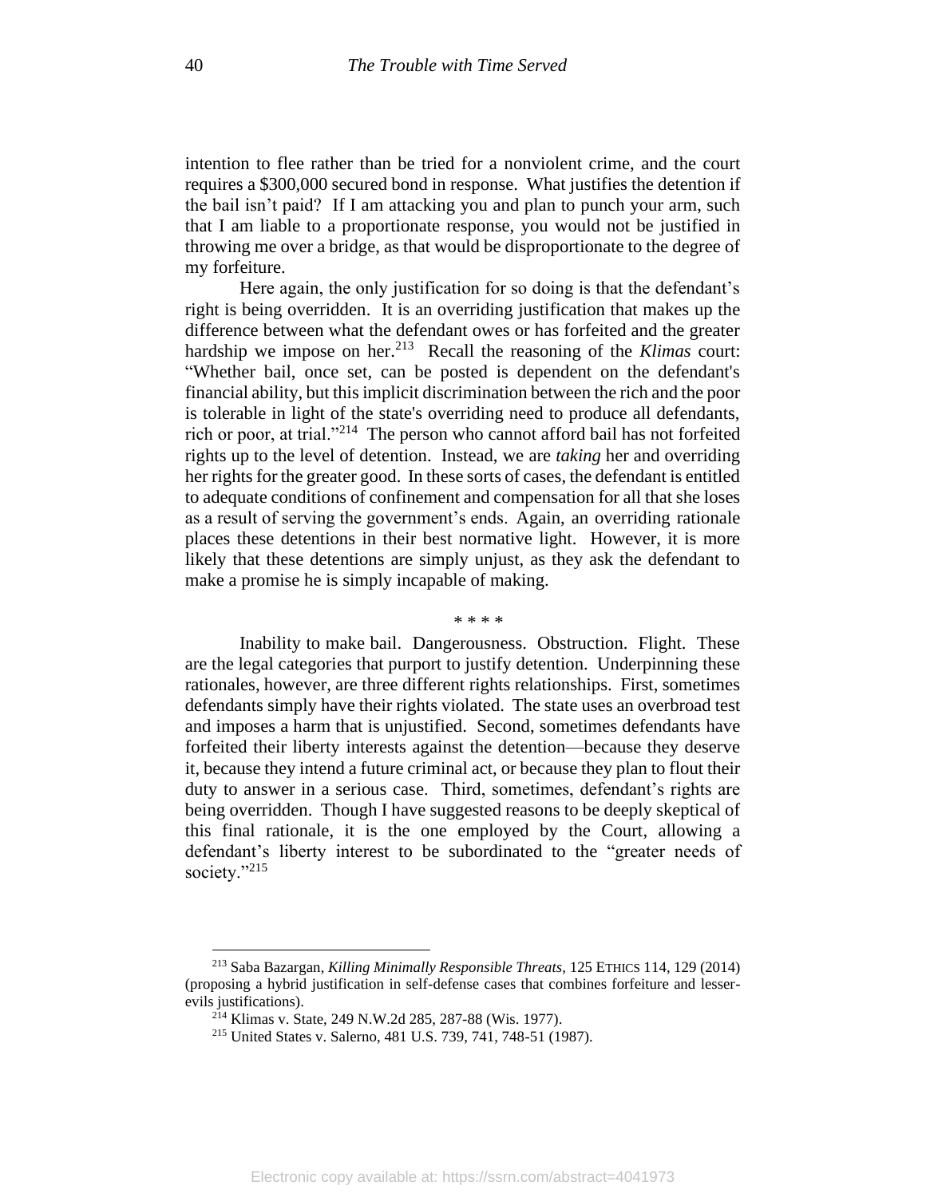intention to flee rather than be tried for a nonviolent crime, and the court requires a $300,000 secured bond in response. What justifies the detention if the bail isn't paid? If I am attacking you and plan to punch your arm, such that I am liable to a proportionate response, you would not be justified in throwing me over a bridge, as that would be disproportionate to the degree of my forfeiture.

Here again, the only justification for so doing is that the defendant's right is being overridden. It is an overriding justification that makes up the difference between what the defendant owes or has forfeited and the greater hardship we impose on her.[213] Recall the reasoning of the *Klimas* court: "Whether bail, once set, can be posted is dependent on the defendant's financial ability, but this implicit discrimination between the rich and the poor is tolerable in light of the state's overriding need to produce all defendants, rich or poor, at trial."[214] The person who cannot afford bail has not forfeited rights up to the level of detention. Instead, we are *taking* her and overriding her rights for the greater good. In these sorts of cases, the defendant is entitled to adequate conditions of confinement and compensation for all that she loses as a result of serving the government's ends. Again, an overriding rationale places these detentions in their best normative light. However, it is more likely that these detentions are simply unjust, as they ask the defendant to make a promise he is simply incapable of making.

\* \* \* \*

Inability to make bail. Dangerousness. Obstruction. Flight. These are the legal categories that purport to justify detention. Underpinning these rationales, however, are three different rights relationships. First, sometimes defendants simply have their rights violated. The state uses an overbroad test and imposes a harm that is unjustified. Second, sometimes defendants have forfeited their liberty interests against the detention—because they deserve it, because they intend a future criminal act, or because they plan to flout their duty to answer in a serious case. Third, sometimes, defendant's rights are being overridden. Though I have suggested reasons to be deeply skeptical of this final rationale, it is the one employed by the Court, allowing a defendant's liberty interest to be subordinated to the "greater needs of society."[215]

---

[213] Saba Bazargan, *Killing Minimally Responsible Threats*, 125 ETHICS 114, 129 (2014) (proposing a hybrid justification in self-defense cases that combines forfeiture and lesser-evils justifications).

[214] Klimas v. State, 249 N.W.2d 285, 287-88 (Wis. 1977).

[215] United States v. Salerno, 481 U.S. 739, 741, 748-51 (1987).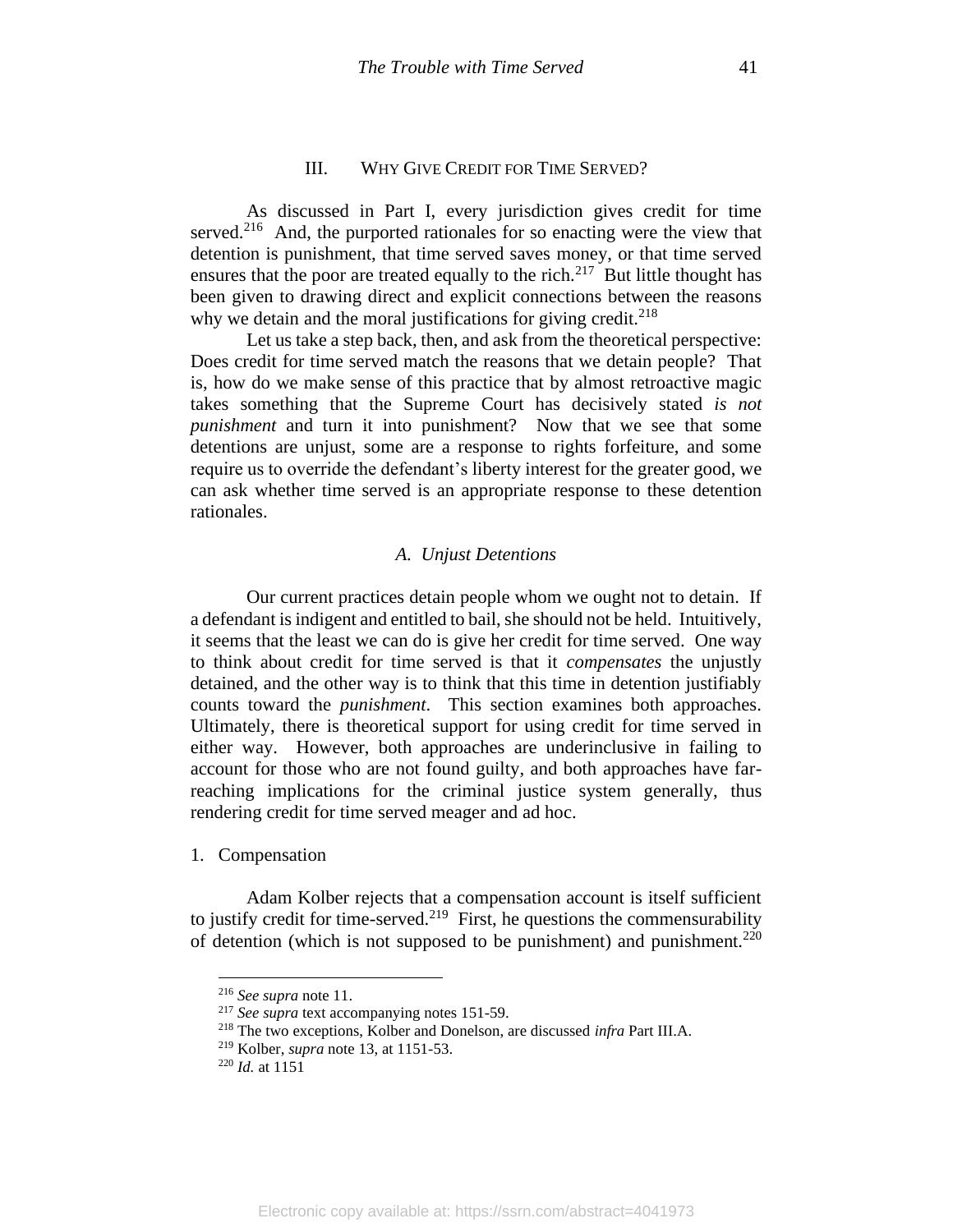## III. WHY GIVE CREDIT FOR TIME SERVED?

As discussed in Part I, every jurisdiction gives credit for time served.[216] And, the purported rationales for so enacting were the view that detention is punishment, that time served saves money, or that time served ensures that the poor are treated equally to the rich.[217] But little thought has been given to drawing direct and explicit connections between the reasons why we detain and the moral justifications for giving credit.[218]

Let us take a step back, then, and ask from the theoretical perspective: Does credit for time served match the reasons that we detain people? That is, how do we make sense of this practice that by almost retroactive magic takes something that the Supreme Court has decisively stated *is not punishment* and turn it into punishment? Now that we see that some detentions are unjust, some are a response to rights forfeiture, and some require us to override the defendant's liberty interest for the greater good, we can ask whether time served is an appropriate response to these detention rationales.

### *A. Unjust Detentions*

Our current practices detain people whom we ought not to detain. If a defendant is indigent and entitled to bail, she should not be held. Intuitively, it seems that the least we can do is give her credit for time served. One way to think about credit for time served is that it *compensates* the unjustly detained, and the other way is to think that this time in detention justifiably counts toward the *punishment*. This section examines both approaches. Ultimately, there is theoretical support for using credit for time served in either way. However, both approaches are underinclusive in failing to account for those who are not found guilty, and both approaches have far-reaching implications for the criminal justice system generally, thus rendering credit for time served meager and ad hoc.

#### 1. Compensation

Adam Kolber rejects that a compensation account is itself sufficient to justify credit for time-served.[219] First, he questions the commensurability of detention (which is not supposed to be punishment) and punishment.[220]

---

[216] *See supra* note 11.

[217] *See supra* text accompanying notes 151-59.

[218] The two exceptions, Kolber and Donelson, are discussed *infra* Part III.A.

[219] Kolber, *supra* note 13, at 1151-53.

[220] *Id.* at 1151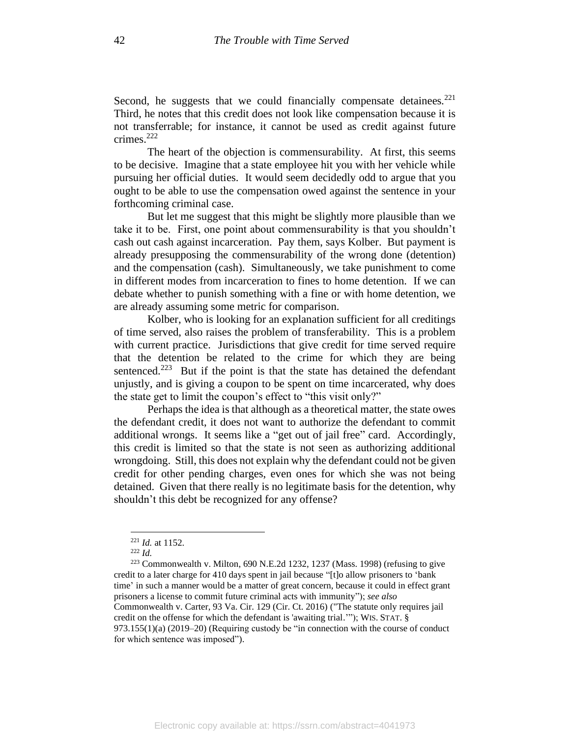Second, he suggests that we could financially compensate detainees.[221] Third, he notes that this credit does not look like compensation because it is not transferrable; for instance, it cannot be used as credit against future crimes.[222]

The heart of the objection is commensurability. At first, this seems to be decisive. Imagine that a state employee hit you with her vehicle while pursuing her official duties. It would seem decidedly odd to argue that you ought to be able to use the compensation owed against the sentence in your forthcoming criminal case.

But let me suggest that this might be slightly more plausible than we take it to be. First, one point about commensurability is that you shouldn't cash out cash against incarceration. Pay them, says Kolber. But payment is already presupposing the commensurability of the wrong done (detention) and the compensation (cash). Simultaneously, we take punishment to come in different modes from incarceration to fines to home detention. If we can debate whether to punish something with a fine or with home detention, we are already assuming some metric for comparison.

Kolber, who is looking for an explanation sufficient for all creditings of time served, also raises the problem of transferability. This is a problem with current practice. Jurisdictions that give credit for time served require that the detention be related to the crime for which they are being sentenced.[223] But if the point is that the state has detained the defendant unjustly, and is giving a coupon to be spent on time incarcerated, why does the state get to limit the coupon's effect to "this visit only?"

Perhaps the idea is that although as a theoretical matter, the state owes the defendant credit, it does not want to authorize the defendant to commit additional wrongs. It seems like a "get out of jail free" card. Accordingly, this credit is limited so that the state is not seen as authorizing additional wrongdoing. Still, this does not explain why the defendant could not be given credit for other pending charges, even ones for which she was not being detained. Given that there really is no legitimate basis for the detention, why shouldn't this debt be recognized for any offense?

---

[221] *Id.* at 1152.

[222] *Id.*

[223] Commonwealth v. Milton, 690 N.E.2d 1232, 1237 (Mass. 1998) (refusing to give credit to a later charge for 410 days spent in jail because "[t]o allow prisoners to 'bank time' in such a manner would be a matter of great concern, because it could in effect grant prisoners a license to commit future criminal acts with immunity"); *see also* Commonwealth v. Carter, 93 Va. Cir. 129 (Cir. Ct. 2016) ("The statute only requires jail credit on the offense for which the defendant is 'awaiting trial.'"); WIS. STAT. § 973.155(1)(a) (2019–20) (Requiring custody be "in connection with the course of conduct for which sentence was imposed").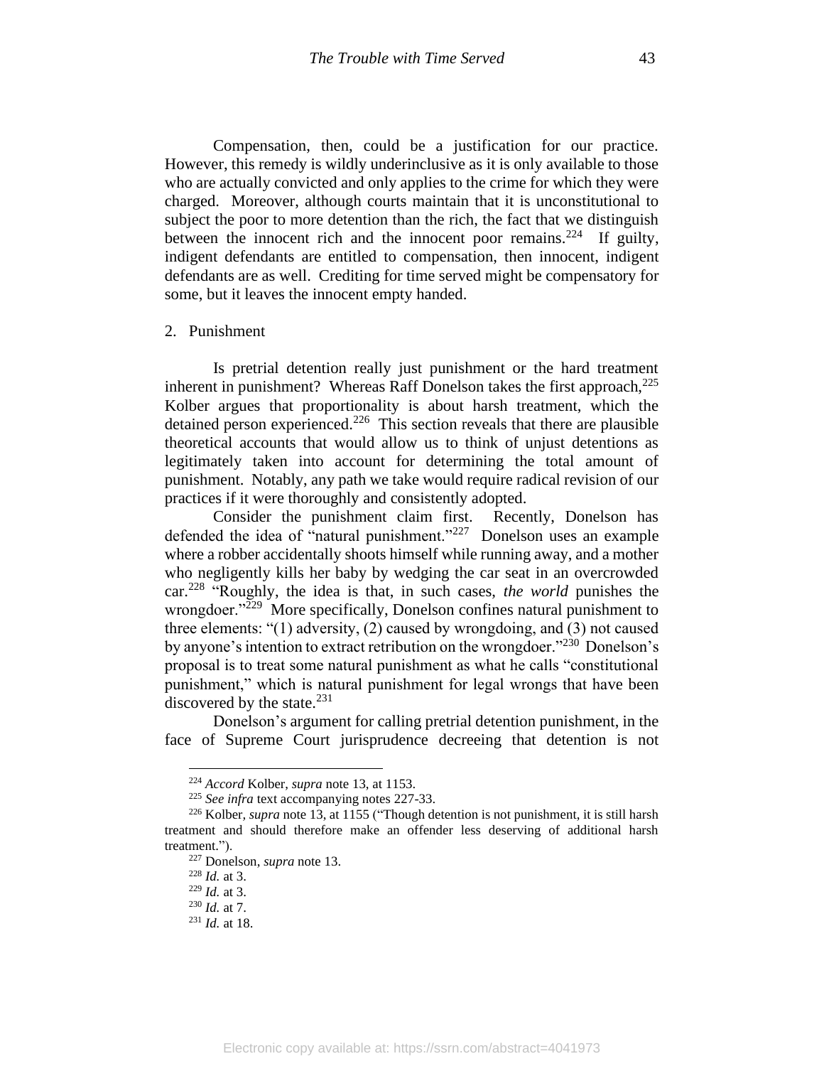Compensation, then, could be a justification for our practice. However, this remedy is wildly underinclusive as it is only available to those who are actually convicted and only applies to the crime for which they were charged. Moreover, although courts maintain that it is unconstitutional to subject the poor to more detention than the rich, the fact that we distinguish between the innocent rich and the innocent poor remains.[224] If guilty, indigent defendants are entitled to compensation, then innocent, indigent defendants are as well. Crediting for time served might be compensatory for some, but it leaves the innocent empty handed.

2. Punishment

Is pretrial detention really just punishment or the hard treatment inherent in punishment? Whereas Raff Donelson takes the first approach,[225] Kolber argues that proportionality is about harsh treatment, which the detained person experienced.[226] This section reveals that there are plausible theoretical accounts that would allow us to think of unjust detentions as legitimately taken into account for determining the total amount of punishment. Notably, any path we take would require radical revision of our practices if it were thoroughly and consistently adopted.

Consider the punishment claim first. Recently, Donelson has defended the idea of "natural punishment."[227] Donelson uses an example where a robber accidentally shoots himself while running away, and a mother who negligently kills her baby by wedging the car seat in an overcrowded car.[228] "Roughly, the idea is that, in such cases, *the world* punishes the wrongdoer."[229] More specifically, Donelson confines natural punishment to three elements: "(1) adversity, (2) caused by wrongdoing, and (3) not caused by anyone's intention to extract retribution on the wrongdoer."[230] Donelson's proposal is to treat some natural punishment as what he calls "constitutional punishment," which is natural punishment for legal wrongs that have been discovered by the state.[231]

Donelson's argument for calling pretrial detention punishment, in the face of Supreme Court jurisprudence decreeing that detention is not

---

[224] *Accord* Kolber, *supra* note 13, at 1153.

[225] *See infra* text accompanying notes 227-33.

[226] Kolber, *supra* note 13, at 1155 ("Though detention is not punishment, it is still harsh treatment and should therefore make an offender less deserving of additional harsh treatment.").

[227] Donelson, *supra* note 13.

[228] *Id.* at 3.

[229] *Id.* at 3.

[230] *Id.* at 7.

[231] *Id.* at 18.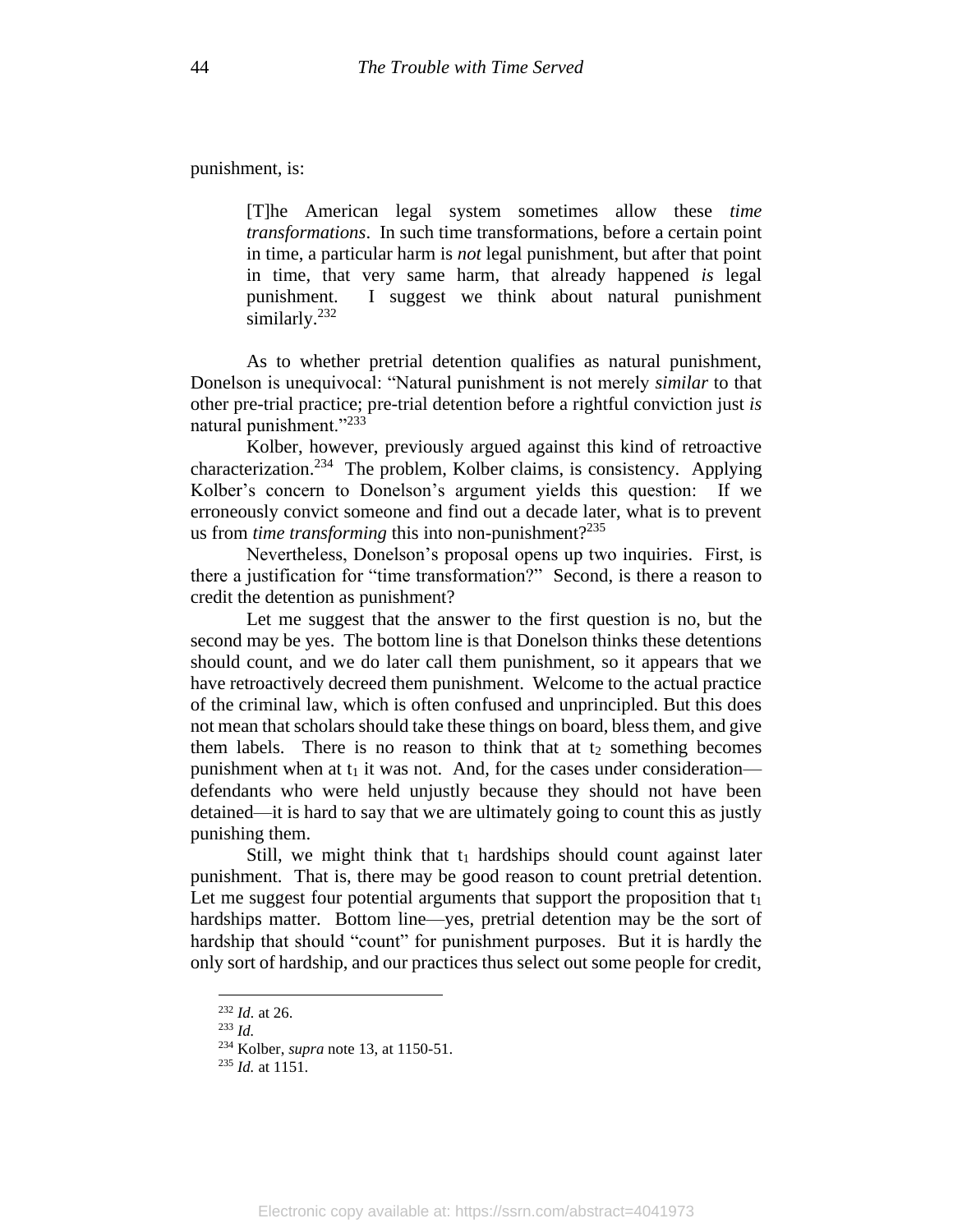punishment, is:

> [T]he American legal system sometimes allow these *time transformations*. In such time transformations, before a certain point in time, a particular harm is *not* legal punishment, but after that point in time, that very same harm, that already happened *is* legal punishment. I suggest we think about natural punishment similarly.[232]

As to whether pretrial detention qualifies as natural punishment, Donelson is unequivocal: "Natural punishment is not merely *similar* to that other pre-trial practice; pre-trial detention before a rightful conviction just *is* natural punishment."[233]

Kolber, however, previously argued against this kind of retroactive characterization.[234] The problem, Kolber claims, is consistency. Applying Kolber's concern to Donelson's argument yields this question: If we erroneously convict someone and find out a decade later, what is to prevent us from *time transforming* this into non-punishment?[235]

Nevertheless, Donelson's proposal opens up two inquiries. First, is there a justification for "time transformation?" Second, is there a reason to credit the detention as punishment?

Let me suggest that the answer to the first question is no, but the second may be yes. The bottom line is that Donelson thinks these detentions should count, and we do later call them punishment, so it appears that we have retroactively decreed them punishment. Welcome to the actual practice of the criminal law, which is often confused and unprincipled. But this does not mean that scholars should take these things on board, bless them, and give them labels. There is no reason to think that at $t_2$ something becomes punishment when at $t_1$ it was not. And, for the cases under consideration—defendants who were held unjustly because they should not have been detained—it is hard to say that we are ultimately going to count this as justly punishing them.

Still, we might think that $t_1$ hardships should count against later punishment. That is, there may be good reason to count pretrial detention. Let me suggest four potential arguments that support the proposition that $t_1$ hardships matter. Bottom line—yes, pretrial detention may be the sort of hardship that should "count" for punishment purposes. But it is hardly the only sort of hardship, and our practices thus select out some people for credit,

---

[232] *Id.* at 26.

[233] *Id.*

[234] Kolber, *supra* note 13, at 1150-51.

[235] *Id.* at 1151.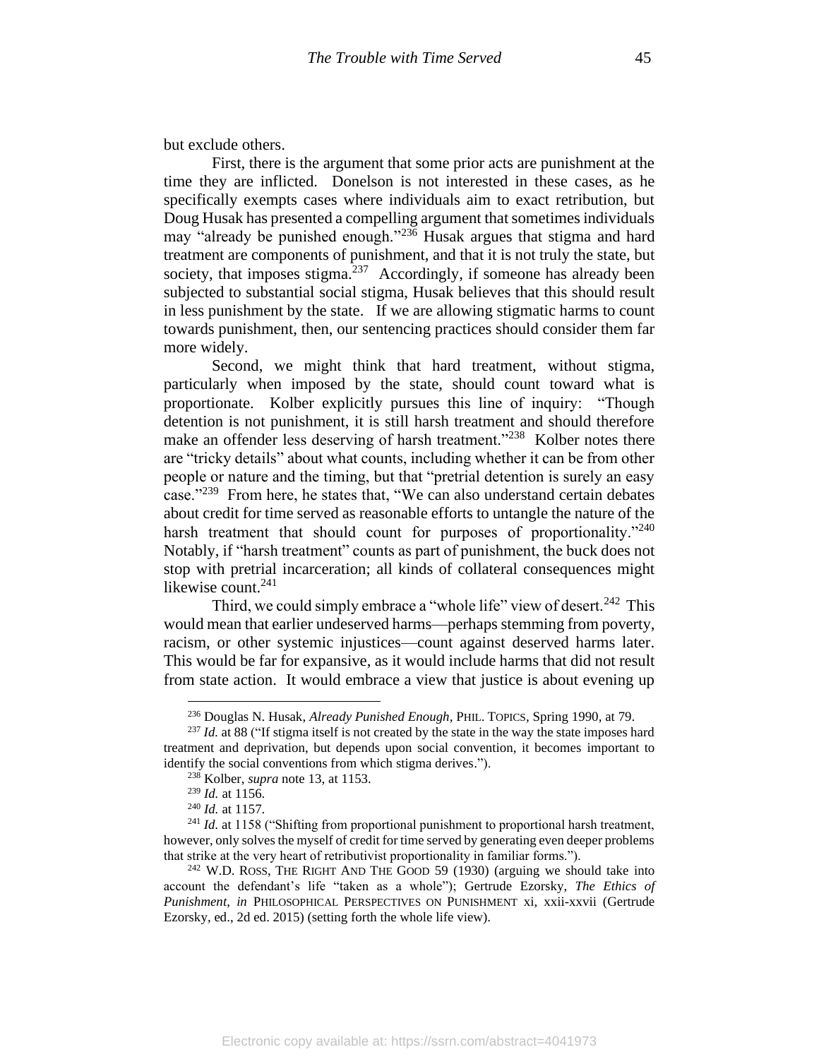but exclude others.

First, there is the argument that some prior acts are punishment at the time they are inflicted. Donelson is not interested in these cases, as he specifically exempts cases where individuals aim to exact retribution, but Doug Husak has presented a compelling argument that sometimes individuals may "already be punished enough."[236] Husak argues that stigma and hard treatment are components of punishment, and that it is not truly the state, but society, that imposes stigma.[237] Accordingly, if someone has already been subjected to substantial social stigma, Husak believes that this should result in less punishment by the state. If we are allowing stigmatic harms to count towards punishment, then, our sentencing practices should consider them far more widely.

Second, we might think that hard treatment, without stigma, particularly when imposed by the state, should count toward what is proportionate. Kolber explicitly pursues this line of inquiry: "Though detention is not punishment, it is still harsh treatment and should therefore make an offender less deserving of harsh treatment."[238] Kolber notes there are "tricky details" about what counts, including whether it can be from other people or nature and the timing, but that "pretrial detention is surely an easy case."[239] From here, he states that, "We can also understand certain debates about credit for time served as reasonable efforts to untangle the nature of the harsh treatment that should count for purposes of proportionality."[240] Notably, if "harsh treatment" counts as part of punishment, the buck does not stop with pretrial incarceration; all kinds of collateral consequences might likewise count.[241]

Third, we could simply embrace a "whole life" view of desert.[242] This would mean that earlier undeserved harms—perhaps stemming from poverty, racism, or other systemic injustices—count against deserved harms later. This would be far for expansive, as it would include harms that did not result from state action. It would embrace a view that justice is about evening up

---

[236] Douglas N. Husak, *Already Punished Enough*, PHIL. TOPICS, Spring 1990, at 79.

[237] *Id.* at 88 ("If stigma itself is not created by the state in the way the state imposes hard treatment and deprivation, but depends upon social convention, it becomes important to identify the social conventions from which stigma derives.").

[238] Kolber, *supra* note 13, at 1153.

[239] *Id.* at 1156.

[240] *Id.* at 1157.

[241] *Id.* at 1158 ("Shifting from proportional punishment to proportional harsh treatment, however, only solves the myself of credit for time served by generating even deeper problems that strike at the very heart of retributivist proportionality in familiar forms.").

[242] W.D. ROSS, THE RIGHT AND THE GOOD 59 (1930) (arguing we should take into account the defendant's life "taken as a whole"); Gertrude Ezorsky, *The Ethics of Punishment*, *in* PHILOSOPHICAL PERSPECTIVES ON PUNISHMENT xi, xxii-xxvii (Gertrude Ezorsky, ed., 2d ed. 2015) (setting forth the whole life view).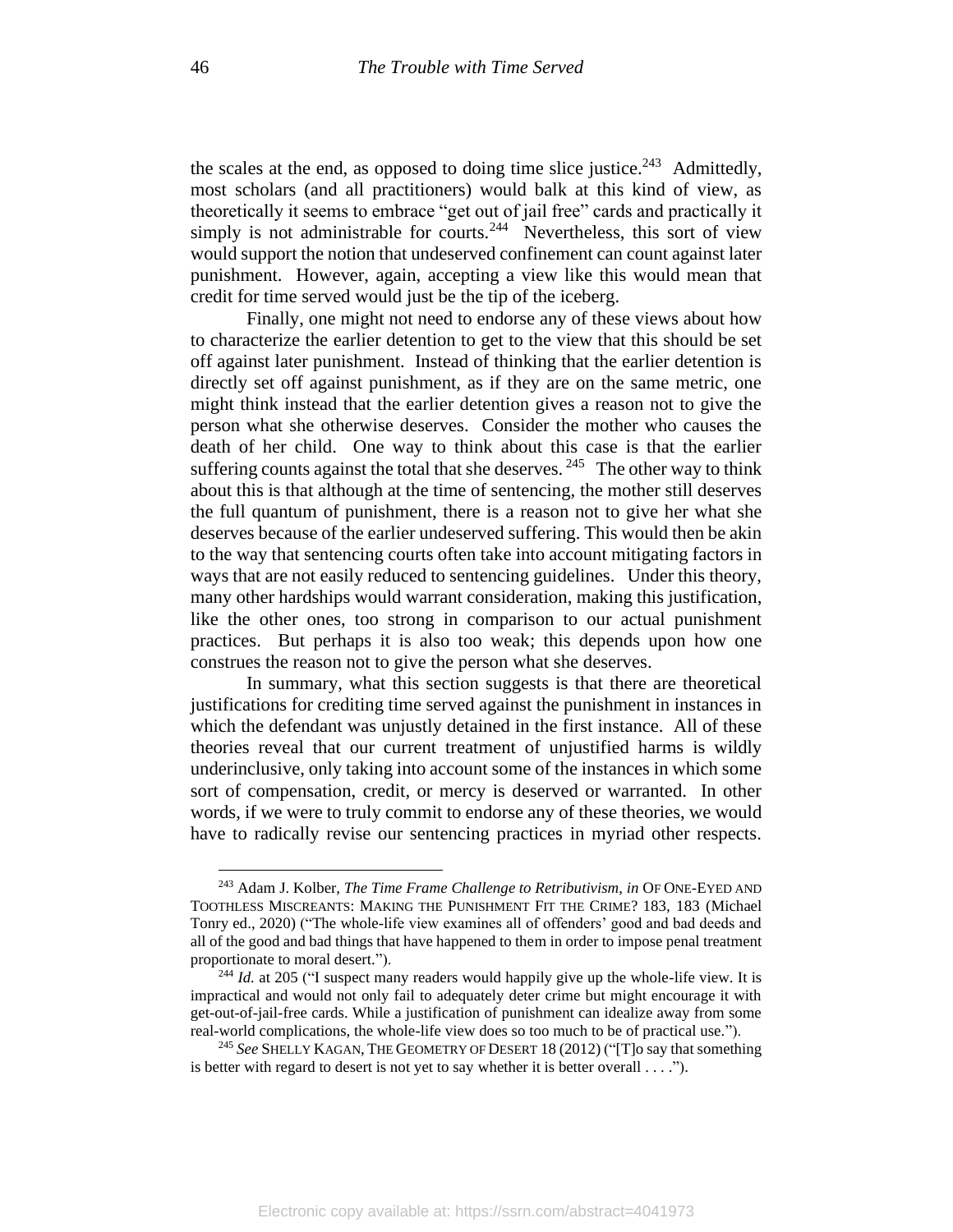the scales at the end, as opposed to doing time slice justice.[243] Admittedly, most scholars (and all practitioners) would balk at this kind of view, as theoretically it seems to embrace "get out of jail free" cards and practically it simply is not administrable for courts.[244] Nevertheless, this sort of view would support the notion that undeserved confinement can count against later punishment. However, again, accepting a view like this would mean that credit for time served would just be the tip of the iceberg.

Finally, one might not need to endorse any of these views about how to characterize the earlier detention to get to the view that this should be set off against later punishment. Instead of thinking that the earlier detention is directly set off against punishment, as if they are on the same metric, one might think instead that the earlier detention gives a reason not to give the person what she otherwise deserves. Consider the mother who causes the death of her child. One way to think about this case is that the earlier suffering counts against the total that she deserves.[245] The other way to think about this is that although at the time of sentencing, the mother still deserves the full quantum of punishment, there is a reason not to give her what she deserves because of the earlier undeserved suffering. This would then be akin to the way that sentencing courts often take into account mitigating factors in ways that are not easily reduced to sentencing guidelines. Under this theory, many other hardships would warrant consideration, making this justification, like the other ones, too strong in comparison to our actual punishment practices. But perhaps it is also too weak; this depends upon how one construes the reason not to give the person what she deserves.

In summary, what this section suggests is that there are theoretical justifications for crediting time served against the punishment in instances in which the defendant was unjustly detained in the first instance. All of these theories reveal that our current treatment of unjustified harms is wildly underinclusive, only taking into account some of the instances in which some sort of compensation, credit, or mercy is deserved or warranted. In other words, if we were to truly commit to endorse any of these theories, we would have to radically revise our sentencing practices in myriad other respects.

---

[243] Adam J. Kolber, *The Time Frame Challenge to Retributivism*, *in* OF ONE-EYED AND TOOTHLESS MISCREANTS: MAKING THE PUNISHMENT FIT THE CRIME? 183, 183 (Michael Tonry ed., 2020) ("The whole-life view examines all of offenders' good and bad deeds and all of the good and bad things that have happened to them in order to impose penal treatment proportionate to moral desert.").

[244] *Id.* at 205 ("I suspect many readers would happily give up the whole-life view. It is impractical and would not only fail to adequately deter crime but might encourage it with get-out-of-jail-free cards. While a justification of punishment can idealize away from some real-world complications, the whole-life view does so too much to be of practical use.").

[245] *See* SHELLY KAGAN, THE GEOMETRY OF DESERT 18 (2012) ("[T]o say that something is better with regard to desert is not yet to say whether it is better overall . . . .").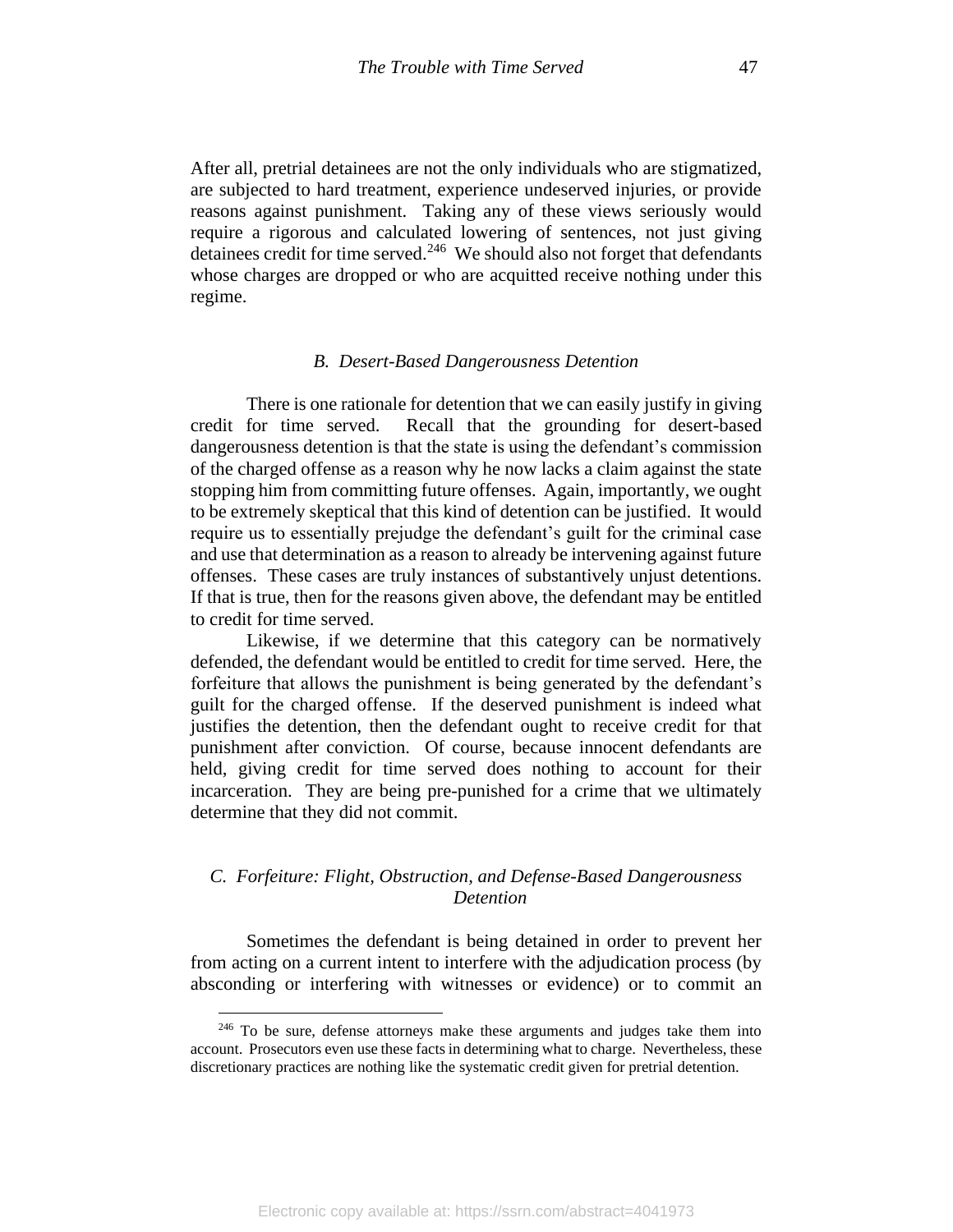After all, pretrial detainees are not the only individuals who are stigmatized, are subjected to hard treatment, experience undeserved injuries, or provide reasons against punishment. Taking any of these views seriously would require a rigorous and calculated lowering of sentences, not just giving detainees credit for time served.[246] We should also not forget that defendants whose charges are dropped or who are acquitted receive nothing under this regime.

### *B. Desert-Based Dangerousness Detention*

There is one rationale for detention that we can easily justify in giving credit for time served. Recall that the grounding for desert-based dangerousness detention is that the state is using the defendant's commission of the charged offense as a reason why he now lacks a claim against the state stopping him from committing future offenses. Again, importantly, we ought to be extremely skeptical that this kind of detention can be justified. It would require us to essentially prejudge the defendant's guilt for the criminal case and use that determination as a reason to already be intervening against future offenses. These cases are truly instances of substantively unjust detentions. If that is true, then for the reasons given above, the defendant may be entitled to credit for time served.

Likewise, if we determine that this category can be normatively defended, the defendant would be entitled to credit for time served. Here, the forfeiture that allows the punishment is being generated by the defendant's guilt for the charged offense. If the deserved punishment is indeed what justifies the detention, then the defendant ought to receive credit for that punishment after conviction. Of course, because innocent defendants are held, giving credit for time served does nothing to account for their incarceration. They are being pre-punished for a crime that we ultimately determine that they did not commit.

### *C. Forfeiture: Flight, Obstruction, and Defense-Based Dangerousness Detention*

Sometimes the defendant is being detained in order to prevent her from acting on a current intent to interfere with the adjudication process (by absconding or interfering with witnesses or evidence) or to commit an

---

[246] To be sure, defense attorneys make these arguments and judges take them into account. Prosecutors even use these facts in determining what to charge. Nevertheless, these discretionary practices are nothing like the systematic credit given for pretrial detention.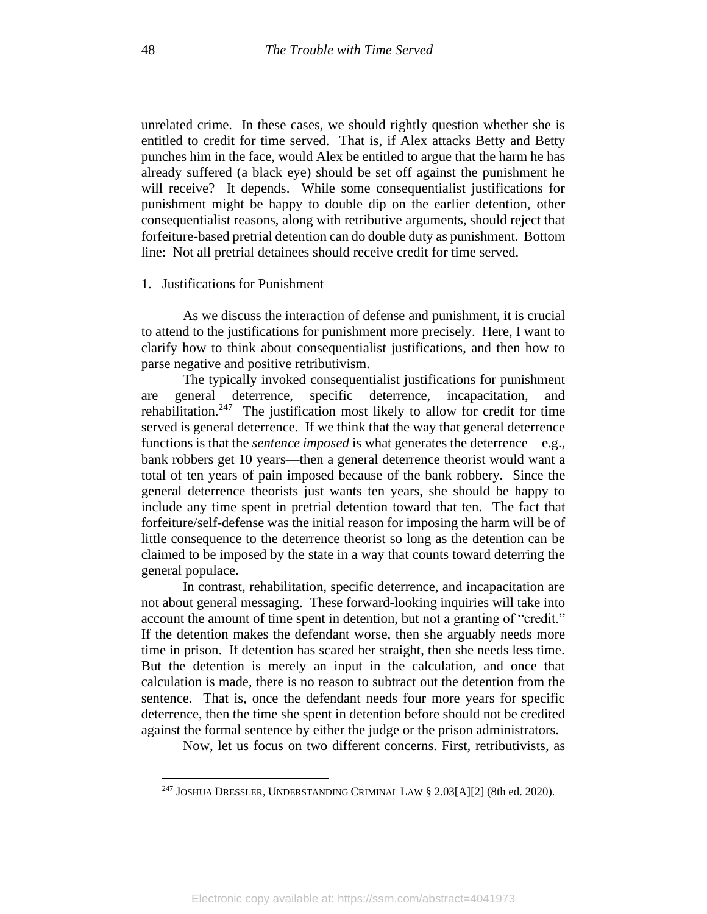unrelated crime. In these cases, we should rightly question whether she is entitled to credit for time served. That is, if Alex attacks Betty and Betty punches him in the face, would Alex be entitled to argue that the harm he has already suffered (a black eye) should be set off against the punishment he will receive? It depends. While some consequentialist justifications for punishment might be happy to double dip on the earlier detention, other consequentialist reasons, along with retributive arguments, should reject that forfeiture-based pretrial detention can do double duty as punishment. Bottom line: Not all pretrial detainees should receive credit for time served.

1. Justifications for Punishment

As we discuss the interaction of defense and punishment, it is crucial to attend to the justifications for punishment more precisely. Here, I want to clarify how to think about consequentialist justifications, and then how to parse negative and positive retributivism.

The typically invoked consequentialist justifications for punishment are general deterrence, specific deterrence, incapacitation, and rehabilitation.[247] The justification most likely to allow for credit for time served is general deterrence. If we think that the way that general deterrence functions is that the *sentence imposed* is what generates the deterrence—e.g., bank robbers get 10 years—then a general deterrence theorist would want a total of ten years of pain imposed because of the bank robbery. Since the general deterrence theorists just wants ten years, she should be happy to include any time spent in pretrial detention toward that ten. The fact that forfeiture/self-defense was the initial reason for imposing the harm will be of little consequence to the deterrence theorist so long as the detention can be claimed to be imposed by the state in a way that counts toward deterring the general populace.

In contrast, rehabilitation, specific deterrence, and incapacitation are not about general messaging. These forward-looking inquiries will take into account the amount of time spent in detention, but not a granting of "credit." If the detention makes the defendant worse, then she arguably needs more time in prison. If detention has scared her straight, then she needs less time. But the detention is merely an input in the calculation, and once that calculation is made, there is no reason to subtract out the detention from the sentence. That is, once the defendant needs four more years for specific deterrence, then the time she spent in detention before should not be credited against the formal sentence by either the judge or the prison administrators.

Now, let us focus on two different concerns. First, retributivists, as

[247] JOSHUA DRESSLER, UNDERSTANDING CRIMINAL LAW § 2.03[A][2] (8th ed. 2020).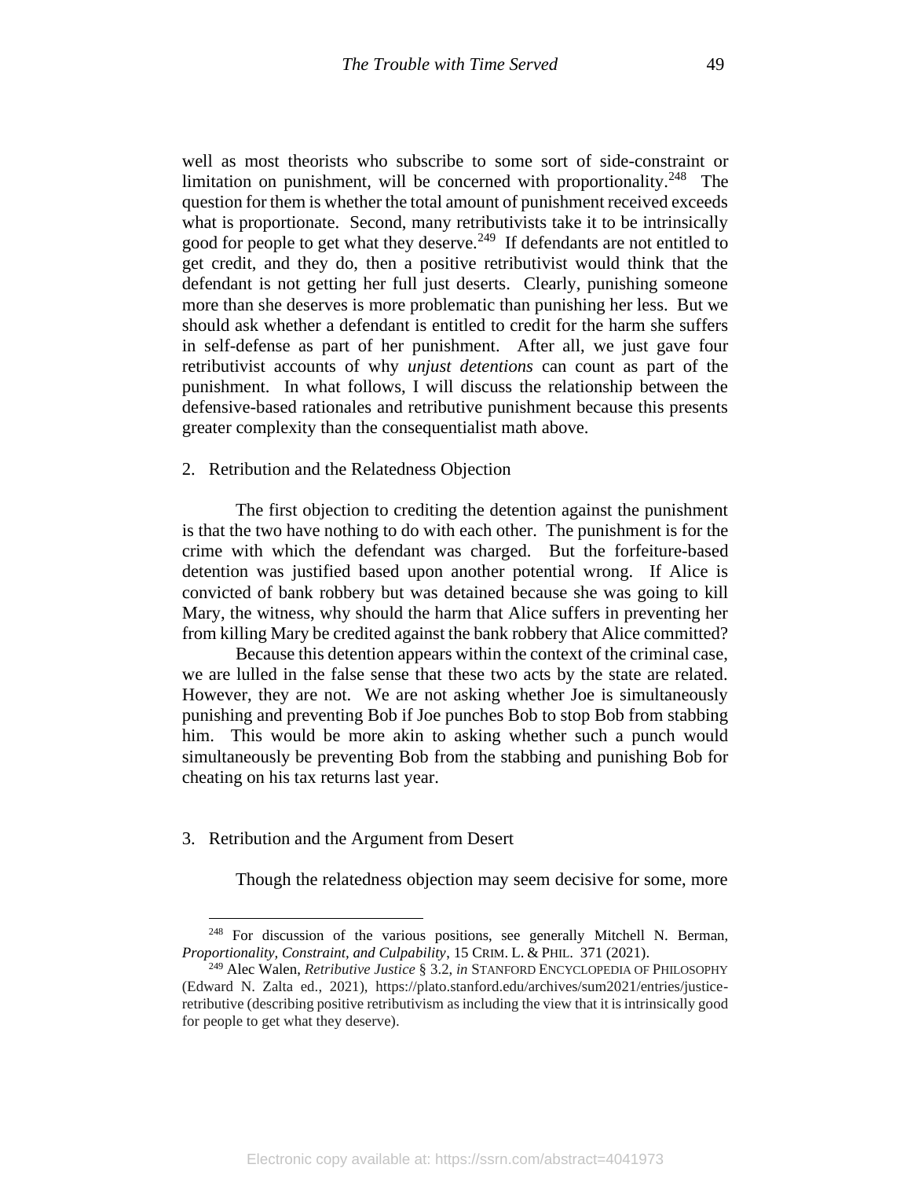well as most theorists who subscribe to some sort of side-constraint or limitation on punishment, will be concerned with proportionality.[248] The question for them is whether the total amount of punishment received exceeds what is proportionate. Second, many retributivists take it to be intrinsically good for people to get what they deserve.[249] If defendants are not entitled to get credit, and they do, then a positive retributivist would think that the defendant is not getting her full just deserts. Clearly, punishing someone more than she deserves is more problematic than punishing her less. But we should ask whether a defendant is entitled to credit for the harm she suffers in self-defense as part of her punishment. After all, we just gave four retributivist accounts of why *unjust detentions* can count as part of the punishment. In what follows, I will discuss the relationship between the defensive-based rationales and retributive punishment because this presents greater complexity than the consequentialist math above.

### 2. Retribution and the Relatedness Objection

The first objection to crediting the detention against the punishment is that the two have nothing to do with each other. The punishment is for the crime with which the defendant was charged. But the forfeiture-based detention was justified based upon another potential wrong. If Alice is convicted of bank robbery but was detained because she was going to kill Mary, the witness, why should the harm that Alice suffers in preventing her from killing Mary be credited against the bank robbery that Alice committed?

Because this detention appears within the context of the criminal case, we are lulled in the false sense that these two acts by the state are related. However, they are not. We are not asking whether Joe is simultaneously punishing and preventing Bob if Joe punches Bob to stop Bob from stabbing him. This would be more akin to asking whether such a punch would simultaneously be preventing Bob from the stabbing and punishing Bob for cheating on his tax returns last year.

### 3. Retribution and the Argument from Desert

Though the relatedness objection may seem decisive for some, more

---

[248] For discussion of the various positions, see generally Mitchell N. Berman, *Proportionality, Constraint, and Culpability*, 15 CRIM. L. & PHIL. 371 (2021).

[249] Alec Walen, *Retributive Justice* § 3.2, *in* STANFORD ENCYCLOPEDIA OF PHILOSOPHY (Edward N. Zalta ed., 2021), https://plato.stanford.edu/archives/sum2021/entries/justice-retributive (describing positive retributivism as including the view that it is intrinsically good for people to get what they deserve).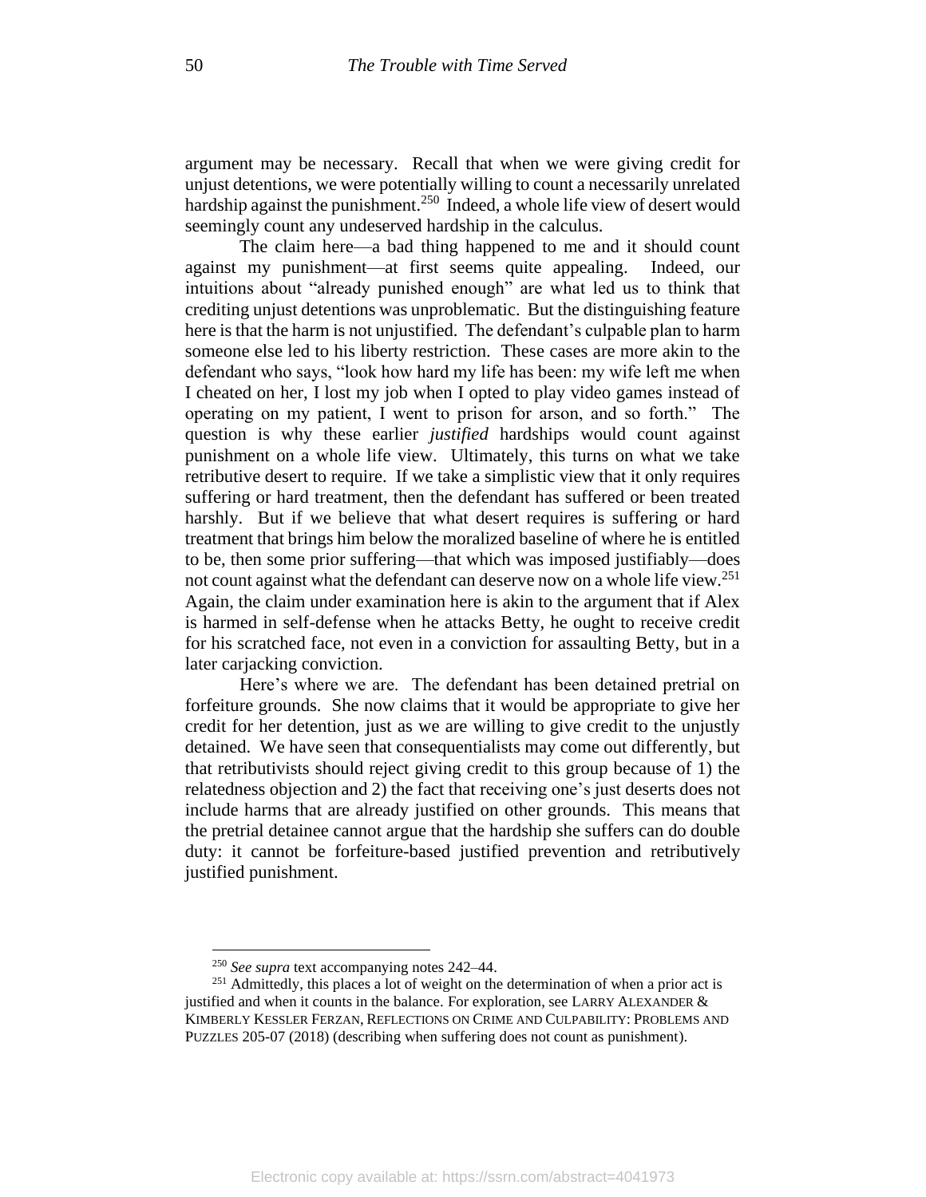argument may be necessary. Recall that when we were giving credit for unjust detentions, we were potentially willing to count a necessarily unrelated hardship against the punishment.[250] Indeed, a whole life view of desert would seemingly count any undeserved hardship in the calculus.

The claim here—a bad thing happened to me and it should count against my punishment—at first seems quite appealing. Indeed, our intuitions about "already punished enough" are what led us to think that crediting unjust detentions was unproblematic. But the distinguishing feature here is that the harm is not unjustified. The defendant's culpable plan to harm someone else led to his liberty restriction. These cases are more akin to the defendant who says, "look how hard my life has been: my wife left me when I cheated on her, I lost my job when I opted to play video games instead of operating on my patient, I went to prison for arson, and so forth." The question is why these earlier *justified* hardships would count against punishment on a whole life view. Ultimately, this turns on what we take retributive desert to require. If we take a simplistic view that it only requires suffering or hard treatment, then the defendant has suffered or been treated harshly. But if we believe that what desert requires is suffering or hard treatment that brings him below the moralized baseline of where he is entitled to be, then some prior suffering—that which was imposed justifiably—does not count against what the defendant can deserve now on a whole life view.[251] Again, the claim under examination here is akin to the argument that if Alex is harmed in self-defense when he attacks Betty, he ought to receive credit for his scratched face, not even in a conviction for assaulting Betty, but in a later carjacking conviction.

Here's where we are. The defendant has been detained pretrial on forfeiture grounds. She now claims that it would be appropriate to give her credit for her detention, just as we are willing to give credit to the unjustly detained. We have seen that consequentialists may come out differently, but that retributivists should reject giving credit to this group because of 1) the relatedness objection and 2) the fact that receiving one's just deserts does not include harms that are already justified on other grounds. This means that the pretrial detainee cannot argue that the hardship she suffers can do double duty: it cannot be forfeiture-based justified prevention and retributively justified punishment.

---

[250] *See supra* text accompanying notes 242–44.

[251] Admittedly, this places a lot of weight on the determination of when a prior act is justified and when it counts in the balance. For exploration, see LARRY ALEXANDER & KIMBERLY KESSLER FERZAN, REFLECTIONS ON CRIME AND CULPABILITY: PROBLEMS AND PUZZLES 205-07 (2018) (describing when suffering does not count as punishment).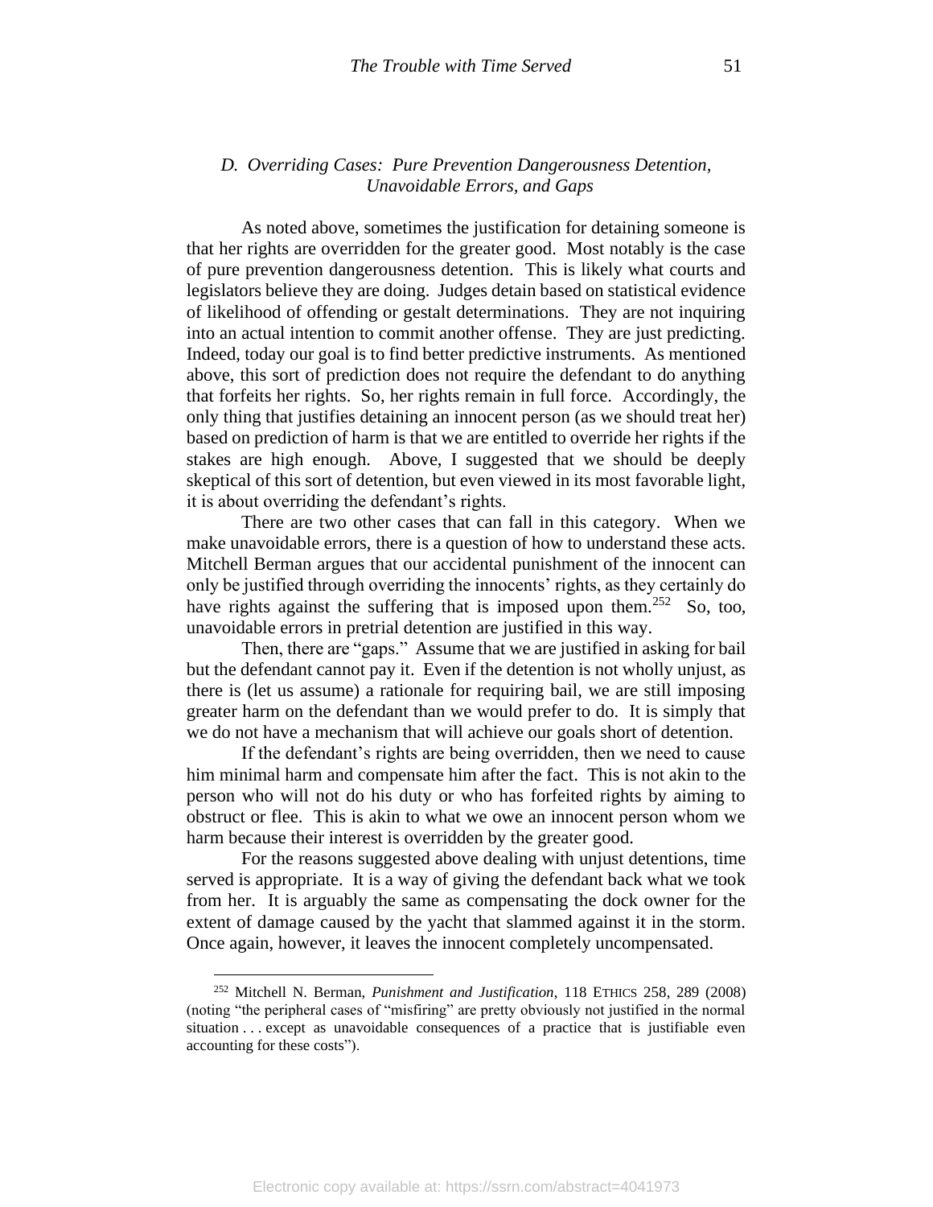### *D. Overriding Cases: Pure Prevention Dangerousness Detention, Unavoidable Errors, and Gaps*

As noted above, sometimes the justification for detaining someone is that her rights are overridden for the greater good. Most notably is the case of pure prevention dangerousness detention. This is likely what courts and legislators believe they are doing. Judges detain based on statistical evidence of likelihood of offending or gestalt determinations. They are not inquiring into an actual intention to commit another offense. They are just predicting. Indeed, today our goal is to find better predictive instruments. As mentioned above, this sort of prediction does not require the defendant to do anything that forfeits her rights. So, her rights remain in full force. Accordingly, the only thing that justifies detaining an innocent person (as we should treat her) based on prediction of harm is that we are entitled to override her rights if the stakes are high enough. Above, I suggested that we should be deeply skeptical of this sort of detention, but even viewed in its most favorable light, it is about overriding the defendant's rights.

There are two other cases that can fall in this category. When we make unavoidable errors, there is a question of how to understand these acts. Mitchell Berman argues that our accidental punishment of the innocent can only be justified through overriding the innocents' rights, as they certainly do have rights against the suffering that is imposed upon them.[252] So, too, unavoidable errors in pretrial detention are justified in this way.

Then, there are "gaps." Assume that we are justified in asking for bail but the defendant cannot pay it. Even if the detention is not wholly unjust, as there is (let us assume) a rationale for requiring bail, we are still imposing greater harm on the defendant than we would prefer to do. It is simply that we do not have a mechanism that will achieve our goals short of detention.

If the defendant's rights are being overridden, then we need to cause him minimal harm and compensate him after the fact. This is not akin to the person who will not do his duty or who has forfeited rights by aiming to obstruct or flee. This is akin to what we owe an innocent person whom we harm because their interest is overridden by the greater good.

For the reasons suggested above dealing with unjust detentions, time served is appropriate. It is a way of giving the defendant back what we took from her. It is arguably the same as compensating the dock owner for the extent of damage caused by the yacht that slammed against it in the storm. Once again, however, it leaves the innocent completely uncompensated.

---

[252] Mitchell N. Berman, *Punishment and Justification*, 118 ETHICS 258, 289 (2008) (noting "the peripheral cases of "misfiring" are pretty obviously not justified in the normal situation . . . except as unavoidable consequences of a practice that is justifiable even accounting for these costs").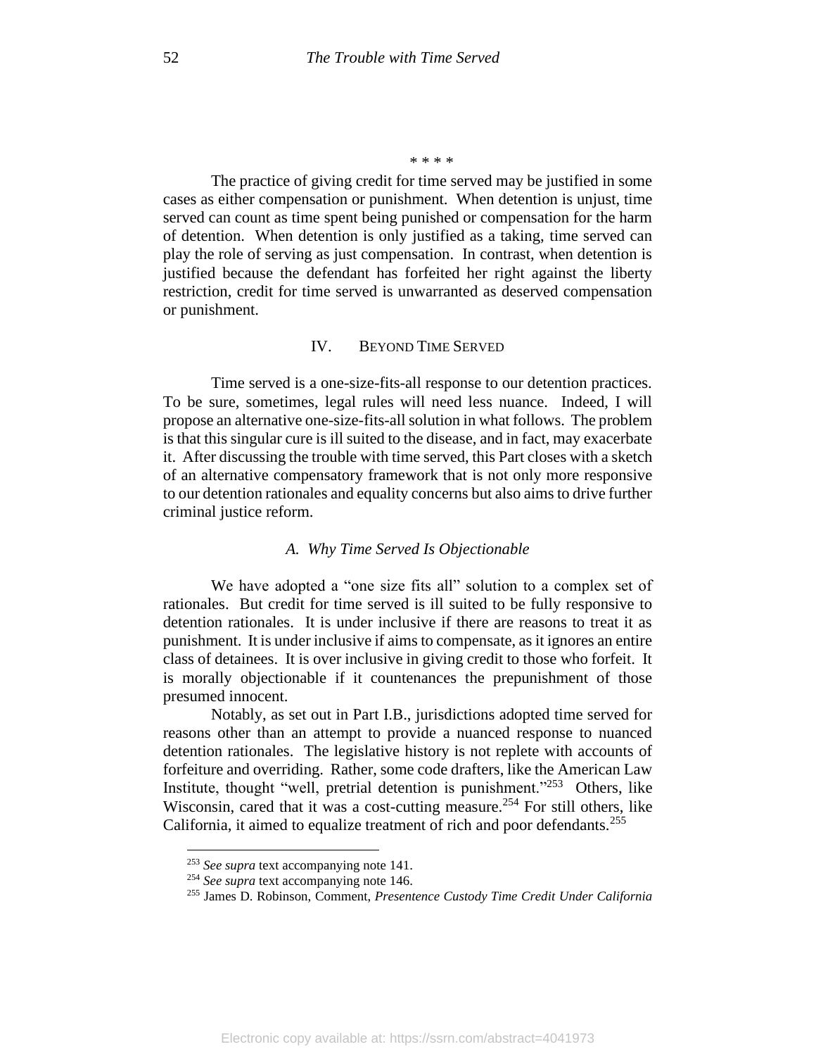\* \* \* \*

The practice of giving credit for time served may be justified in some cases as either compensation or punishment. When detention is unjust, time served can count as time spent being punished or compensation for the harm of detention. When detention is only justified as a taking, time served can play the role of serving as just compensation. In contrast, when detention is justified because the defendant has forfeited her right against the liberty restriction, credit for time served is unwarranted as deserved compensation or punishment.

## IV. BEYOND TIME SERVED

Time served is a one-size-fits-all response to our detention practices. To be sure, sometimes, legal rules will need less nuance. Indeed, I will propose an alternative one-size-fits-all solution in what follows. The problem is that this singular cure is ill suited to the disease, and in fact, may exacerbate it. After discussing the trouble with time served, this Part closes with a sketch of an alternative compensatory framework that is not only more responsive to our detention rationales and equality concerns but also aims to drive further criminal justice reform.

### *A. Why Time Served Is Objectionable*

We have adopted a "one size fits all" solution to a complex set of rationales. But credit for time served is ill suited to be fully responsive to detention rationales. It is under inclusive if there are reasons to treat it as punishment. It is under inclusive if aims to compensate, as it ignores an entire class of detainees. It is over inclusive in giving credit to those who forfeit. It is morally objectionable if it countenances the prepunishment of those presumed innocent.

Notably, as set out in Part I.B., jurisdictions adopted time served for reasons other than an attempt to provide a nuanced response to nuanced detention rationales. The legislative history is not replete with accounts of forfeiture and overriding. Rather, some code drafters, like the American Law Institute, thought "well, pretrial detention is punishment."[253] Others, like Wisconsin, cared that it was a cost-cutting measure.[254] For still others, like California, it aimed to equalize treatment of rich and poor defendants.[255]

---

[253] *See supra* text accompanying note 141.

[254] *See supra* text accompanying note 146.

[255] James D. Robinson, Comment, *Presentence Custody Time Credit Under California*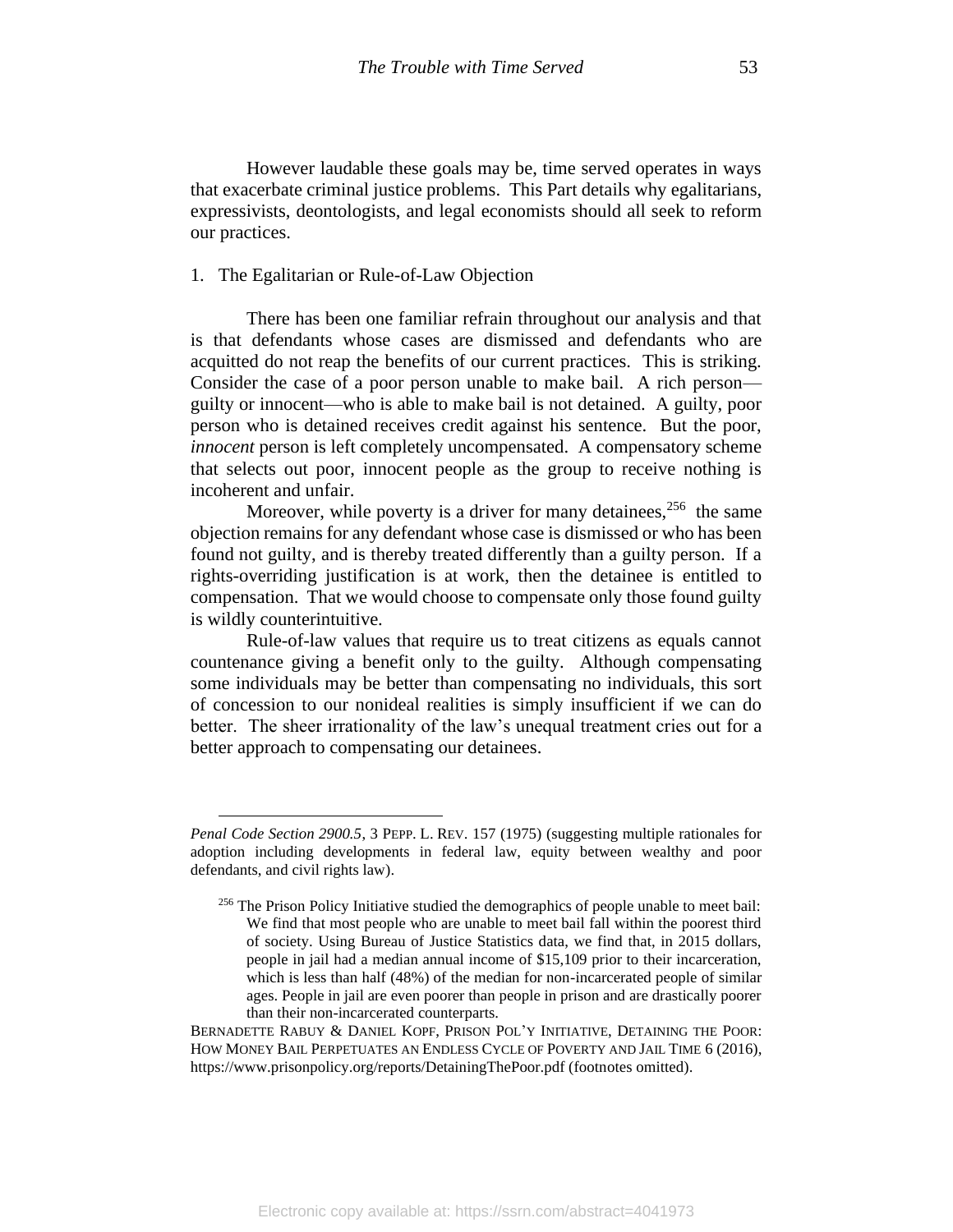However laudable these goals may be, time served operates in ways that exacerbate criminal justice problems. This Part details why egalitarians, expressivists, deontologists, and legal economists should all seek to reform our practices.

1. The Egalitarian or Rule-of-Law Objection

There has been one familiar refrain throughout our analysis and that is that defendants whose cases are dismissed and defendants who are acquitted do not reap the benefits of our current practices. This is striking. Consider the case of a poor person unable to make bail. A rich person—guilty or innocent—who is able to make bail is not detained. A guilty, poor person who is detained receives credit against his sentence. But the poor, *innocent* person is left completely uncompensated. A compensatory scheme that selects out poor, innocent people as the group to receive nothing is incoherent and unfair.

Moreover, while poverty is a driver for many detainees,[256] the same objection remains for any defendant whose case is dismissed or who has been found not guilty, and is thereby treated differently than a guilty person. If a rights-overriding justification is at work, then the detainee is entitled to compensation. That we would choose to compensate only those found guilty is wildly counterintuitive.

Rule-of-law values that require us to treat citizens as equals cannot countenance giving a benefit only to the guilty. Although compensating some individuals may be better than compensating no individuals, this sort of concession to our nonideal realities is simply insufficient if we can do better. The sheer irrationality of the law's unequal treatment cries out for a better approach to compensating our detainees.

---

*Penal Code Section 2900.5*, 3 PEPP. L. REV. 157 (1975) (suggesting multiple rationales for adoption including developments in federal law, equity between wealthy and poor defendants, and civil rights law).

[256] The Prison Policy Initiative studied the demographics of people unable to meet bail:

> We find that most people who are unable to meet bail fall within the poorest third of society. Using Bureau of Justice Statistics data, we find that, in 2015 dollars, people in jail had a median annual income of $15,109 prior to their incarceration, which is less than half (48%) of the median for non-incarcerated people of similar ages. People in jail are even poorer than people in prison and are drastically poorer than their non-incarcerated counterparts.

BERNADETTE RABUY & DANIEL KOPF, PRISON POL'Y INITIATIVE, DETAINING THE POOR: HOW MONEY BAIL PERPETUATES AN ENDLESS CYCLE OF POVERTY AND JAIL TIME 6 (2016), https://www.prisonpolicy.org/reports/DetainingThePoor.pdf (footnotes omitted).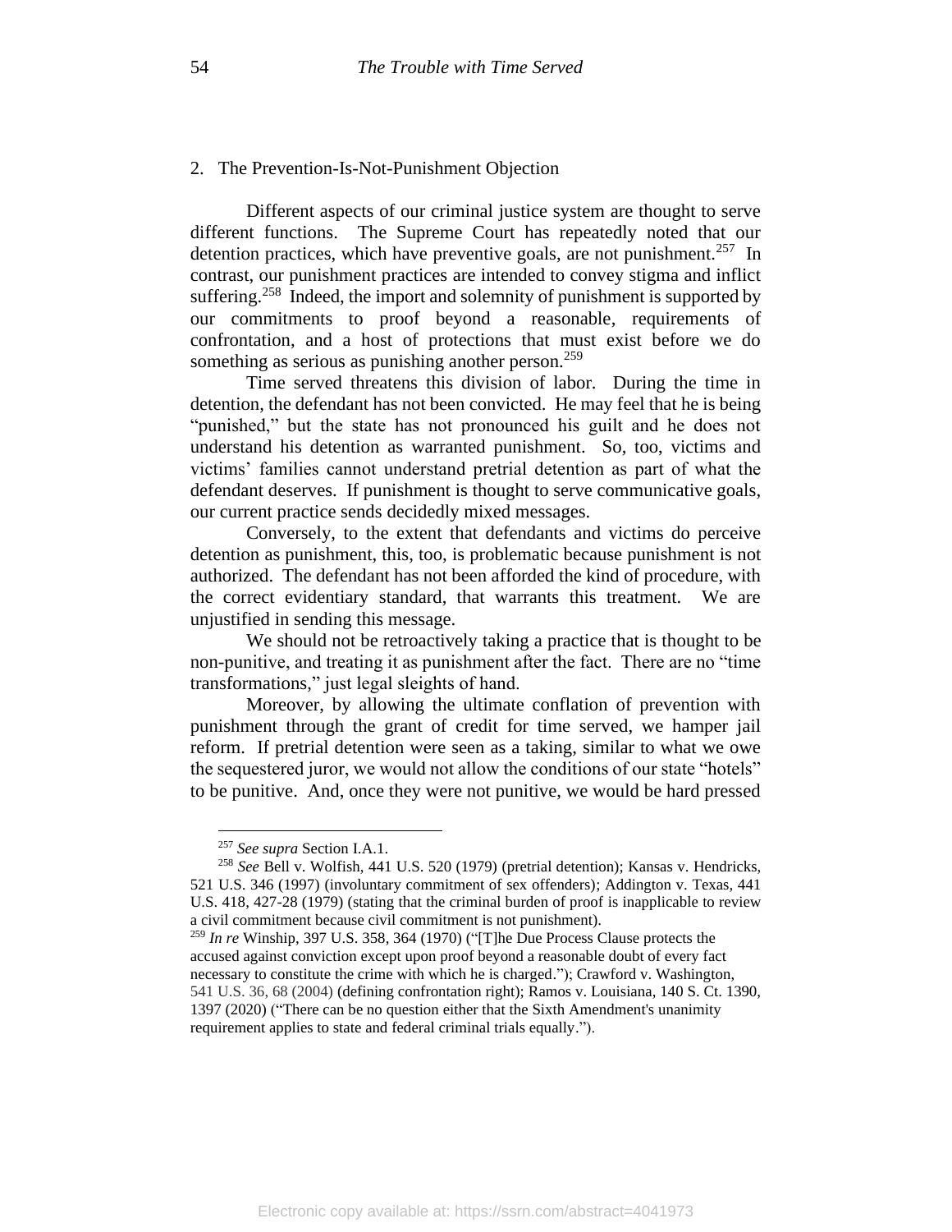### 2. The Prevention-Is-Not-Punishment Objection

Different aspects of our criminal justice system are thought to serve different functions. The Supreme Court has repeatedly noted that our detention practices, which have preventive goals, are not punishment.[257] In contrast, our punishment practices are intended to convey stigma and inflict suffering.[258] Indeed, the import and solemnity of punishment is supported by our commitments to proof beyond a reasonable, requirements of confrontation, and a host of protections that must exist before we do something as serious as punishing another person.[259]

Time served threatens this division of labor. During the time in detention, the defendant has not been convicted. He may feel that he is being "punished," but the state has not pronounced his guilt and he does not understand his detention as warranted punishment. So, too, victims and victims' families cannot understand pretrial detention as part of what the defendant deserves. If punishment is thought to serve communicative goals, our current practice sends decidedly mixed messages.

Conversely, to the extent that defendants and victims do perceive detention as punishment, this, too, is problematic because punishment is not authorized. The defendant has not been afforded the kind of procedure, with the correct evidentiary standard, that warrants this treatment. We are unjustified in sending this message.

We should not be retroactively taking a practice that is thought to be non-punitive, and treating it as punishment after the fact. There are no "time transformations," just legal sleights of hand.

Moreover, by allowing the ultimate conflation of prevention with punishment through the grant of credit for time served, we hamper jail reform. If pretrial detention were seen as a taking, similar to what we owe the sequestered juror, we would not allow the conditions of our state "hotels" to be punitive. And, once they were not punitive, we would be hard pressed

---

[257] *See supra* Section I.A.1.

[258] *See* Bell v. Wolfish, 441 U.S. 520 (1979) (pretrial detention); Kansas v. Hendricks, 521 U.S. 346 (1997) (involuntary commitment of sex offenders); Addington v. Texas, 441 U.S. 418, 427-28 (1979) (stating that the criminal burden of proof is inapplicable to review a civil commitment because civil commitment is not punishment).

[259] *In re* Winship, 397 U.S. 358, 364 (1970) ("[T]he Due Process Clause protects the accused against conviction except upon proof beyond a reasonable doubt of every fact necessary to constitute the crime with which he is charged."); Crawford v. Washington, 541 U.S. 36, 68 (2004) (defining confrontation right); Ramos v. Louisiana, 140 S. Ct. 1390, 1397 (2020) ("There can be no question either that the Sixth Amendment's unanimity requirement applies to state and federal criminal trials equally.").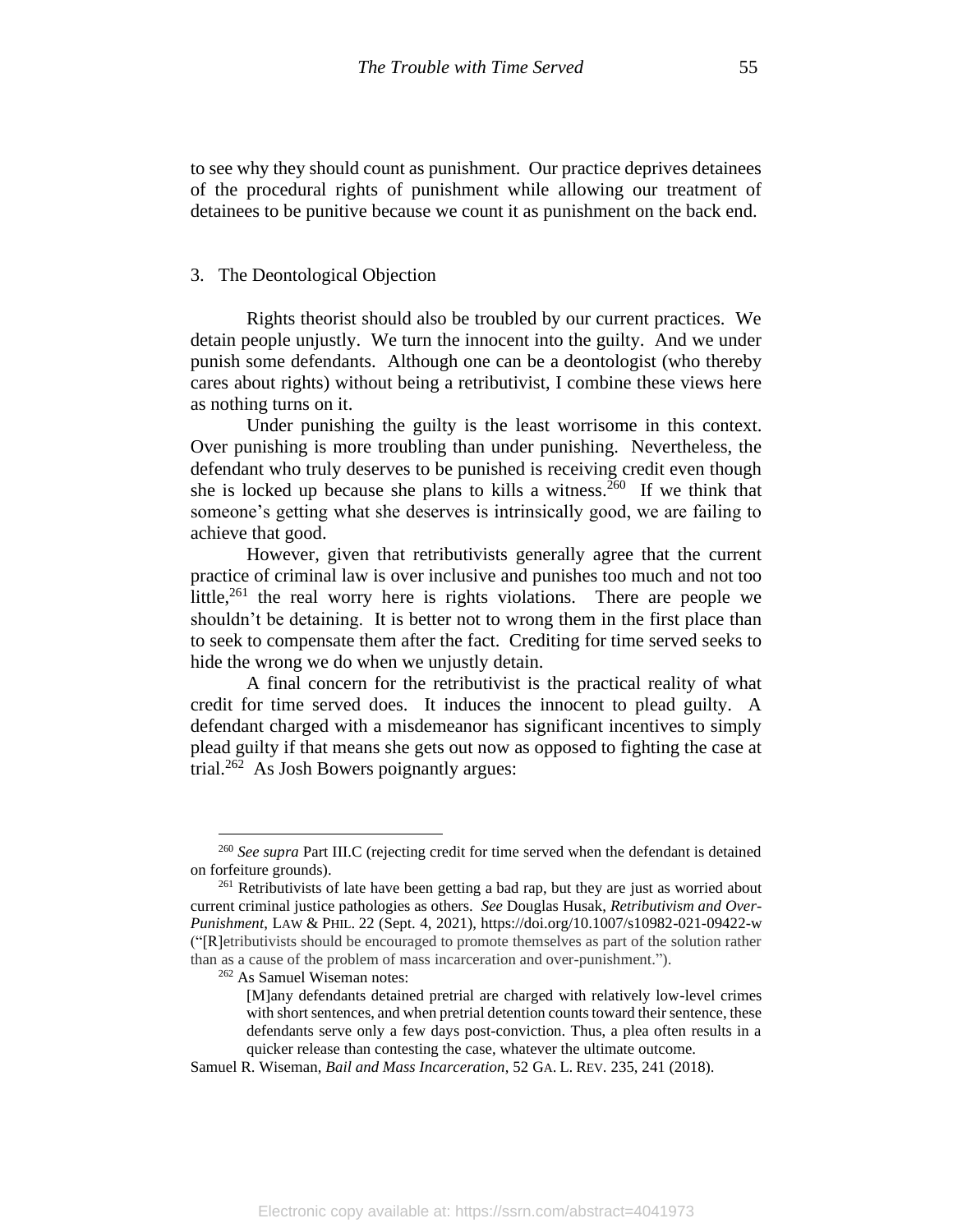to see why they should count as punishment. Our practice deprives detainees of the procedural rights of punishment while allowing our treatment of detainees to be punitive because we count it as punishment on the back end.

### 3. The Deontological Objection

Rights theorist should also be troubled by our current practices. We detain people unjustly. We turn the innocent into the guilty. And we under punish some defendants. Although one can be a deontologist (who thereby cares about rights) without being a retributivist, I combine these views here as nothing turns on it.

Under punishing the guilty is the least worrisome in this context. Over punishing is more troubling than under punishing. Nevertheless, the defendant who truly deserves to be punished is receiving credit even though she is locked up because she plans to kills a witness.[260] If we think that someone's getting what she deserves is intrinsically good, we are failing to achieve that good.

However, given that retributivists generally agree that the current practice of criminal law is over inclusive and punishes too much and not too little,[261] the real worry here is rights violations. There are people we shouldn't be detaining. It is better not to wrong them in the first place than to seek to compensate them after the fact. Crediting for time served seeks to hide the wrong we do when we unjustly detain.

A final concern for the retributivist is the practical reality of what credit for time served does. It induces the innocent to plead guilty. A defendant charged with a misdemeanor has significant incentives to simply plead guilty if that means she gets out now as opposed to fighting the case at trial.[262] As Josh Bowers poignantly argues:

---

[260] *See supra* Part III.C (rejecting credit for time served when the defendant is detained on forfeiture grounds).

[261] Retributivists of late have been getting a bad rap, but they are just as worried about current criminal justice pathologies as others. *See* Douglas Husak, *Retributivism and Over-Punishment*, LAW & PHIL. 22 (Sept. 4, 2021), https://doi.org/10.1007/s10982-021-09422-w ("[R]etributivists should be encouraged to promote themselves as part of the solution rather than as a cause of the problem of mass incarceration and over-punishment.").

[262] As Samuel Wiseman notes:

> [M]any defendants detained pretrial are charged with relatively low-level crimes with short sentences, and when pretrial detention counts toward their sentence, these defendants serve only a few days post-conviction. Thus, a plea often results in a quicker release than contesting the case, whatever the ultimate outcome.

Samuel R. Wiseman, *Bail and Mass Incarceration*, 52 GA. L. REV. 235, 241 (2018).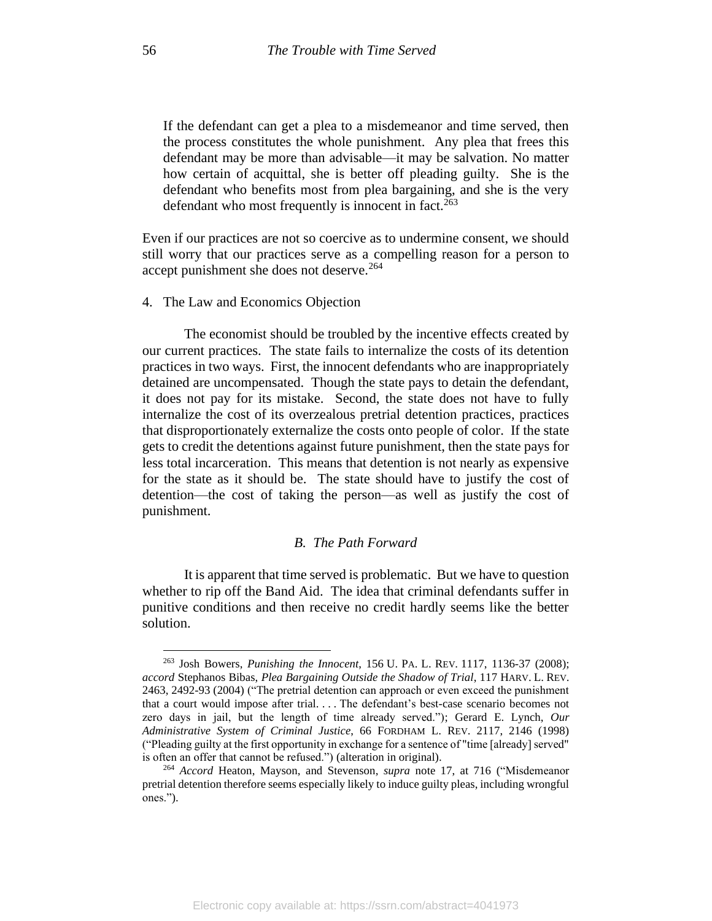> If the defendant can get a plea to a misdemeanor and time served, then the process constitutes the whole punishment. Any plea that frees this defendant may be more than advisable—it may be salvation. No matter how certain of acquittal, she is better off pleading guilty. She is the defendant who benefits most from plea bargaining, and she is the very defendant who most frequently is innocent in fact.[263]

Even if our practices are not so coercive as to undermine consent, we should still worry that our practices serve as a compelling reason for a person to accept punishment she does not deserve.[264]

4. The Law and Economics Objection

The economist should be troubled by the incentive effects created by our current practices. The state fails to internalize the costs of its detention practices in two ways. First, the innocent defendants who are inappropriately detained are uncompensated. Though the state pays to detain the defendant, it does not pay for its mistake. Second, the state does not have to fully internalize the cost of its overzealous pretrial detention practices, practices that disproportionately externalize the costs onto people of color. If the state gets to credit the detentions against future punishment, then the state pays for less total incarceration. This means that detention is not nearly as expensive for the state as it should be. The state should have to justify the cost of detention—the cost of taking the person—as well as justify the cost of punishment.

### *B. The Path Forward*

It is apparent that time served is problematic. But we have to question whether to rip off the Band Aid. The idea that criminal defendants suffer in punitive conditions and then receive no credit hardly seems like the better solution.

---

[263] Josh Bowers, *Punishing the Innocent*, 156 U. PA. L. REV. 1117, 1136-37 (2008); *accord* Stephanos Bibas, *Plea Bargaining Outside the Shadow of Trial*, 117 HARV. L. REV. 2463, 2492-93 (2004) ("The pretrial detention can approach or even exceed the punishment that a court would impose after trial. . . . The defendant's best-case scenario becomes not zero days in jail, but the length of time already served."); Gerard E. Lynch, *Our Administrative System of Criminal Justice*, 66 FORDHAM L. REV. 2117, 2146 (1998) ("Pleading guilty at the first opportunity in exchange for a sentence of "time [already] served" is often an offer that cannot be refused.") (alteration in original).

[264] *Accord* Heaton, Mayson, and Stevenson, *supra* note 17, at 716 ("Misdemeanor pretrial detention therefore seems especially likely to induce guilty pleas, including wrongful ones.").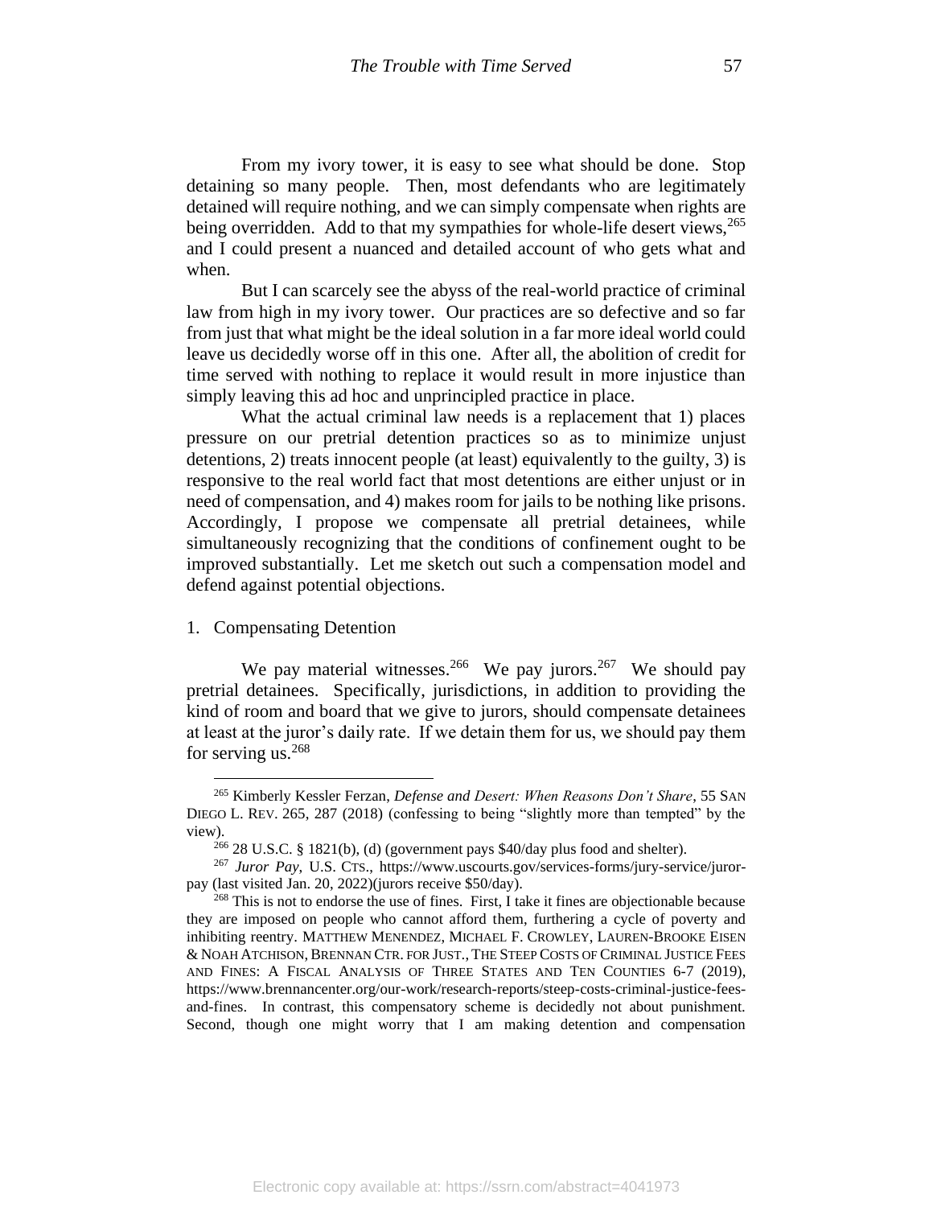From my ivory tower, it is easy to see what should be done. Stop detaining so many people. Then, most defendants who are legitimately detained will require nothing, and we can simply compensate when rights are being overridden. Add to that my sympathies for whole-life desert views,[265] and I could present a nuanced and detailed account of who gets what and when.

But I can scarcely see the abyss of the real-world practice of criminal law from high in my ivory tower. Our practices are so defective and so far from just that what might be the ideal solution in a far more ideal world could leave us decidedly worse off in this one. After all, the abolition of credit for time served with nothing to replace it would result in more injustice than simply leaving this ad hoc and unprincipled practice in place.

What the actual criminal law needs is a replacement that 1) places pressure on our pretrial detention practices so as to minimize unjust detentions, 2) treats innocent people (at least) equivalently to the guilty, 3) is responsive to the real world fact that most detentions are either unjust or in need of compensation, and 4) makes room for jails to be nothing like prisons. Accordingly, I propose we compensate all pretrial detainees, while simultaneously recognizing that the conditions of confinement ought to be improved substantially. Let me sketch out such a compensation model and defend against potential objections.

1. Compensating Detention

We pay material witnesses.[266] We pay jurors.[267] We should pay pretrial detainees. Specifically, jurisdictions, in addition to providing the kind of room and board that we give to jurors, should compensate detainees at least at the juror's daily rate. If we detain them for us, we should pay them for serving us.[268]

---

[265] Kimberly Kessler Ferzan, *Defense and Desert: When Reasons Don't Share*, 55 SAN DIEGO L. REV. 265, 287 (2018) (confessing to being "slightly more than tempted" by the view).

[266] 28 U.S.C. § 1821(b), (d) (government pays $40/day plus food and shelter).

[267] *Juror Pay,* U.S. CTS., https://www.uscourts.gov/services-forms/jury-service/juror-pay (last visited Jan. 20, 2022)(jurors receive $50/day).

[268] This is not to endorse the use of fines. First, I take it fines are objectionable because they are imposed on people who cannot afford them, furthering a cycle of poverty and inhibiting reentry. MATTHEW MENENDEZ, MICHAEL F. CROWLEY, LAUREN-BROOKE EISEN & NOAH ATCHISON, BRENNAN CTR. FOR JUST., THE STEEP COSTS OF CRIMINAL JUSTICE FEES AND FINES: A FISCAL ANALYSIS OF THREE STATES AND TEN COUNTIES 6-7 (2019), https://www.brennancenter.org/our-work/research-reports/steep-costs-criminal-justice-fees-and-fines. In contrast, this compensatory scheme is decidedly not about punishment. Second, though one might worry that I am making detention and compensation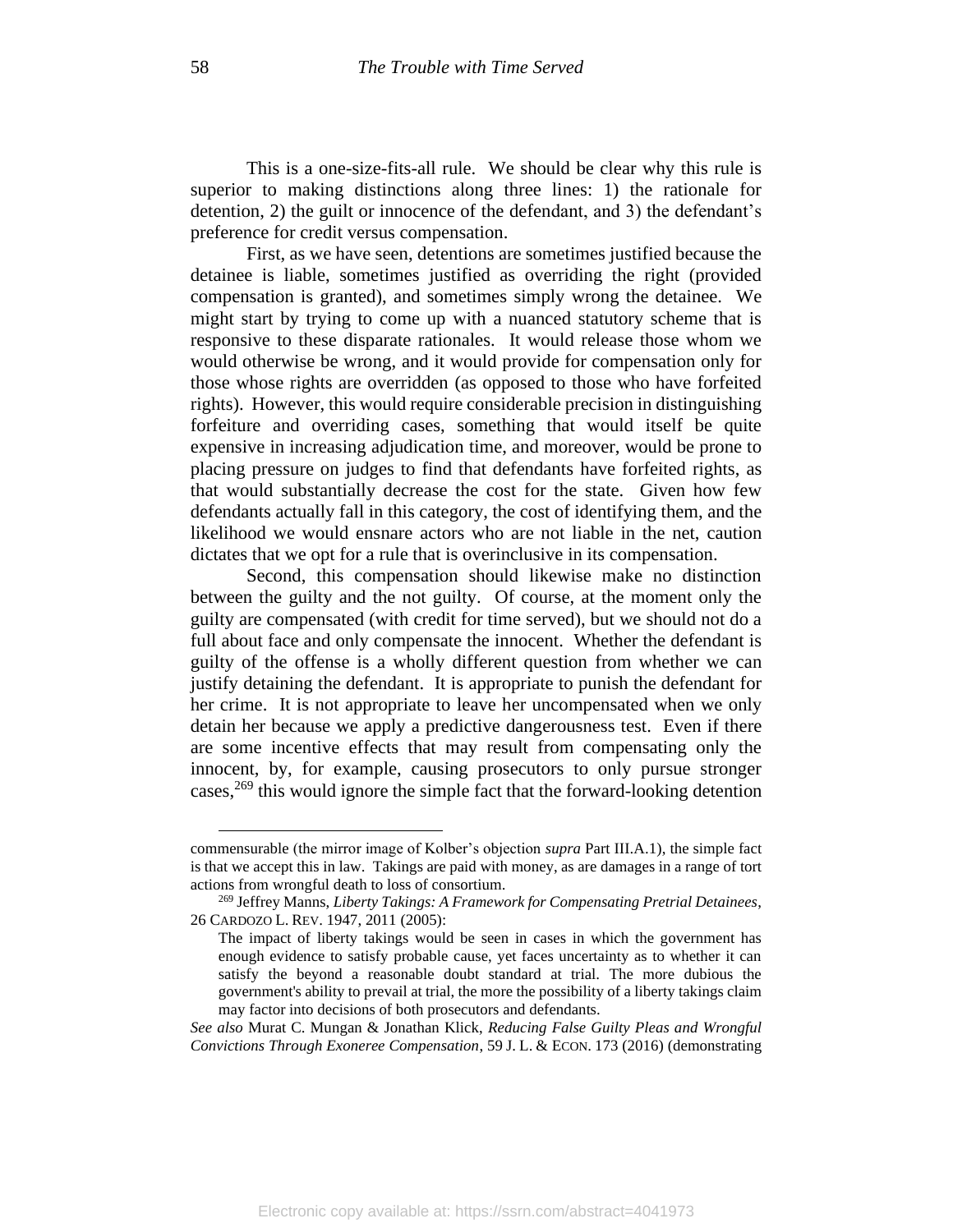This is a one-size-fits-all rule. We should be clear why this rule is superior to making distinctions along three lines: 1) the rationale for detention, 2) the guilt or innocence of the defendant, and 3) the defendant's preference for credit versus compensation.

First, as we have seen, detentions are sometimes justified because the detainee is liable, sometimes justified as overriding the right (provided compensation is granted), and sometimes simply wrong the detainee. We might start by trying to come up with a nuanced statutory scheme that is responsive to these disparate rationales. It would release those whom we would otherwise be wrong, and it would provide for compensation only for those whose rights are overridden (as opposed to those who have forfeited rights). However, this would require considerable precision in distinguishing forfeiture and overriding cases, something that would itself be quite expensive in increasing adjudication time, and moreover, would be prone to placing pressure on judges to find that defendants have forfeited rights, as that would substantially decrease the cost for the state. Given how few defendants actually fall in this category, the cost of identifying them, and the likelihood we would ensnare actors who are not liable in the net, caution dictates that we opt for a rule that is overinclusive in its compensation.

Second, this compensation should likewise make no distinction between the guilty and the not guilty. Of course, at the moment only the guilty are compensated (with credit for time served), but we should not do a full about face and only compensate the innocent. Whether the defendant is guilty of the offense is a wholly different question from whether we can justify detaining the defendant. It is appropriate to punish the defendant for her crime. It is not appropriate to leave her uncompensated when we only detain her because we apply a predictive dangerousness test. Even if there are some incentive effects that may result from compensating only the innocent, by, for example, causing prosecutors to only pursue stronger cases,[269] this would ignore the simple fact that the forward-looking detention

---

commensurable (the mirror image of Kolber's objection *supra* Part III.A.1), the simple fact is that we accept this in law. Takings are paid with money, as are damages in a range of tort actions from wrongful death to loss of consortium.

[269] Jeffrey Manns, *Liberty Takings: A Framework for Compensating Pretrial Detainees*, 26 CARDOZO L. REV. 1947, 2011 (2005):

> The impact of liberty takings would be seen in cases in which the government has enough evidence to satisfy probable cause, yet faces uncertainty as to whether it can satisfy the beyond a reasonable doubt standard at trial. The more dubious the government's ability to prevail at trial, the more the possibility of a liberty takings claim may factor into decisions of both prosecutors and defendants.

*See also* Murat C. Mungan & Jonathan Klick, *Reducing False Guilty Pleas and Wrongful Convictions Through Exoneree Compensation*, 59 J. L. & ECON. 173 (2016) (demonstrating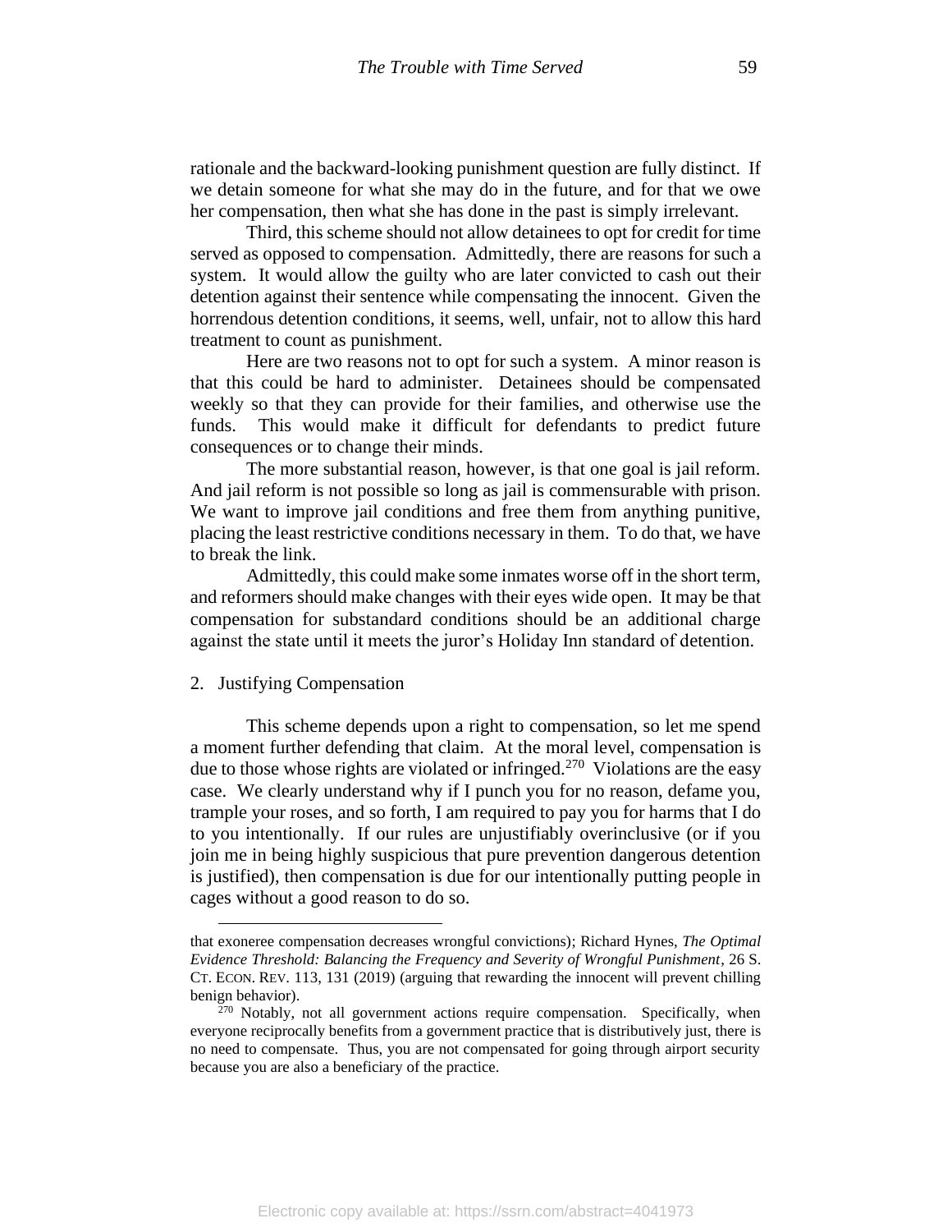rationale and the backward-looking punishment question are fully distinct. If we detain someone for what she may do in the future, and for that we owe her compensation, then what she has done in the past is simply irrelevant.

Third, this scheme should not allow detainees to opt for credit for time served as opposed to compensation. Admittedly, there are reasons for such a system. It would allow the guilty who are later convicted to cash out their detention against their sentence while compensating the innocent. Given the horrendous detention conditions, it seems, well, unfair, not to allow this hard treatment to count as punishment.

Here are two reasons not to opt for such a system. A minor reason is that this could be hard to administer. Detainees should be compensated weekly so that they can provide for their families, and otherwise use the funds. This would make it difficult for defendants to predict future consequences or to change their minds.

The more substantial reason, however, is that one goal is jail reform. And jail reform is not possible so long as jail is commensurable with prison. We want to improve jail conditions and free them from anything punitive, placing the least restrictive conditions necessary in them. To do that, we have to break the link.

Admittedly, this could make some inmates worse off in the short term, and reformers should make changes with their eyes wide open. It may be that compensation for substandard conditions should be an additional charge against the state until it meets the juror's Holiday Inn standard of detention.

### 2. Justifying Compensation

This scheme depends upon a right to compensation, so let me spend a moment further defending that claim. At the moral level, compensation is due to those whose rights are violated or infringed.[270] Violations are the easy case. We clearly understand why if I punch you for no reason, defame you, trample your roses, and so forth, I am required to pay you for harms that I do to you intentionally. If our rules are unjustifiably overinclusive (or if you join me in being highly suspicious that pure prevention dangerous detention is justified), then compensation is due for our intentionally putting people in cages without a good reason to do so.

---

that exoneree compensation decreases wrongful convictions); Richard Hynes, *The Optimal Evidence Threshold: Balancing the Frequency and Severity of Wrongful Punishment*, 26 S. CT. ECON. REV. 113, 131 (2019) (arguing that rewarding the innocent will prevent chilling benign behavior).

[270] Notably, not all government actions require compensation. Specifically, when everyone reciprocally benefits from a government practice that is distributively just, there is no need to compensate. Thus, you are not compensated for going through airport security because you are also a beneficiary of the practice.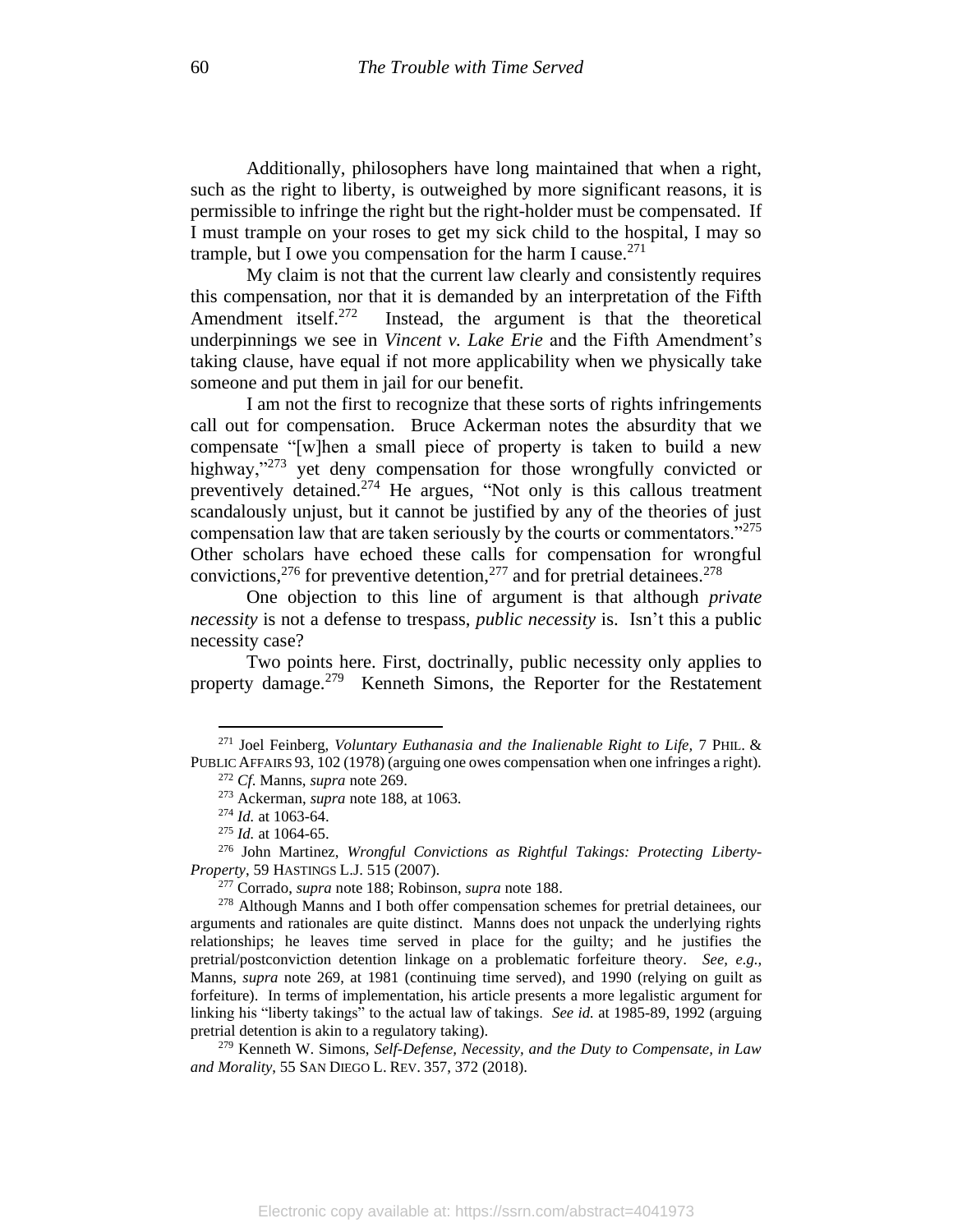Additionally, philosophers have long maintained that when a right, such as the right to liberty, is outweighed by more significant reasons, it is permissible to infringe the right but the right-holder must be compensated. If I must trample on your roses to get my sick child to the hospital, I may so trample, but I owe you compensation for the harm I cause.[271]

My claim is not that the current law clearly and consistently requires this compensation, nor that it is demanded by an interpretation of the Fifth Amendment itself.[272] Instead, the argument is that the theoretical underpinnings we see in *Vincent v. Lake Erie* and the Fifth Amendment's taking clause, have equal if not more applicability when we physically take someone and put them in jail for our benefit.

I am not the first to recognize that these sorts of rights infringements call out for compensation. Bruce Ackerman notes the absurdity that we compensate "[w]hen a small piece of property is taken to build a new highway,"[273] yet deny compensation for those wrongfully convicted or preventively detained.[274] He argues, "Not only is this callous treatment scandalously unjust, but it cannot be justified by any of the theories of just compensation law that are taken seriously by the courts or commentators."[275] Other scholars have echoed these calls for compensation for wrongful convictions,[276] for preventive detention,[277] and for pretrial detainees.[278]

One objection to this line of argument is that although *private necessity* is not a defense to trespass, *public necessity* is. Isn't this a public necessity case?

Two points here. First, doctrinally, public necessity only applies to property damage.[279] Kenneth Simons, the Reporter for the Restatement

---

[271] Joel Feinberg, *Voluntary Euthanasia and the Inalienable Right to Life*, 7 PHIL. & PUBLIC AFFAIRS 93, 102 (1978) (arguing one owes compensation when one infringes a right).

[272] *Cf.* Manns, *supra* note 269.

[273] Ackerman, *supra* note 188, at 1063.

[274] *Id.* at 1063-64.

[275] *Id.* at 1064-65.

[276] John Martinez, *Wrongful Convictions as Rightful Takings: Protecting Liberty-Property*, 59 HASTINGS L.J. 515 (2007).

[277] Corrado, *supra* note 188; Robinson, *supra* note 188.

[278] Although Manns and I both offer compensation schemes for pretrial detainees, our arguments and rationales are quite distinct. Manns does not unpack the underlying rights relationships; he leaves time served in place for the guilty; and he justifies the pretrial/postconviction detention linkage on a problematic forfeiture theory. *See, e.g.,* Manns, *supra* note 269, at 1981 (continuing time served), and 1990 (relying on guilt as forfeiture). In terms of implementation, his article presents a more legalistic argument for linking his "liberty takings" to the actual law of takings. *See id.* at 1985-89, 1992 (arguing pretrial detention is akin to a regulatory taking).

[279] Kenneth W. Simons, *Self-Defense, Necessity, and the Duty to Compensate, in Law and Morality*, 55 SAN DIEGO L. REV. 357, 372 (2018).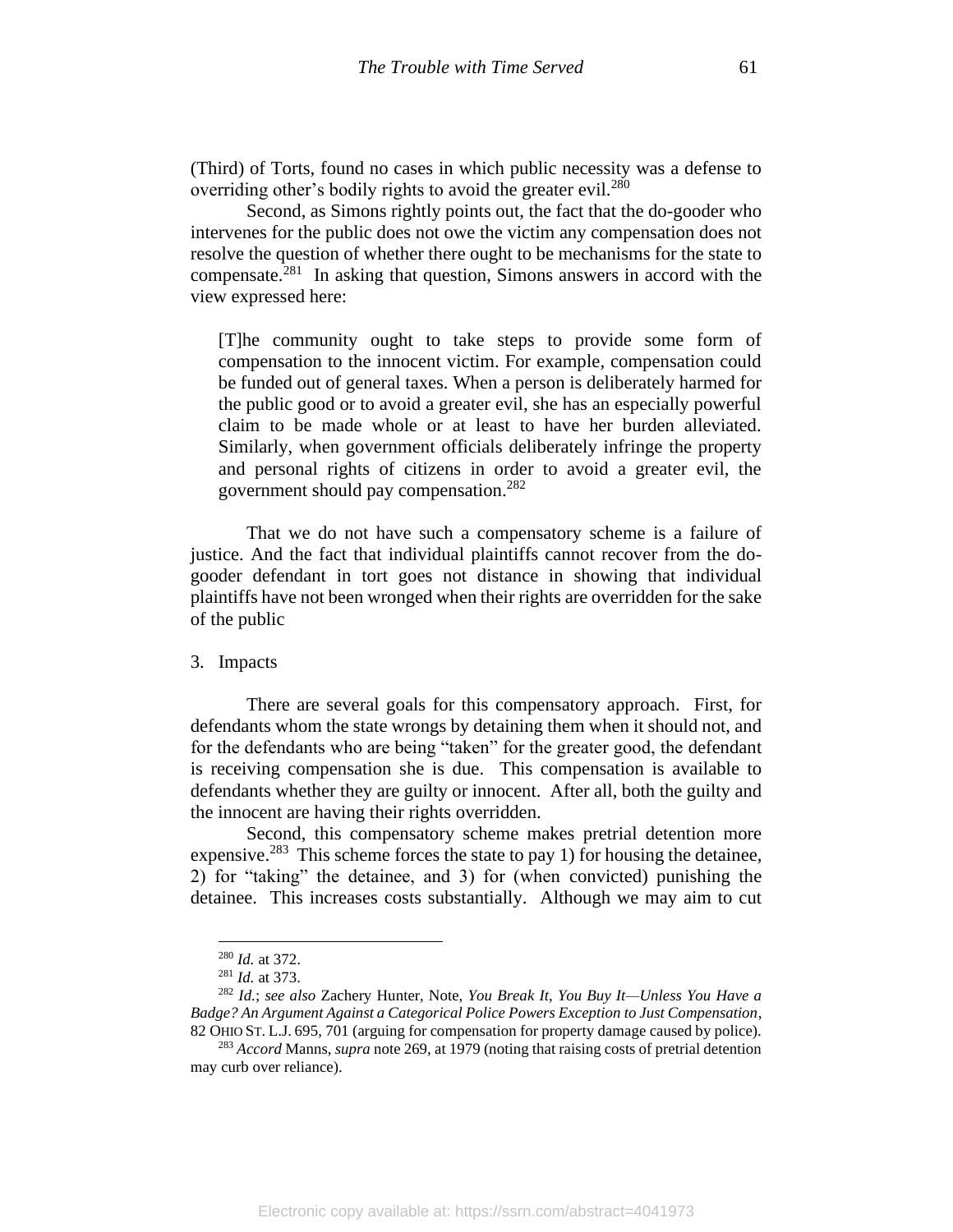(Third) of Torts, found no cases in which public necessity was a defense to overriding other's bodily rights to avoid the greater evil.[280]

Second, as Simons rightly points out, the fact that the do-gooder who intervenes for the public does not owe the victim any compensation does not resolve the question of whether there ought to be mechanisms for the state to compensate.[281] In asking that question, Simons answers in accord with the view expressed here:

> [T]he community ought to take steps to provide some form of compensation to the innocent victim. For example, compensation could be funded out of general taxes. When a person is deliberately harmed for the public good or to avoid a greater evil, she has an especially powerful claim to be made whole or at least to have her burden alleviated. Similarly, when government officials deliberately infringe the property and personal rights of citizens in order to avoid a greater evil, the government should pay compensation.[282]

That we do not have such a compensatory scheme is a failure of justice. And the fact that individual plaintiffs cannot recover from the do-gooder defendant in tort goes not distance in showing that individual plaintiffs have not been wronged when their rights are overridden for the sake of the public

3. Impacts

There are several goals for this compensatory approach. First, for defendants whom the state wrongs by detaining them when it should not, and for the defendants who are being "taken" for the greater good, the defendant is receiving compensation she is due. This compensation is available to defendants whether they are guilty or innocent. After all, both the guilty and the innocent are having their rights overridden.

Second, this compensatory scheme makes pretrial detention more expensive.[283] This scheme forces the state to pay 1) for housing the detainee, 2) for "taking" the detainee, and 3) for (when convicted) punishing the detainee. This increases costs substantially. Although we may aim to cut

---

[280] *Id.* at 372.

[281] *Id.* at 373.

[282] *Id.*; *see also* Zachery Hunter, Note, *You Break It, You Buy It—Unless You Have a Badge? An Argument Against a Categorical Police Powers Exception to Just Compensation*, 82 OHIO ST. L.J. 695, 701 (arguing for compensation for property damage caused by police).

[283] *Accord* Manns, *supra* note 269, at 1979 (noting that raising costs of pretrial detention may curb over reliance).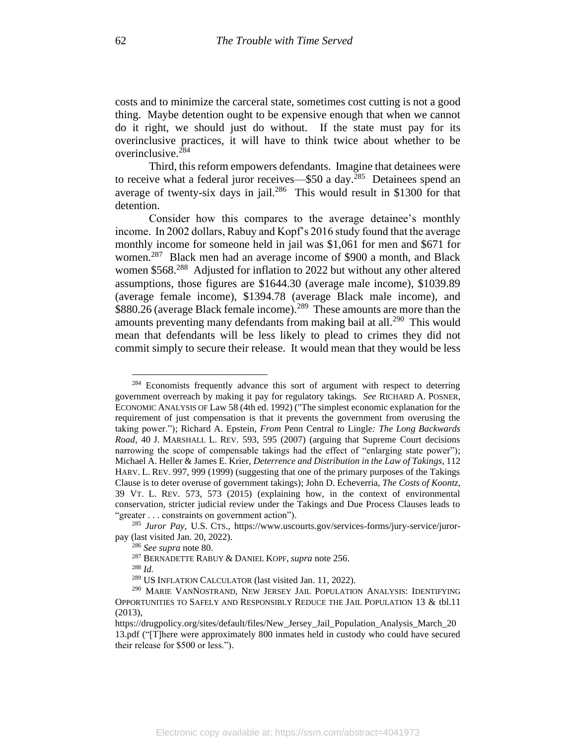costs and to minimize the carceral state, sometimes cost cutting is not a good thing. Maybe detention ought to be expensive enough that when we cannot do it right, we should just do without. If the state must pay for its overinclusive practices, it will have to think twice about whether to be overinclusive.[284]

Third, this reform empowers defendants. Imagine that detainees were to receive what a federal juror receives—$50 a day.[285] Detainees spend an average of twenty-six days in jail.[286] This would result in $1300 for that detention.

Consider how this compares to the average detainee's monthly income. In 2002 dollars, Rabuy and Kopf's 2016 study found that the average monthly income for someone held in jail was $1,061 for men and $671 for women.[287] Black men had an average income of $900 a month, and Black women $568.[288] Adjusted for inflation to 2022 but without any other altered assumptions, those figures are $1644.30 (average male income), $1039.89 (average female income), $1394.78 (average Black male income), and $880.26 (average Black female income).[289] These amounts are more than the amounts preventing many defendants from making bail at all.[290] This would mean that defendants will be less likely to plead to crimes they did not commit simply to secure their release. It would mean that they would be less

---

[284] Economists frequently advance this sort of argument with respect to deterring government overreach by making it pay for regulatory takings. *See* RICHARD A. POSNER, ECONOMIC ANALYSIS OF Law 58 (4th ed. 1992) ("The simplest economic explanation for the requirement of just compensation is that it prevents the government from overusing the taking power."); Richard A. Epstein, *From* Penn Central *to* Lingle*: The Long Backwards Road*, 40 J. MARSHALL L. REV. 593, 595 (2007) (arguing that Supreme Court decisions narrowing the scope of compensable takings had the effect of "enlarging state power"); Michael A. Heller & James E. Krier, *Deterrence and Distribution in the Law of Takings*, 112 HARV. L. REV. 997, 999 (1999) (suggesting that one of the primary purposes of the Takings Clause is to deter overuse of government takings); John D. Echeverria, *The Costs of Koontz*, 39 VT. L. REV. 573, 573 (2015) (explaining how, in the context of environmental conservation, stricter judicial review under the Takings and Due Process Clauses leads to "greater . . . constraints on government action").

[285] *Juror Pay*, U.S. CTS., https://www.uscourts.gov/services-forms/jury-service/juror-pay (last visited Jan. 20, 2022).

[286] *See supra* note 80.

[287] BERNADETTE RABUY & DANIEL KOPF, *supra* note 256.

[288] *Id.*

[289] US INFLATION CALCULATOR (last visited Jan. 11, 2022).

[290] MARIE VANNOSTRAND, NEW JERSEY JAIL POPULATION ANALYSIS: IDENTIFYING OPPORTUNITIES TO SAFELY AND RESPONSIBLY REDUCE THE JAIL POPULATION 13 & tbl.11 (2013), https://drugpolicy.org/sites/default/files/New_Jersey_Jail_Population_Analysis_March_2013.pdf ("[T]here were approximately 800 inmates held in custody who could have secured their release for $500 or less.").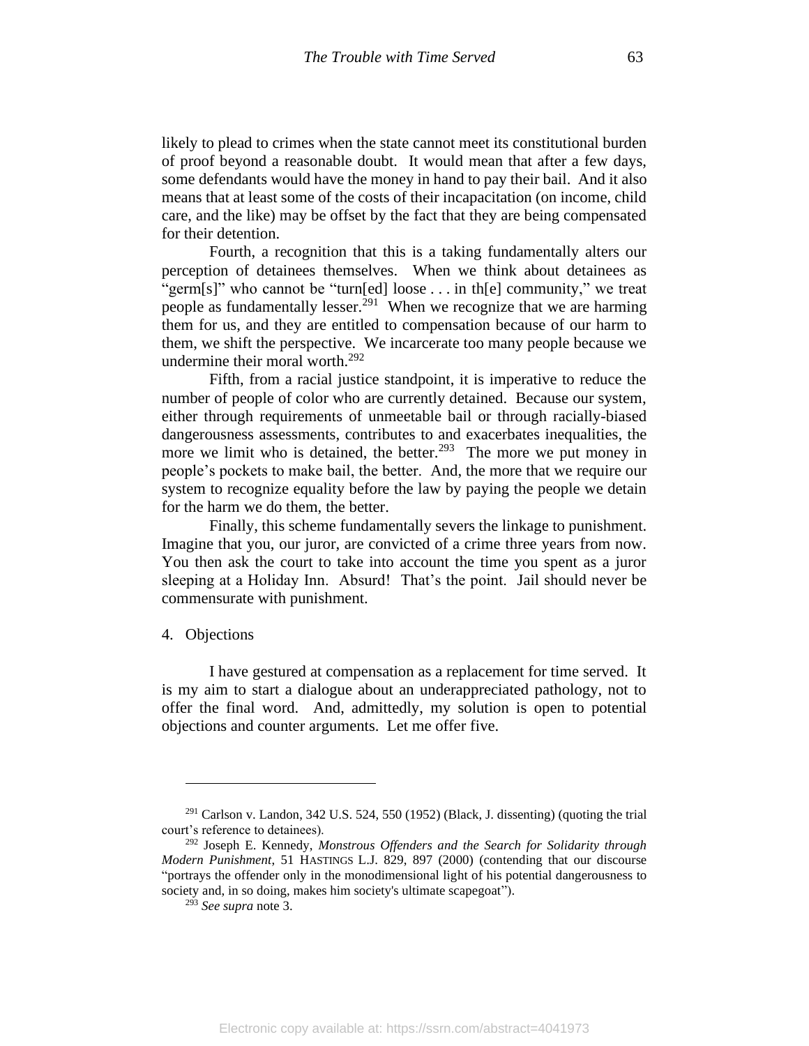likely to plead to crimes when the state cannot meet its constitutional burden of proof beyond a reasonable doubt. It would mean that after a few days, some defendants would have the money in hand to pay their bail. And it also means that at least some of the costs of their incapacitation (on income, child care, and the like) may be offset by the fact that they are being compensated for their detention.

Fourth, a recognition that this is a taking fundamentally alters our perception of detainees themselves. When we think about detainees as "germ[s]" who cannot be "turn[ed] loose . . . in th[e] community," we treat people as fundamentally lesser.[291] When we recognize that we are harming them for us, and they are entitled to compensation because of our harm to them, we shift the perspective. We incarcerate too many people because we undermine their moral worth.[292]

Fifth, from a racial justice standpoint, it is imperative to reduce the number of people of color who are currently detained. Because our system, either through requirements of unmeetable bail or through racially-biased dangerousness assessments, contributes to and exacerbates inequalities, the more we limit who is detained, the better.[293] The more we put money in people's pockets to make bail, the better. And, the more that we require our system to recognize equality before the law by paying the people we detain for the harm we do them, the better.

Finally, this scheme fundamentally severs the linkage to punishment. Imagine that you, our juror, are convicted of a crime three years from now. You then ask the court to take into account the time you spent as a juror sleeping at a Holiday Inn. Absurd! That's the point. Jail should never be commensurate with punishment.

4. Objections

I have gestured at compensation as a replacement for time served. It is my aim to start a dialogue about an underappreciated pathology, not to offer the final word. And, admittedly, my solution is open to potential objections and counter arguments. Let me offer five.

---

[291] Carlson v. Landon, 342 U.S. 524, 550 (1952) (Black, J. dissenting) (quoting the trial court's reference to detainees).

[292] Joseph E. Kennedy, *Monstrous Offenders and the Search for Solidarity through Modern Punishment*, 51 HASTINGS L.J. 829, 897 (2000) (contending that our discourse "portrays the offender only in the monodimensional light of his potential dangerousness to society and, in so doing, makes him society's ultimate scapegoat").

[293] *See supra* note 3.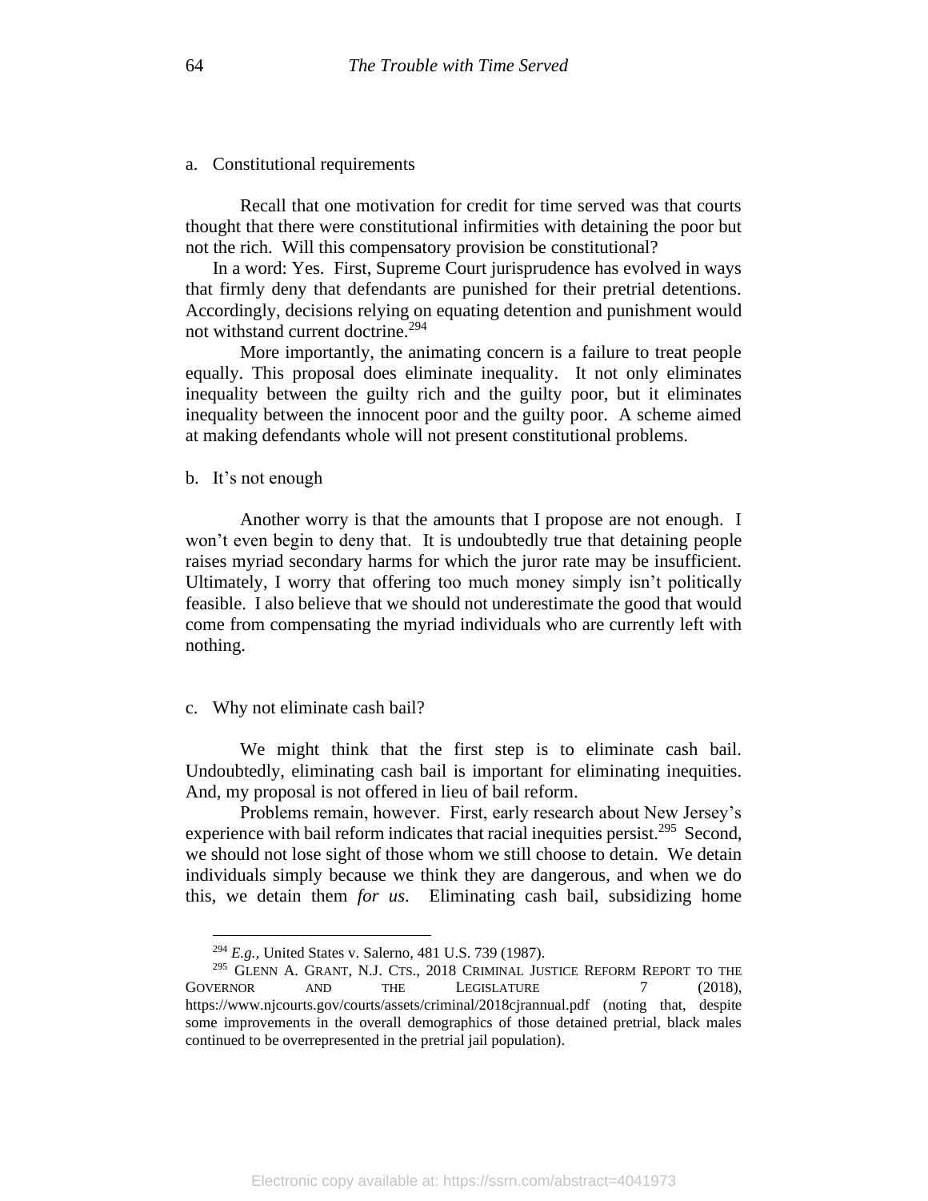a. Constitutional requirements

Recall that one motivation for credit for time served was that courts thought that there were constitutional infirmities with detaining the poor but not the rich. Will this compensatory provision be constitutional?

In a word: Yes. First, Supreme Court jurisprudence has evolved in ways that firmly deny that defendants are punished for their pretrial detentions. Accordingly, decisions relying on equating detention and punishment would not withstand current doctrine.[294]

More importantly, the animating concern is a failure to treat people equally. This proposal does eliminate inequality. It not only eliminates inequality between the guilty rich and the guilty poor, but it eliminates inequality between the innocent poor and the guilty poor. A scheme aimed at making defendants whole will not present constitutional problems.

b. It's not enough

Another worry is that the amounts that I propose are not enough. I won't even begin to deny that. It is undoubtedly true that detaining people raises myriad secondary harms for which the juror rate may be insufficient. Ultimately, I worry that offering too much money simply isn't politically feasible. I also believe that we should not underestimate the good that would come from compensating the myriad individuals who are currently left with nothing.

c. Why not eliminate cash bail?

We might think that the first step is to eliminate cash bail. Undoubtedly, eliminating cash bail is important for eliminating inequities. And, my proposal is not offered in lieu of bail reform.

Problems remain, however. First, early research about New Jersey's experience with bail reform indicates that racial inequities persist.[295] Second, we should not lose sight of those whom we still choose to detain. We detain individuals simply because we think they are dangerous, and when we do this, we detain them *for us*. Eliminating cash bail, subsidizing home

---

[294] *E.g.*, United States v. Salerno, 481 U.S. 739 (1987).

[295] GLENN A. GRANT, N.J. CTS., 2018 CRIMINAL JUSTICE REFORM REPORT TO THE GOVERNOR AND THE LEGISLATURE 7 (2018), https://www.njcourts.gov/courts/assets/criminal/2018cjrannual.pdf (noting that, despite some improvements in the overall demographics of those detained pretrial, black males continued to be overrepresented in the pretrial jail population).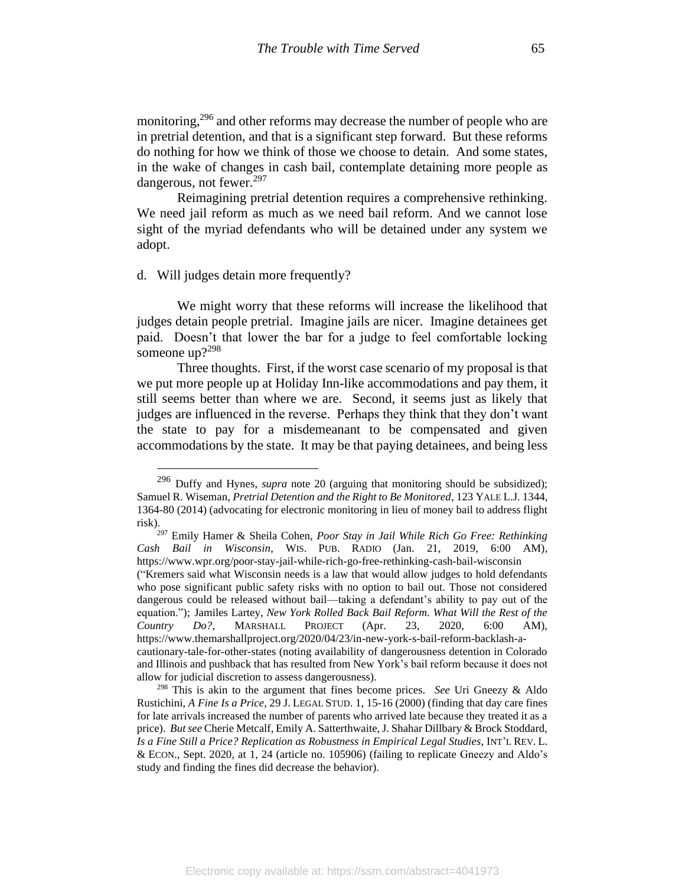monitoring,[296] and other reforms may decrease the number of people who are in pretrial detention, and that is a significant step forward. But these reforms do nothing for how we think of those we choose to detain. And some states, in the wake of changes in cash bail, contemplate detaining more people as dangerous, not fewer.[297]

Reimagining pretrial detention requires a comprehensive rethinking. We need jail reform as much as we need bail reform. And we cannot lose sight of the myriad defendants who will be detained under any system we adopt.

d. Will judges detain more frequently?

We might worry that these reforms will increase the likelihood that judges detain people pretrial. Imagine jails are nicer. Imagine detainees get paid. Doesn't that lower the bar for a judge to feel comfortable locking someone up?[298]

Three thoughts. First, if the worst case scenario of my proposal is that we put more people up at Holiday Inn-like accommodations and pay them, it still seems better than where we are. Second, it seems just as likely that judges are influenced in the reverse. Perhaps they think that they don't want the state to pay for a misdemeanant to be compensated and given accommodations by the state. It may be that paying detainees, and being less

---

[296] Duffy and Hynes, *supra* note 20 (arguing that monitoring should be subsidized); Samuel R. Wiseman, *Pretrial Detention and the Right to Be Monitored*, 123 YALE L.J. 1344, 1364-80 (2014) (advocating for electronic monitoring in lieu of money bail to address flight risk).

[297] Emily Hamer & Sheila Cohen, *Poor Stay in Jail While Rich Go Free: Rethinking Cash Bail in Wisconsin*, WIS. PUB. RADIO (Jan. 21, 2019, 6:00 AM), https://www.wpr.org/poor-stay-jail-while-rich-go-free-rethinking-cash-bail-wisconsin ("Kremers said what Wisconsin needs is a law that would allow judges to hold defendants who pose significant public safety risks with no option to bail out. Those not considered dangerous could be released without bail—taking a defendant's ability to pay out of the equation."); Jamiles Lartey, *New York Rolled Back Bail Reform. What Will the Rest of the Country Do?*, MARSHALL PROJECT (Apr. 23, 2020, 6:00 AM), https://www.themarshallproject.org/2020/04/23/in-new-york-s-bail-reform-backlash-a-cautionary-tale-for-other-states (noting availability of dangerousness detention in Colorado and Illinois and pushback that has resulted from New York's bail reform because it does not allow for judicial discretion to assess dangerousness).

[298] This is akin to the argument that fines become prices. *See* Uri Gneezy & Aldo Rustichini, *A Fine Is a Price*, 29 J. LEGAL STUD. 1, 15-16 (2000) (finding that day care fines for late arrivals increased the number of parents who arrived late because they treated it as a price). *But see* Cherie Metcalf, Emily A. Satterthwaite, J. Shahar Dillbary & Brock Stoddard, *Is a Fine Still a Price? Replication as Robustness in Empirical Legal Studies*, INT'L REV. L. & ECON., Sept. 2020, at 1, 24 (article no. 105906) (failing to replicate Gneezy and Aldo's study and finding the fines did decrease the behavior).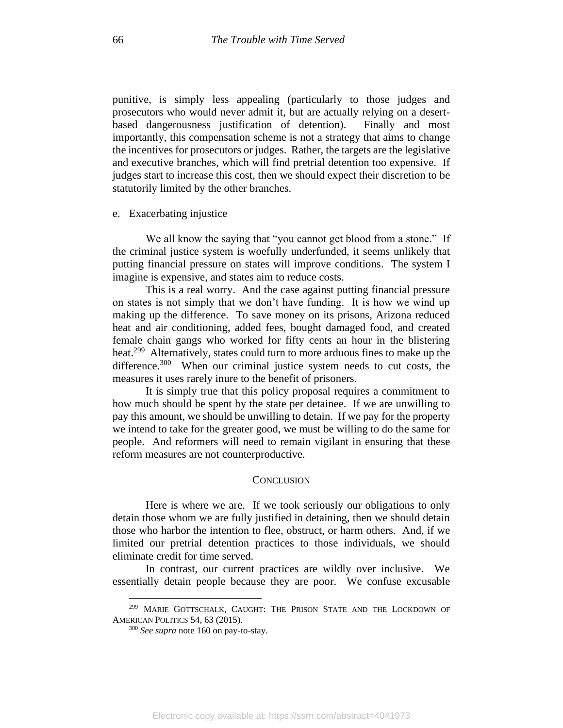punitive, is simply less appealing (particularly to those judges and prosecutors who would never admit it, but are actually relying on a desert-based dangerousness justification of detention). Finally and most importantly, this compensation scheme is not a strategy that aims to change the incentives for prosecutors or judges. Rather, the targets are the legislative and executive branches, which will find pretrial detention too expensive. If judges start to increase this cost, then we should expect their discretion to be statutorily limited by the other branches.

e. Exacerbating injustice

We all know the saying that "you cannot get blood from a stone." If the criminal justice system is woefully underfunded, it seems unlikely that putting financial pressure on states will improve conditions. The system I imagine is expensive, and states aim to reduce costs.

This is a real worry. And the case against putting financial pressure on states is not simply that we don't have funding. It is how we wind up making up the difference. To save money on its prisons, Arizona reduced heat and air conditioning, added fees, bought damaged food, and created female chain gangs who worked for fifty cents an hour in the blistering heat.[299] Alternatively, states could turn to more arduous fines to make up the difference.[300] When our criminal justice system needs to cut costs, the measures it uses rarely inure to the benefit of prisoners.

It is simply true that this policy proposal requires a commitment to how much should be spent by the state per detainee. If we are unwilling to pay this amount, we should be unwilling to detain. If we pay for the property we intend to take for the greater good, we must be willing to do the same for people. And reformers will need to remain vigilant in ensuring that these reform measures are not counterproductive.

## CONCLUSION

Here is where we are. If we took seriously our obligations to only detain those whom we are fully justified in detaining, then we should detain those who harbor the intention to flee, obstruct, or harm others. And, if we limited our pretrial detention practices to those individuals, we should eliminate credit for time served.

In contrast, our current practices are wildly over inclusive. We essentially detain people because they are poor. We confuse excusable

[299] MARIE GOTTSCHALK, CAUGHT: THE PRISON STATE AND THE LOCKDOWN OF AMERICAN POLITICS 54, 63 (2015).

[300] *See supra* note 160 on pay-to-stay.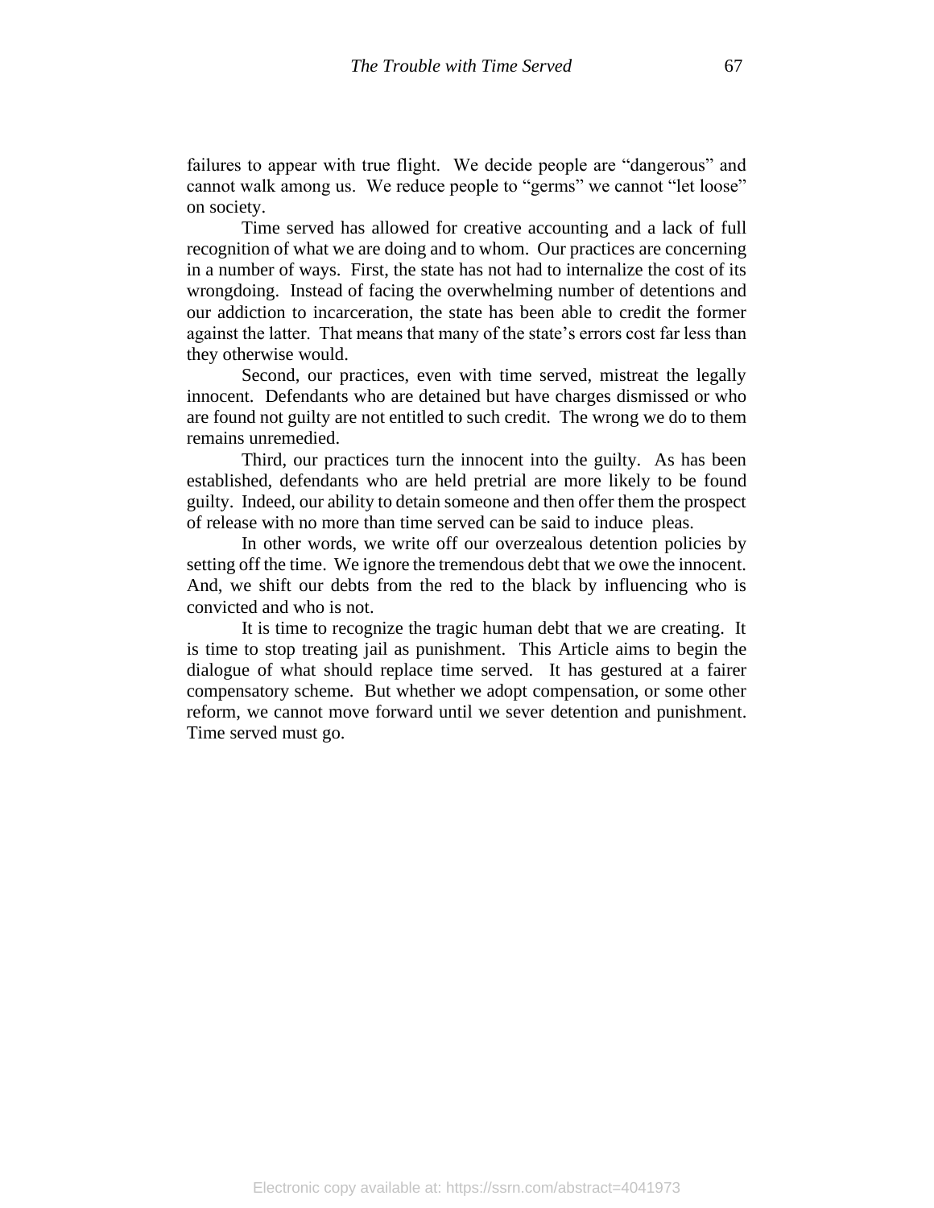failures to appear with true flight. We decide people are "dangerous" and cannot walk among us. We reduce people to "germs" we cannot "let loose" on society.

Time served has allowed for creative accounting and a lack of full recognition of what we are doing and to whom. Our practices are concerning in a number of ways. First, the state has not had to internalize the cost of its wrongdoing. Instead of facing the overwhelming number of detentions and our addiction to incarceration, the state has been able to credit the former against the latter. That means that many of the state's errors cost far less than they otherwise would.

Second, our practices, even with time served, mistreat the legally innocent. Defendants who are detained but have charges dismissed or who are found not guilty are not entitled to such credit. The wrong we do to them remains unremedied.

Third, our practices turn the innocent into the guilty. As has been established, defendants who are held pretrial are more likely to be found guilty. Indeed, our ability to detain someone and then offer them the prospect of release with no more than time served can be said to induce pleas.

In other words, we write off our overzealous detention policies by setting off the time. We ignore the tremendous debt that we owe the innocent. And, we shift our debts from the red to the black by influencing who is convicted and who is not.

It is time to recognize the tragic human debt that we are creating. It is time to stop treating jail as punishment. This Article aims to begin the dialogue of what should replace time served. It has gestured at a fairer compensatory scheme. But whether we adopt compensation, or some other reform, we cannot move forward until we sever detention and punishment. Time served must go.